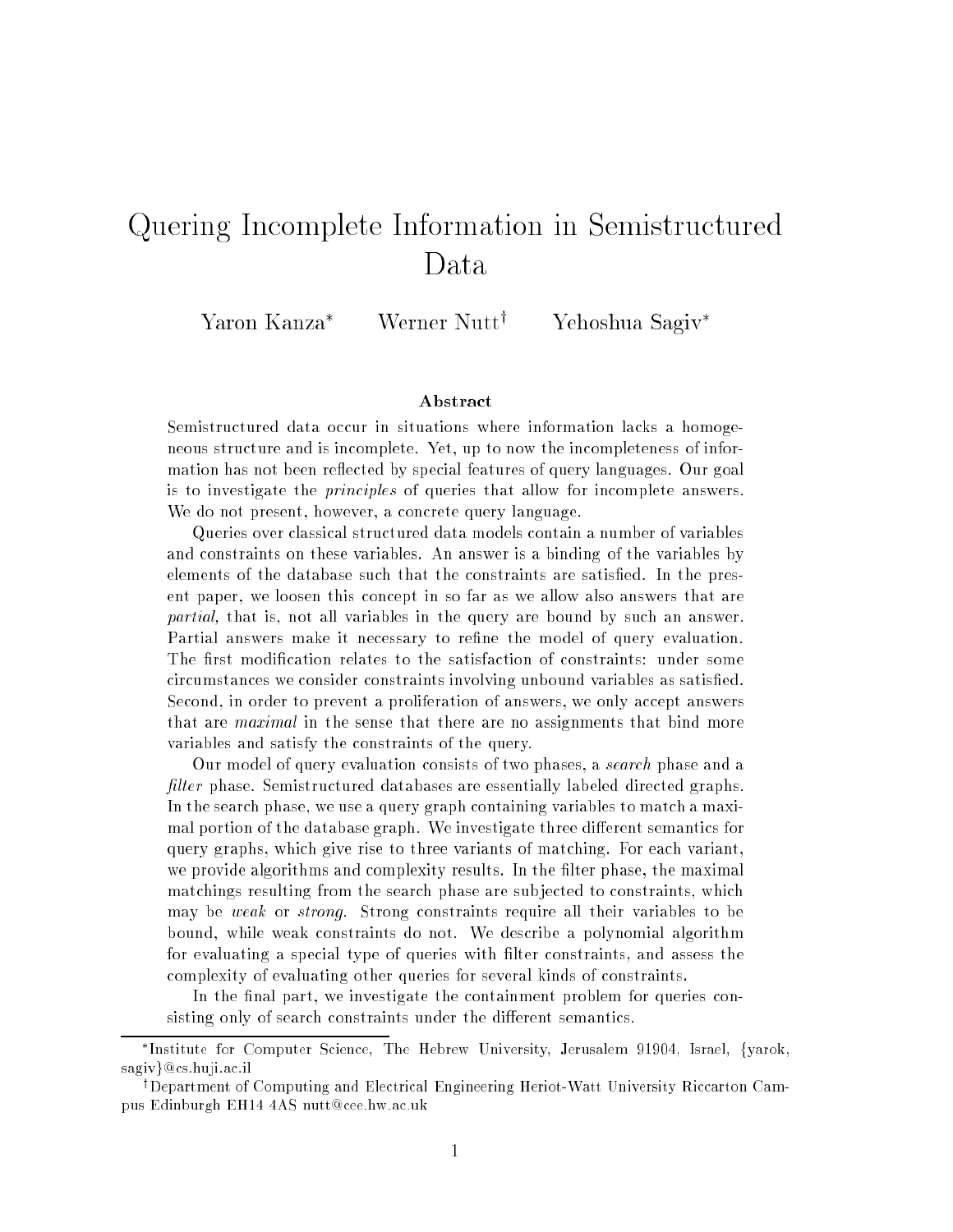# Quering Incomplete Information in Semistructured Data

Yaron Kanza* Werner Nutt† Yehoshua Sagiv*

## Abstract

Semistructured data occur in situations where information lacks a homogeneous structure and is incomplete. Yet, up to now the incompleteness of information has not been reflected by special features of query languages. Our goal is to investigate the *principles* of queries that allow for incomplete answers. We do not present, however, a concrete query language.

Queries over classical structured data models contain a number of variables and constraints on these variables. An answer is a binding of the variables by elements of the database such that the constraints are satisfied. In the present paper, we loosen this concept in so far as we allow also answers that are *partial*, that is, not all variables in the query are bound by such an answer. Partial answers make it necessary to refine the model of query evaluation. The first modification relates to the satisfaction of constraints: under some circumstances we consider constraints involving unbound variables as satisfied. Second, in order to prevent a proliferation of answers, we only accept answers that are *maximal* in the sense that there are no assignments that bind more variables and satisfy the constraints of the query.

Our model of query evaluation consists of two phases, a *search* phase and a *filter* phase. Semistructured databases are essentially labeled directed graphs. In the search phase, we use a query graph containing variables to match a maximal portion of the database graph. We investigate three different semantics for query graphs, which give rise to three variants of matching. For each variant, we provide algorithms and complexity results. In the filter phase, the maximal matchings resulting from the search phase are subjected to constraints, which may be *weak* or *strong*. Strong constraints require all their variables to be bound, while weak constraints do not. We describe a polynomial algorithm for evaluating a special type of queries with filter constraints, and assess the complexity of evaluating other queries for several kinds of constraints.

In the final part, we investigate the containment problem for queries consisting only of search constraints under the different semantics.

*Institute for Computer Science, The Hebrew University, Jerusalem 91904, Israel, {yarok, sagiv}@cs.huji.ac.il

†Department of Computing and Electrical Engineering Heriot-Watt University Riccarton Campus Edinburgh EH14 4AS nutt@cee.hw.ac.uk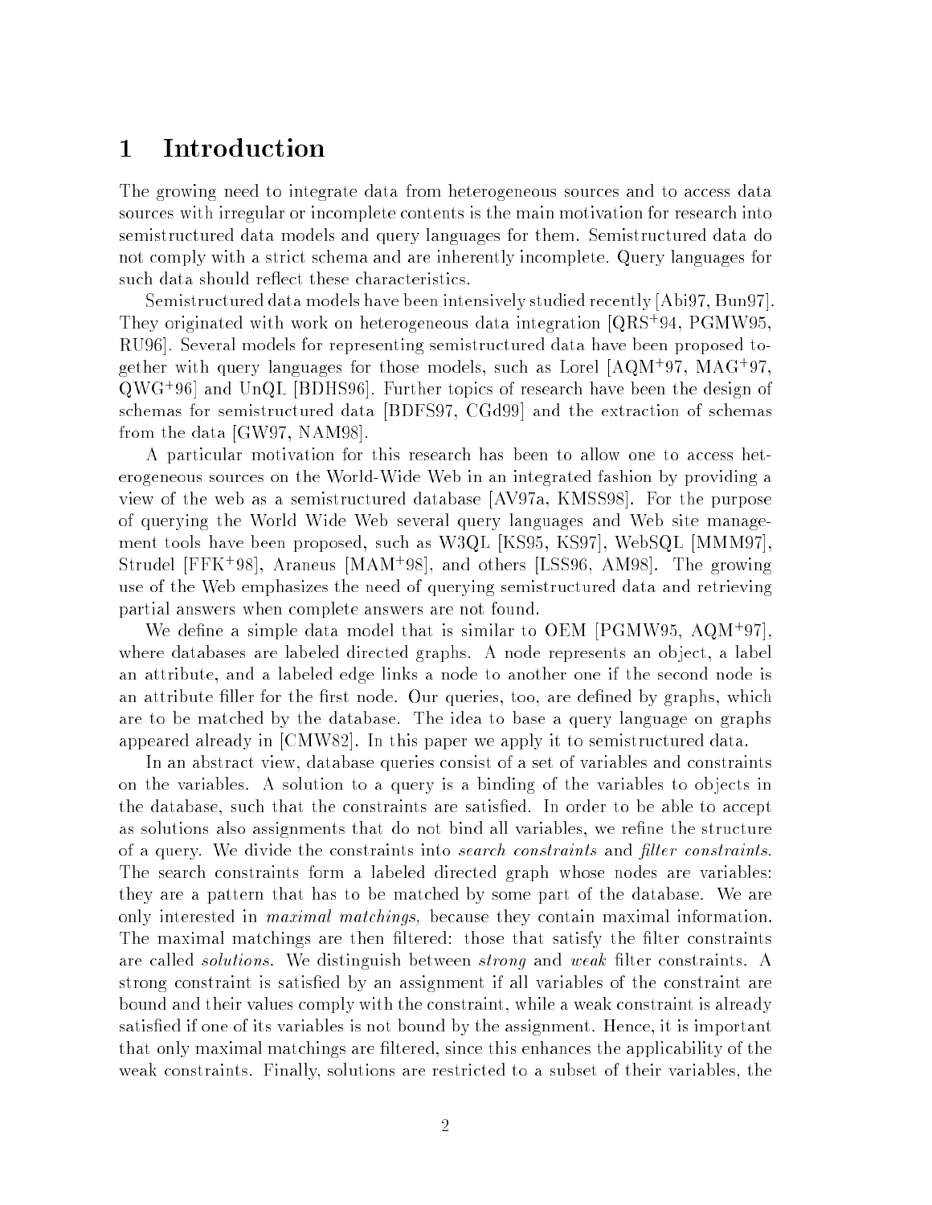# 1 Introduction

The growing need to integrate data from heterogeneous sources and to access data sources with irregular or incomplete contents is the main motivation for research into semistructured data models and query languages for them. Semistructured data do not comply with a strict schema and are inherently incomplete. Query languages for such data should reflect these characteristics.

Semistructured data models have been intensively studied recently [Abi97, Bun97]. They originated with work on heterogeneous data integration [QRS+94, PGMW95, RU96]. Several models for representing semistructured data have been proposed together with query languages for those models, such as Lorel [AQM+97, MAG+97, QWG+96] and UnQL [BDHS96]. Further topics of research have been the design of schemas for semistructured data [BDFS97, CGd99] and the extraction of schemas from the data [GW97, NAM98].

A particular motivation for this research has been to allow one to access heterogeneous sources on the World-Wide Web in an integrated fashion by providing a view of the web as a semistructured database [AV97a, KMSS98]. For the purpose of querying the World Wide Web several query languages and Web site management tools have been proposed, such as W3QL [KS95, KS97], WebSQL [MMM97], Strudel [FFK+98], Araneus [MAM+98], and others [LSS96, AM98]. The growing use of the Web emphasizes the need of querying semistructured data and retrieving partial answers when complete answers are not found.

We define a simple data model that is similar to OEM [PGMW95, AQM+97], where databases are labeled directed graphs. A node represents an object, a label an attribute, and a labeled edge links a node to another one if the second node is an attribute filler for the first node. Our queries, too, are defined by graphs, which are to be matched by the database. The idea to base a query language on graphs appeared already in [CMW82]. In this paper we apply it to semistructured data.

In an abstract view, database queries consist of a set of variables and constraints on the variables. A solution to a query is a binding of the variables to objects in the database, such that the constraints are satisfied. In order to be able to accept as solutions also assignments that do not bind all variables, we refine the structure of a query. We divide the constraints into *search constraints* and *filter constraints*. The search constraints form a labeled directed graph whose nodes are variables: they are a pattern that has to be matched by some part of the database. We are only interested in *maximal matchings,* because they contain maximal information. The maximal matchings are then filtered: those that satisfy the filter constraints are called *solutions.* We distinguish between *strong* and *weak* filter constraints. A strong constraint is satisfied by an assignment if all variables of the constraint are bound and their values comply with the constraint, while a weak constraint is already satisfied if one of its variables is not bound by the assignment. Hence, it is important that only maximal matchings are filtered, since this enhances the applicability of the weak constraints. Finally, solutions are restricted to a subset of their variables, the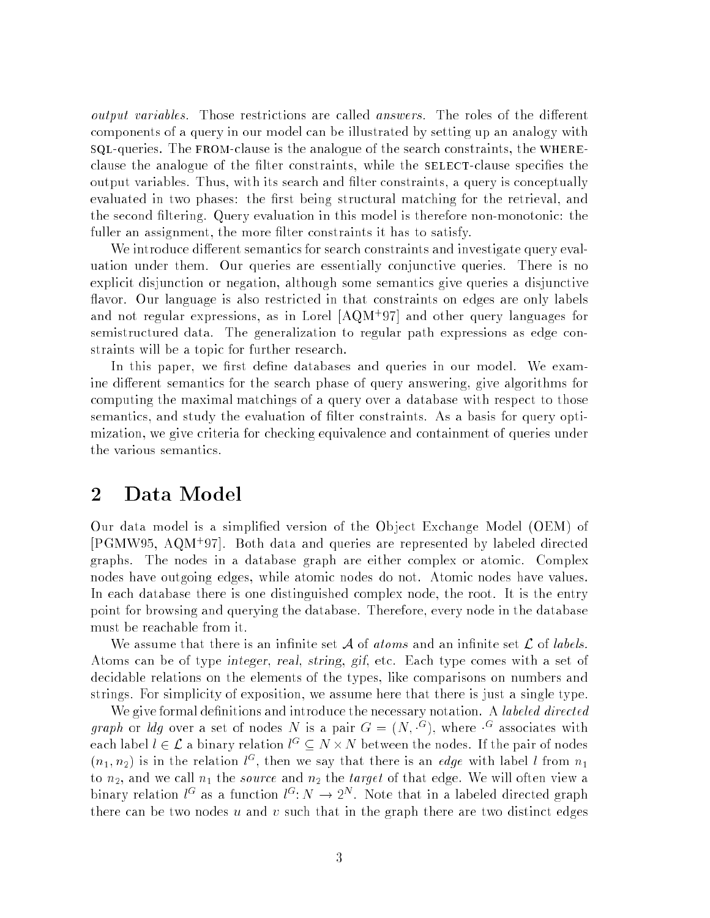*output variables.* Those restrictions are called *answers*. The roles of the different components of a query in our model can be illustrated by setting up an analogy with SQL-queries. The FROM-clause is the analogue of the search constraints, the WHERE-clause the analogue of the filter constraints, while the SELECT-clause specifies the output variables. Thus, with its search and filter constraints, a query is conceptually evaluated in two phases: the first being structural matching for the retrieval, and the second filtering. Query evaluation in this model is therefore non-monotonic: the fuller an assignment, the more filter constraints it has to satisfy.

We introduce different semantics for search constraints and investigate query evaluation under them. Our queries are essentially conjunctive queries. There is no explicit disjunction or negation, although some semantics give queries a disjunctive flavor. Our language is also restricted in that constraints on edges are only labels and not regular expressions, as in Lorel [AQM+97] and other query languages for semistructured data. The generalization to regular path expressions as edge constraints will be a topic for further research.

In this paper, we first define databases and queries in our model. We examine different semantics for the search phase of query answering, give algorithms for computing the maximal matchings of a query over a database with respect to those semantics, and study the evaluation of filter constraints. As a basis for query optimization, we give criteria for checking equivalence and containment of queries under the various semantics.

## 2 Data Model

Our data model is a simplified version of the Object Exchange Model (OEM) of [PGMW95, AQM+97]. Both data and queries are represented by labeled directed graphs. The nodes in a database graph are either complex or atomic. Complex nodes have outgoing edges, while atomic nodes do not. Atomic nodes have values. In each database there is one distinguished complex node, the root. It is the entry point for browsing and querying the database. Therefore, every node in the database must be reachable from it.

We assume that there is an infinite set $\mathcal{A}$ of *atoms* and an infinite set $\mathcal{L}$ of *labels*. Atoms can be of type *integer*, *real*, *string*, *gif*, etc. Each type comes with a set of decidable relations on the elements of the types, like comparisons on numbers and strings. For simplicity of exposition, we assume here that there is just a single type.

We give formal definitions and introduce the necessary notation. A *labeled directed graph* or *ldg* over a set of nodes $N$ is a pair $G = (N, \cdot^G)$, where $\cdot^G$ associates with each label $l \in \mathcal{L}$ a binary relation $l^G \subseteq N \times N$ between the nodes. If the pair of nodes $(n_1, n_2)$ is in the relation $l^G$, then we say that there is an *edge* with label $l$ from $n_1$ to $n_2$, and we call $n_1$ the *source* and $n_2$ the *target* of that edge. We will often view a binary relation $l^G$ as a function $l^G \colon N \to 2^N$. Note that in a labeled directed graph there can be two nodes $u$ and $v$ such that in the graph there are two distinct edges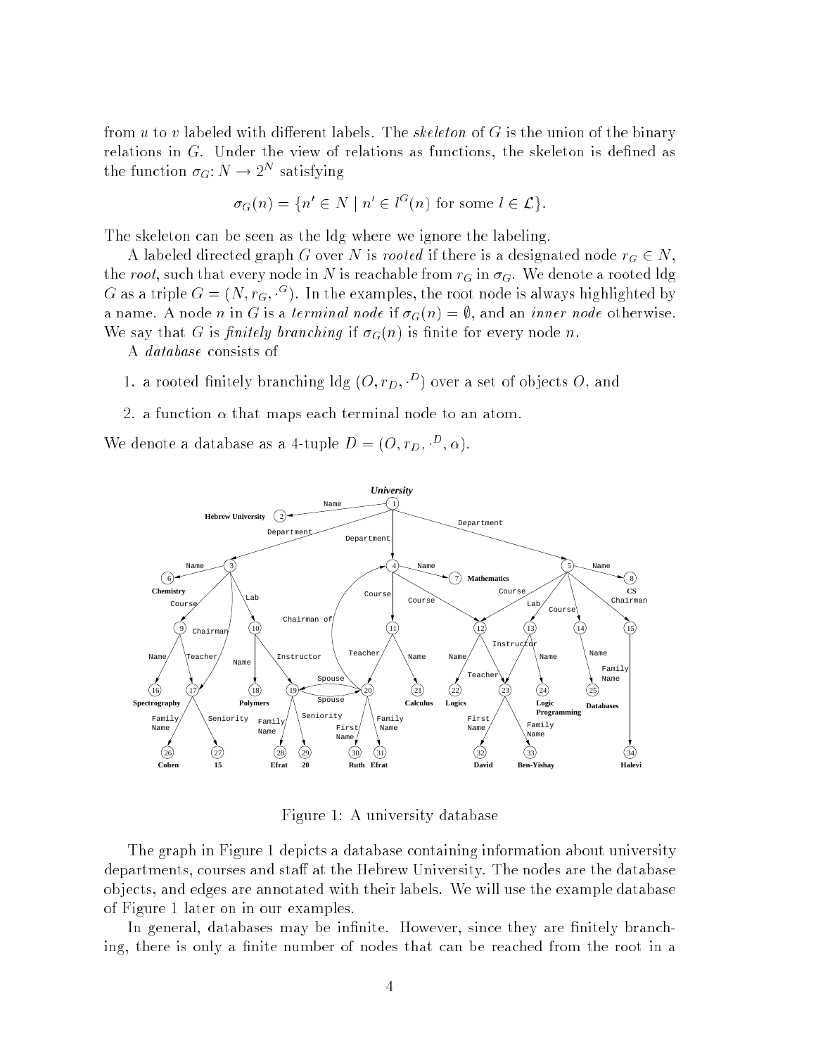from $u$ to $v$ labeled with different labels. The *skeleton* of $G$ is the union of the binary relations in $G$. Under the view of relations as functions, the skeleton is defined as the function $\sigma_G \colon N \to 2^N$ satisfying

$$\sigma_G(n) = \{n' \in N \mid n' \in l^G(n) \text{ for some } l \in \mathcal{L}\}.$$

The skeleton can be seen as the ldg where we ignore the labeling.

A labeled directed graph $G$ over $N$ is *rooted* if there is a designated node $r_G \in N$, the *root*, such that every node in $N$ is reachable from $r_G$ in $\sigma_G$. We denote a rooted ldg $G$ as a triple $G = (N, r_G, \cdot^G)$. In the examples, the root node is always highlighted by a name. A node $n$ in $G$ is a *terminal node* if $\sigma_G(n) = \emptyset$, and an *inner node* otherwise. We say that $G$ is *finitely branching* if $\sigma_G(n)$ is finite for every node $n$.

A *database* consists of

1. a rooted finitely branching ldg $(O, r_D, \cdot^D)$ over a set of objects $O$, and
2. a function $\alpha$ that maps each terminal node to an atom.

We denote a database as a 4-tuple $D = (O, r_D, \cdot^D, \alpha)$.

Figure 1: A university database

The graph in Figure 1 depicts a database containing information about university departments, courses and staff at the Hebrew University. The nodes are the database objects, and edges are annotated with their labels. We will use the example database of Figure 1 later on in our examples.

In general, databases may be infinite. However, since they are finitely branching, there is only a finite number of nodes that can be reached from the root in a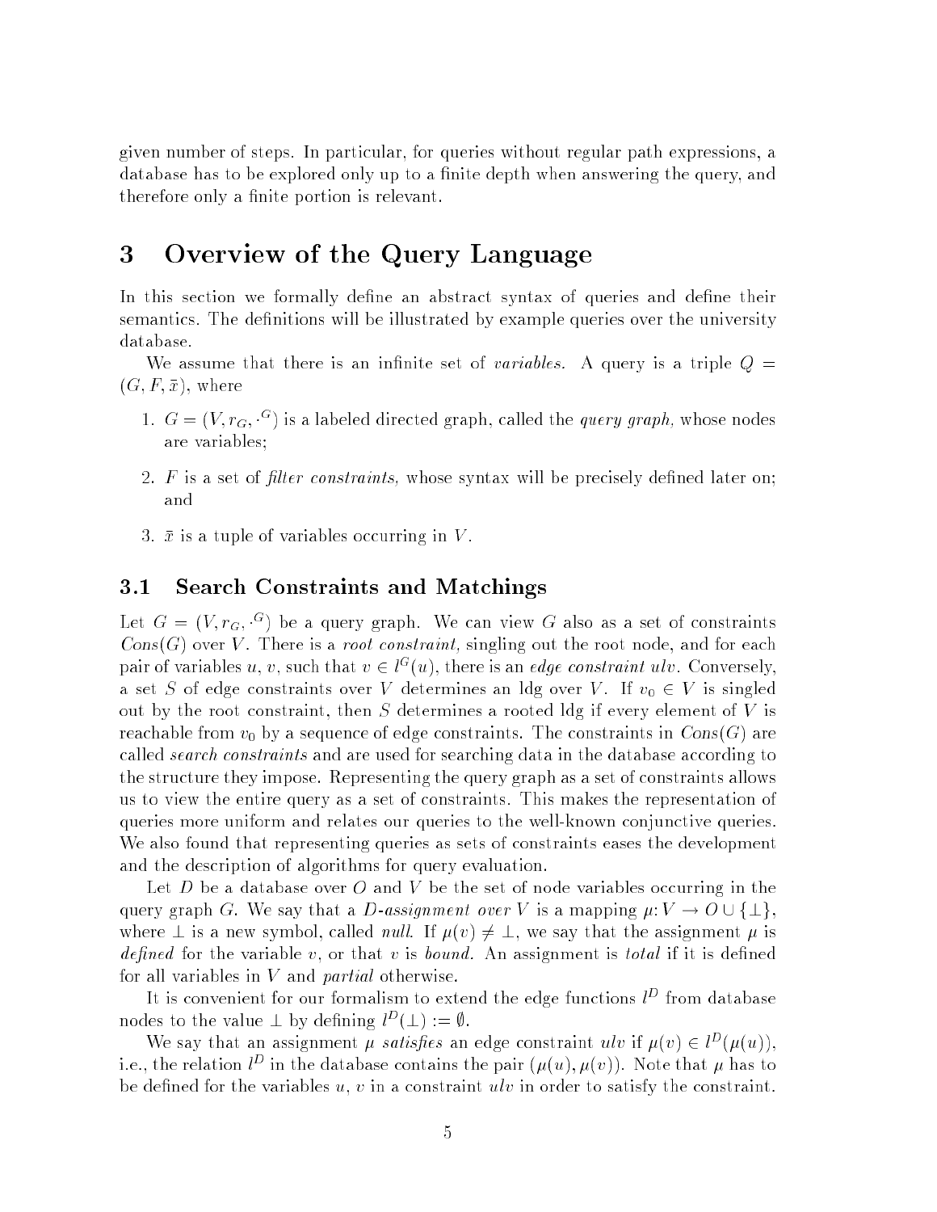given number of steps. In particular, for queries without regular path expressions, a database has to be explored only up to a finite depth when answering the query, and therefore only a finite portion is relevant.

# 3 Overview of the Query Language

In this section we formally define an abstract syntax of queries and define their semantics. The definitions will be illustrated by example queries over the university database.

We assume that there is an infinite set of *variables*. A query is a triple $Q = (G, F, \bar{x})$, where

1. $G = (V, r_G, \cdot^G)$ is a labeled directed graph, called the *query graph*, whose nodes are variables;
2. $F$ is a set of *filter constraints*, whose syntax will be precisely defined later on; and
3. $\bar{x}$ is a tuple of variables occurring in $V$.

## 3.1 Search Constraints and Matchings

Let $G = (V, r_G, \cdot^G)$ be a query graph. We can view $G$ also as a set of constraints $Cons(G)$ over $V$. There is a *root constraint*, singling out the root node, and for each pair of variables $u$, $v$, such that $v \in l^G(u)$, there is an *edge constraint* $ulv$. Conversely, a set $S$ of edge constraints over $V$ determines an ldg over $V$. If $v_0 \in V$ is singled out by the root constraint, then $S$ determines a rooted ldg if every element of $V$ is reachable from $v_0$ by a sequence of edge constraints. The constraints in $Cons(G)$ are called *search constraints* and are used for searching data in the database according to the structure they impose. Representing the query graph as a set of constraints allows us to view the entire query as a set of constraints. This makes the representation of queries more uniform and relates our queries to the well-known conjunctive queries. We also found that representing queries as sets of constraints eases the development and the description of algorithms for query evaluation.

Let $D$ be a database over $O$ and $V$ be the set of node variables occurring in the query graph $G$. We say that a *D-assignment over* $V$ is a mapping $\mu: V \to O \cup \{\bot\}$, where $\bot$ is a new symbol, called *null*. If $\mu(v) \neq \bot$, we say that the assignment $\mu$ is *defined* for the variable $v$, or that $v$ is *bound*. An assignment is *total* if it is defined for all variables in $V$ and *partial* otherwise.

It is convenient for our formalism to extend the edge functions $l^D$ from database nodes to the value $\bot$ by defining $l^D(\bot) := \emptyset$.

We say that an assignment $\mu$ *satisfies* an edge constraint $ulv$ if $\mu(v) \in l^D(\mu(u))$, i.e., the relation $l^D$ in the database contains the pair $(\mu(u), \mu(v))$. Note that $\mu$ has to be defined for the variables $u$, $v$ in a constraint $ulv$ in order to satisfy the constraint.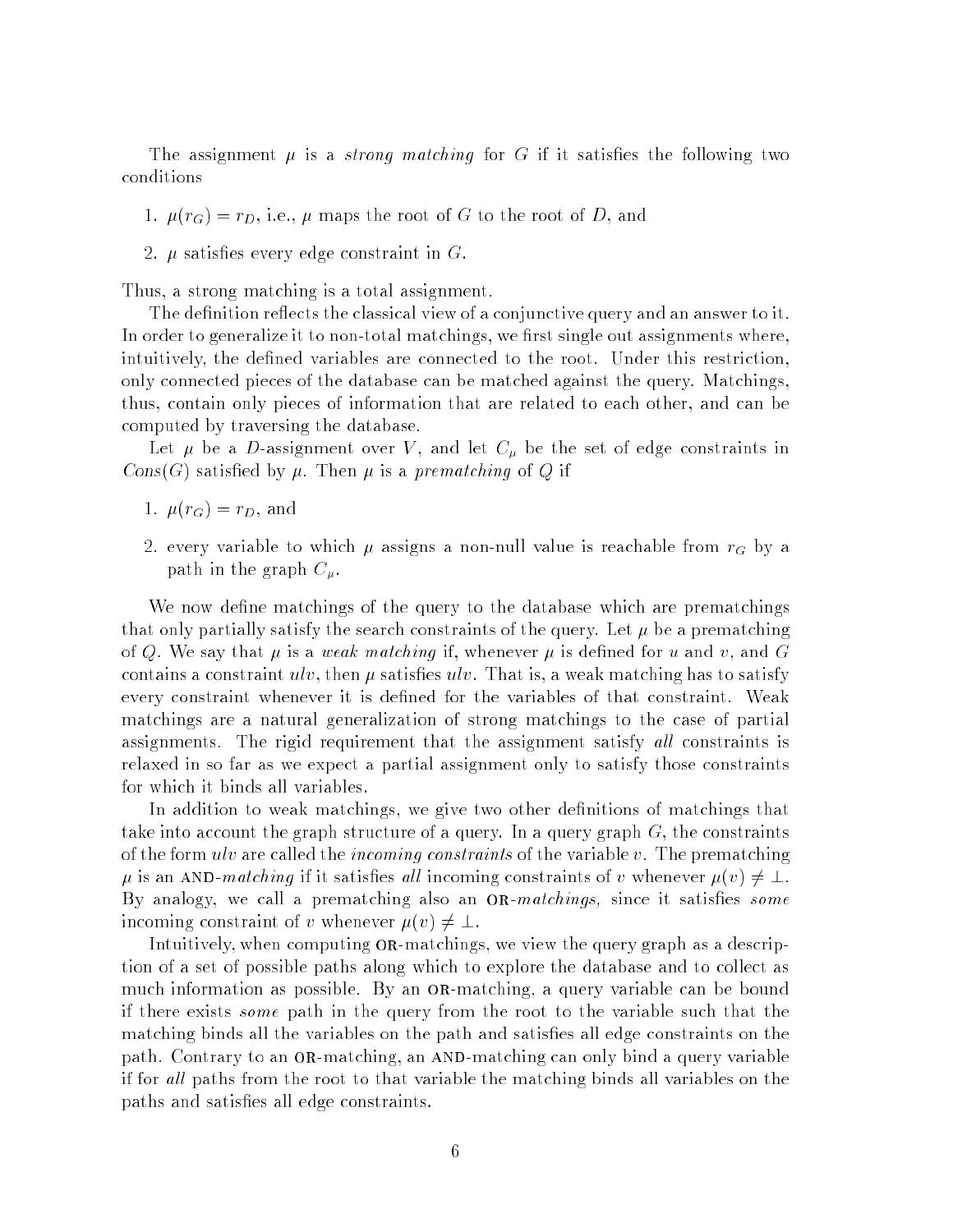The assignment $\mu$ is a *strong matching* for $G$ if it satisfies the following two conditions

1. $\mu(r_G) = r_D$, i.e., $\mu$ maps the root of $G$ to the root of $D$, and
2. $\mu$ satisfies every edge constraint in $G$.

Thus, a strong matching is a total assignment.

The definition reflects the classical view of a conjunctive query and an answer to it. In order to generalize it to non-total matchings, we first single out assignments where, intuitively, the defined variables are connected to the root. Under this restriction, only connected pieces of the database can be matched against the query. Matchings, thus, contain only pieces of information that are related to each other, and can be computed by traversing the database.

Let $\mu$ be a $D$-assignment over $V$, and let $C_\mu$ be the set of edge constraints in $Cons(G)$ satisfied by $\mu$. Then $\mu$ is a *prematching* of $Q$ if

1. $\mu(r_G) = r_D$, and
2. every variable to which $\mu$ assigns a non-null value is reachable from $r_G$ by a path in the graph $C_\mu$.

We now define matchings of the query to the database which are prematchings that only partially satisfy the search constraints of the query. Let $\mu$ be a prematching of $Q$. We say that $\mu$ is a *weak matching* if, whenever $\mu$ is defined for $u$ and $v$, and $G$ contains a constraint $ulv$, then $\mu$ satisfies $ulv$. That is, a weak matching has to satisfy every constraint whenever it is defined for the variables of that constraint. Weak matchings are a natural generalization of strong matchings to the case of partial assignments. The rigid requirement that the assignment satisfy *all* constraints is relaxed in so far as we expect a partial assignment only to satisfy those constraints for which it binds all variables.

In addition to weak matchings, we give two other definitions of matchings that take into account the graph structure of a query. In a query graph $G$, the constraints of the form $ulv$ are called the *incoming constraints* of the variable $v$. The prematching $\mu$ is an AND-*matching* if it satisfies *all* incoming constraints of $v$ whenever $\mu(v) \neq \bot$. By analogy, we call a prematching also an OR-*matchings,* since it satisfies *some* incoming constraint of $v$ whenever $\mu(v) \neq \bot$.

Intuitively, when computing OR-matchings, we view the query graph as a description of a set of possible paths along which to explore the database and to collect as much information as possible. By an OR-matching, a query variable can be bound if there exists *some* path in the query from the root to the variable such that the matching binds all the variables on the path and satisfies all edge constraints on the path. Contrary to an OR-matching, an AND-matching can only bind a query variable if for *all* paths from the root to that variable the matching binds all variables on the paths and satisfies all edge constraints.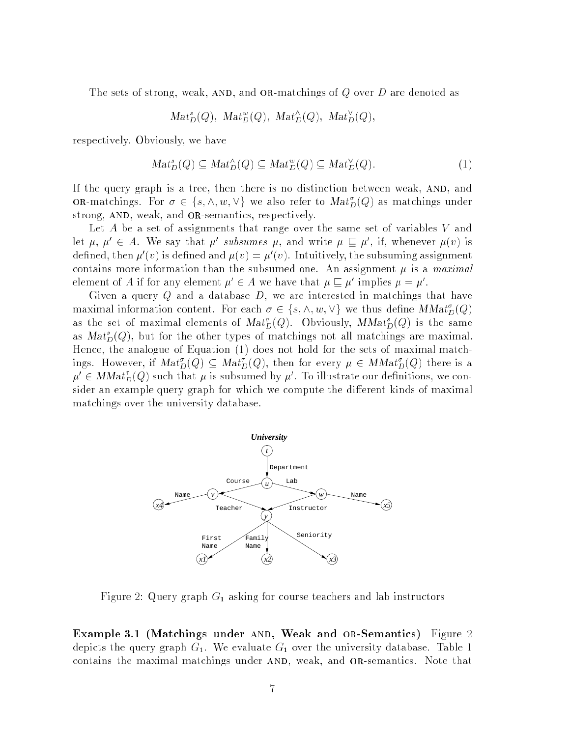The sets of strong, weak, AND, and OR-matchings of $Q$ over $D$ are denoted as

$$Mat^s_D(Q),\ Mat^w_D(Q),\ Mat^\wedge_D(Q),\ Mat^\vee_D(Q),$$

respectively. Obviously, we have

$$Mat^s_D(Q) \subseteq Mat^\wedge_D(Q) \subseteq Mat^w_D(Q) \subseteq Mat^\vee_D(Q). \quad (1)$$

If the query graph is a tree, then there is no distinction between weak, AND, and OR-matchings. For $\sigma \in \{s, \wedge, w, \vee\}$ we also refer to $Mat^\sigma_D(Q)$ as matchings under strong, AND, weak, and OR-semantics, respectively.

Let $A$ be a set of assignments that range over the same set of variables $V$ and let $\mu$, $\mu' \in A$. We say that $\mu'$ *subsumes* $\mu$, and write $\mu \sqsubseteq \mu'$, if, whenever $\mu(v)$ is defined, then $\mu'(v)$ is defined and $\mu(v) = \mu'(v)$. Intuitively, the subsuming assignment contains more information than the subsumed one. An assignment $\mu$ is a *maximal* element of $A$ if for any element $\mu' \in A$ we have that $\mu \sqsubseteq \mu'$ implies $\mu = \mu'$.

Given a query $Q$ and a database $D$, we are interested in matchings that have maximal information content. For each $\sigma \in \{s, \wedge, w, \vee\}$ we thus define $MMat^\sigma_D(Q)$ as the set of maximal elements of $Mat^\sigma_D(Q)$. Obviously, $MMat^s_D(Q)$ is the same as $Mat^s_D(Q)$, but for the other types of matchings not all matchings are maximal. Hence, the analogue of Equation (1) does not hold for the sets of maximal matchings. However, if $Mat^\sigma_D(Q) \subseteq Mat^\tau_D(Q)$, then for every $\mu \in MMat^\sigma_D(Q)$ there is a $\mu' \in MMat^\tau_D(Q)$ such that $\mu$ is subsumed by $\mu'$. To illustrate our definitions, we consider an example query graph for which we compute the different kinds of maximal matchings over the university database.

Figure 2: Query graph $G_1$ asking for course teachers and lab instructors

**Example 3.1 (Matchings under AND, Weak and OR-Semantics)** Figure 2 depicts the query graph $G_1$. We evaluate $G_1$ over the university database. Table 1 contains the maximal matchings under AND, weak, and OR-semantics. Note that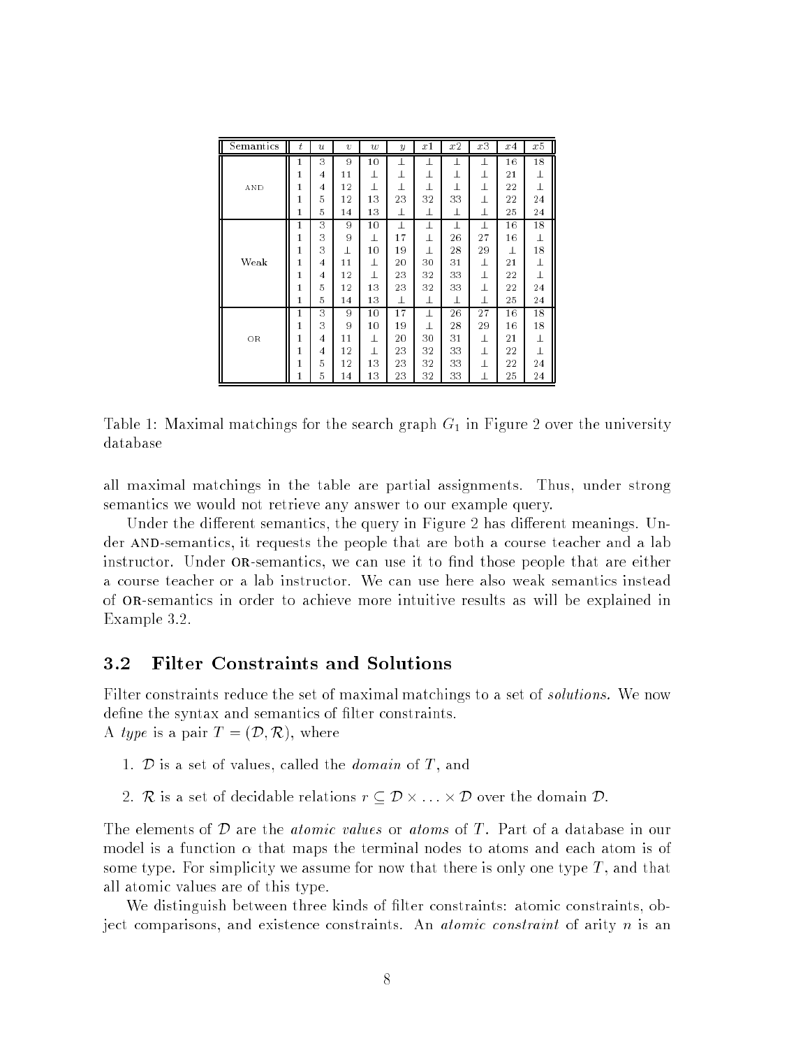| Semantics | $t$ | $u$ | $v$ | $w$ | $y$ | $x1$ | $x2$ | $x3$ | $x4$ | $x5$ |
|---|---|---|---|---|---|---|---|---|---|---|
| AND | 1 | 3 | 9 | 10 | ⊥ | ⊥ | ⊥ | ⊥ | 16 | 18 |
| | 1 | 4 | 11 | ⊥ | ⊥ | ⊥ | ⊥ | ⊥ | 21 | ⊥ |
| | 1 | 4 | 12 | ⊥ | ⊥ | ⊥ | ⊥ | ⊥ | 22 | ⊥ |
| | 1 | 5 | 12 | 13 | 23 | 32 | 33 | ⊥ | 22 | 24 |
| | 1 | 5 | 14 | 13 | ⊥ | ⊥ | ⊥ | ⊥ | 25 | 24 |
| Weak | 1 | 3 | 9 | 10 | ⊥ | ⊥ | ⊥ | ⊥ | 16 | 18 |
| | 1 | 3 | 9 | ⊥ | 17 | ⊥ | 26 | 27 | 16 | ⊥ |
| | 1 | 3 | ⊥ | 10 | 19 | ⊥ | 28 | 29 | ⊥ | 18 |
| | 1 | 4 | 11 | ⊥ | 20 | 30 | 31 | ⊥ | 21 | ⊥ |
| | 1 | 4 | 12 | ⊥ | 23 | 32 | 33 | ⊥ | 22 | ⊥ |
| | 1 | 5 | 12 | 13 | 23 | 32 | 33 | ⊥ | 22 | 24 |
| | 1 | 5 | 14 | 13 | ⊥ | ⊥ | ⊥ | ⊥ | 25 | 24 |
| OR | 1 | 3 | 9 | 10 | 17 | ⊥ | 26 | 27 | 16 | 18 |
| | 1 | 3 | 9 | 10 | 19 | ⊥ | 28 | 29 | 16 | 18 |
| | 1 | 4 | 11 | ⊥ | 20 | 30 | 31 | ⊥ | 21 | ⊥ |
| | 1 | 4 | 12 | ⊥ | 23 | 32 | 33 | ⊥ | 22 | ⊥ |
| | 1 | 5 | 12 | 13 | 23 | 32 | 33 | ⊥ | 22 | 24 |
| | 1 | 5 | 14 | 13 | 23 | 32 | 33 | ⊥ | 25 | 24 |

Table 1: Maximal matchings for the search graph $G_1$ in Figure 2 over the university database

all maximal matchings in the table are partial assignments. Thus, under strong semantics we would not retrieve any answer to our example query.

Under the different semantics, the query in Figure 2 has different meanings. Under AND-semantics, it requests the people that are both a course teacher and a lab instructor. Under OR-semantics, we can use it to find those people that are either a course teacher or a lab instructor. We can use here also weak semantics instead of OR-semantics in order to achieve more intuitive results as will be explained in Example 3.2.

## 3.2 Filter Constraints and Solutions

Filter constraints reduce the set of maximal matchings to a set of *solutions.* We now define the syntax and semantics of filter constraints.
A *type* is a pair $T = (\mathcal{D}, \mathcal{R})$, where

1. $\mathcal{D}$ is a set of values, called the *domain* of $T$, and
2. $\mathcal{R}$ is a set of decidable relations $r \subseteq \mathcal{D} \times \ldots \times \mathcal{D}$ over the domain $\mathcal{D}$.

The elements of $\mathcal{D}$ are the *atomic values* or *atoms* of $T$. Part of a database in our model is a function $\alpha$ that maps the terminal nodes to atoms and each atom is of some type. For simplicity we assume for now that there is only one type $T$, and that all atomic values are of this type.

We distinguish between three kinds of filter constraints: atomic constraints, object comparisons, and existence constraints. An *atomic constraint* of arity $n$ is an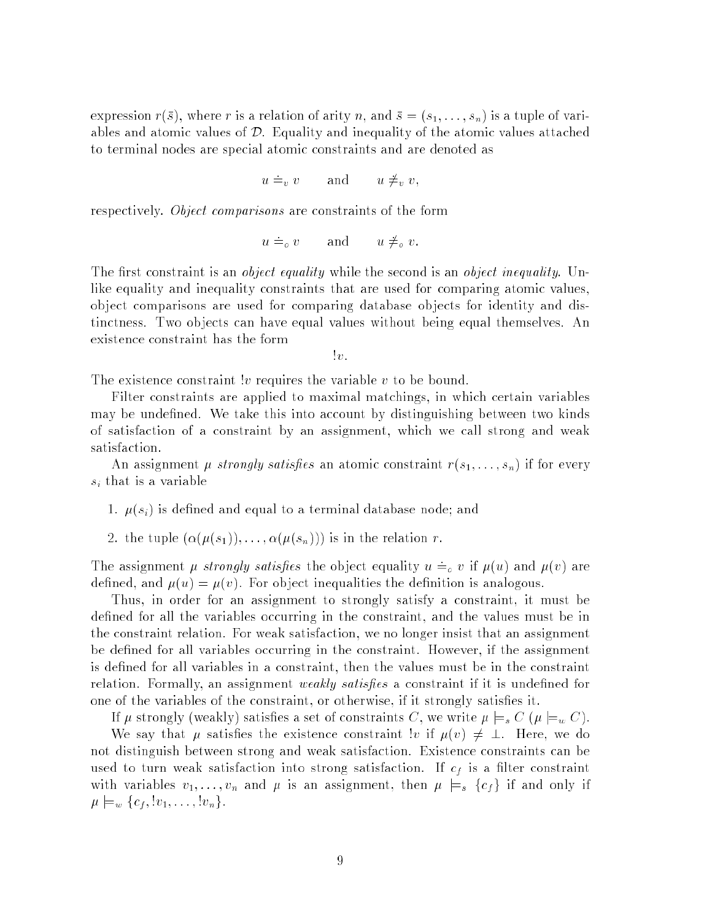expression $r(\bar{s})$, where $r$ is a relation of arity $n$, and $\bar{s} = (s_1, \ldots, s_n)$ is a tuple of variables and atomic values of $\mathcal{D}$. Equality and inequality of the atomic values attached to terminal nodes are special atomic constraints and are denoted as

$$u \doteq_v v \qquad \text{and} \qquad u \not\doteq_v v,$$

respectively. *Object comparisons* are constraints of the form

$$u \doteq_o v \qquad \text{and} \qquad u \not\doteq_o v.$$

The first constraint is an *object equality* while the second is an *object inequality*. Unlike equality and inequality constraints that are used for comparing atomic values, object comparisons are used for comparing database objects for identity and distinctness. Two objects can have equal values without being equal themselves. An existence constraint has the form

$$!v.$$

The existence constraint $!v$ requires the variable $v$ to be bound.

Filter constraints are applied to maximal matchings, in which certain variables may be undefined. We take this into account by distinguishing between two kinds of satisfaction of a constraint by an assignment, which we call strong and weak satisfaction.

An assignment $\mu$ *strongly satisfies* an atomic constraint $r(s_1, \ldots, s_n)$ if for every $s_i$ that is a variable

1. $\mu(s_i)$ is defined and equal to a terminal database node; and
2. the tuple $(\alpha(\mu(s_1)), \ldots, \alpha(\mu(s_n)))$ is in the relation $r$.

The assignment $\mu$ *strongly satisfies* the object equality $u \doteq_o v$ if $\mu(u)$ and $\mu(v)$ are defined, and $\mu(u) = \mu(v)$. For object inequalities the definition is analogous.

Thus, in order for an assignment to strongly satisfy a constraint, it must be defined for all the variables occurring in the constraint, and the values must be in the constraint relation. For weak satisfaction, we no longer insist that an assignment be defined for all variables occurring in the constraint. However, if the assignment is defined for all variables in a constraint, then the values must be in the constraint relation. Formally, an assignment *weakly satisfies* a constraint if it is undefined for one of the variables of the constraint, or otherwise, if it strongly satisfies it.

If $\mu$ strongly (weakly) satisfies a set of constraints $C$, we write $\mu \models_s C$ ($\mu \models_w C$).

We say that $\mu$ satisfies the existence constraint $!v$ if $\mu(v) \neq \perp$. Here, we do not distinguish between strong and weak satisfaction. Existence constraints can be used to turn weak satisfaction into strong satisfaction. If $c_f$ is a filter constraint with variables $v_1, \ldots, v_n$ and $\mu$ is an assignment, then $\mu \models_s \{c_f\}$ if and only if $\mu \models_w \{c_f, !v_1, \ldots, !v_n\}$.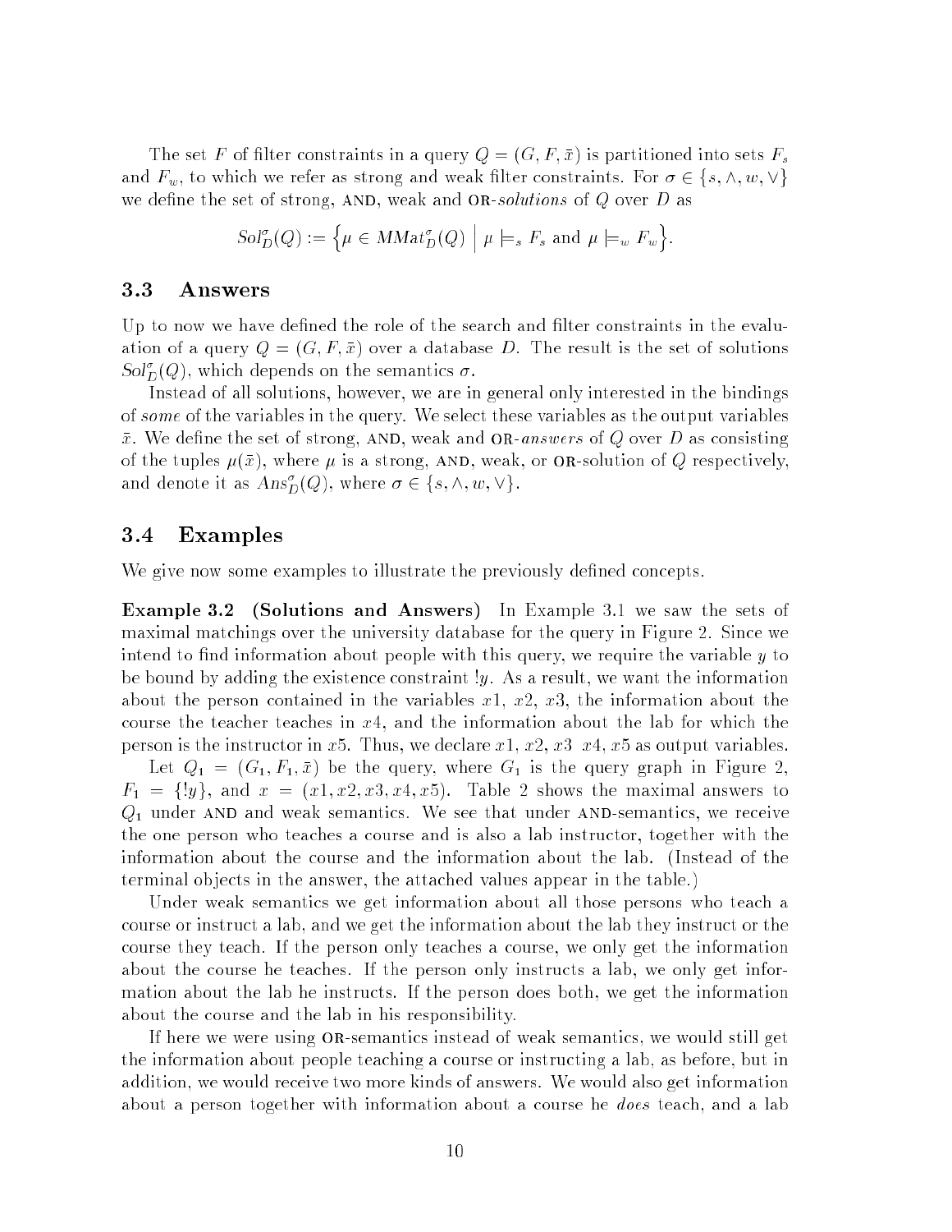The set $F$ of filter constraints in a query $Q = (G, F, \bar{x})$ is partitioned into sets $F_s$ and $F_w$, to which we refer as strong and weak filter constraints. For $\sigma \in \{s, \wedge, w, \vee\}$ we define the set of strong, AND, weak and OR-*solutions* of $Q$ over $D$ as

$$Sol_D^\sigma(Q) := \left\{ \mu \in MMat_D^\sigma(Q) \;\middle|\; \mu \models_s F_s \text{ and } \mu \models_w F_w \right\}.$$

## 3.3 Answers

Up to now we have defined the role of the search and filter constraints in the evaluation of a query $Q = (G, F, \bar{x})$ over a database $D$. The result is the set of solutions $Sol_D^\sigma(Q)$, which depends on the semantics $\sigma$.

Instead of all solutions, however, we are in general only interested in the bindings of *some* of the variables in the query. We select these variables as the output variables $\bar{x}$. We define the set of strong, AND, weak and OR-*answers* of $Q$ over $D$ as consisting of the tuples $\mu(\bar{x})$, where $\mu$ is a strong, AND, weak, or OR-solution of $Q$ respectively, and denote it as $Ans_D^\sigma(Q)$, where $\sigma \in \{s, \wedge, w, \vee\}$.

## 3.4 Examples

We give now some examples to illustrate the previously defined concepts.

**Example 3.2 (Solutions and Answers)** In Example 3.1 we saw the sets of maximal matchings over the university database for the query in Figure 2. Since we intend to find information about people with this query, we require the variable $y$ to be bound by adding the existence constraint $!y$. As a result, we want the information about the person contained in the variables $x1$, $x2$, $x3$, the information about the course the teacher teaches in $x4$, and the information about the lab for which the person is the instructor in $x5$. Thus, we declare $x1$, $x2$, $x3$ $x4$, $x5$ as output variables.

Let $Q_1 = (G_1, F_1, \bar{x})$ be the query, where $G_1$ is the query graph in Figure 2, $F_1 = \{!y\}$, and $x = (x1, x2, x3, x4, x5)$. Table 2 shows the maximal answers to $Q_1$ under AND and weak semantics. We see that under AND-semantics, we receive the one person who teaches a course and is also a lab instructor, together with the information about the course and the information about the lab. (Instead of the terminal objects in the answer, the attached values appear in the table.)

Under weak semantics we get information about all those persons who teach a course or instruct a lab, and we get the information about the lab they instruct or the course they teach. If the person only teaches a course, we only get the information about the course he teaches. If the person only instructs a lab, we only get information about the lab he instructs. If the person does both, we get the information about the course and the lab in his responsibility.

If here we were using OR-semantics instead of weak semantics, we would still get the information about people teaching a course or instructing a lab, as before, but in addition, we would receive two more kinds of answers. We would also get information about a person together with information about a course he *does* teach, and a lab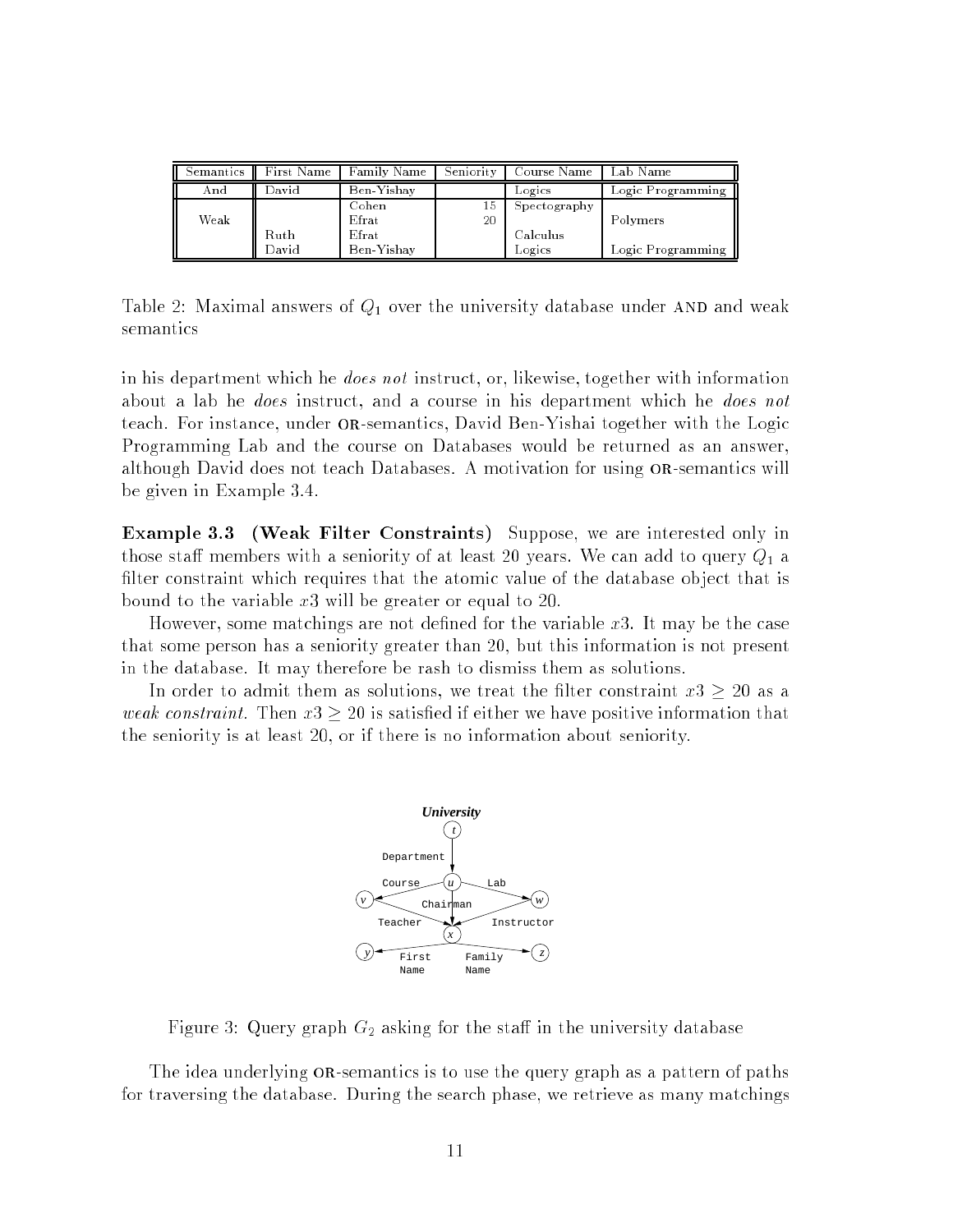| Semantics | First Name | Family Name | Seniority | Course Name | Lab Name |
|---|---|---|---|---|---|
| And | David | Ben-Yishay | | Logics | Logic Programming |
| Weak | | Cohen | 15 | Spectography | |
| | | Efrat | 20 | | Polymers |
| | Ruth | Efrat | | Calculus | |
| | David | Ben-Yishay | | Logics | Logic Programming |

Table 2: Maximal answers of $Q_1$ over the university database under AND and weak semantics

in his department which he *does not* instruct, or, likewise, together with information about a lab he *does* instruct, and a course in his department which he *does not* teach. For instance, under OR-semantics, David Ben-Yishai together with the Logic Programming Lab and the course on Databases would be returned as an answer, although David does not teach Databases. A motivation for using OR-semantics will be given in Example 3.4.

**Example 3.3 (Weak Filter Constraints)** Suppose, we are interested only in those staff members with a seniority of at least 20 years. We can add to query $Q_1$ a filter constraint which requires that the atomic value of the database object that is bound to the variable $x3$ will be greater or equal to 20.

However, some matchings are not defined for the variable $x3$. It may be the case that some person has a seniority greater than 20, but this information is not present in the database. It may therefore be rash to dismiss them as solutions.

In order to admit them as solutions, we treat the filter constraint $x3 \geq 20$ as a *weak constraint*. Then $x3 \geq 20$ is satisfied if either we have positive information that the seniority is at least 20, or if there is no information about seniority.

Figure 3: Query graph $G_2$ asking for the staff in the university database

The idea underlying OR-semantics is to use the query graph as a pattern of paths for traversing the database. During the search phase, we retrieve as many matchings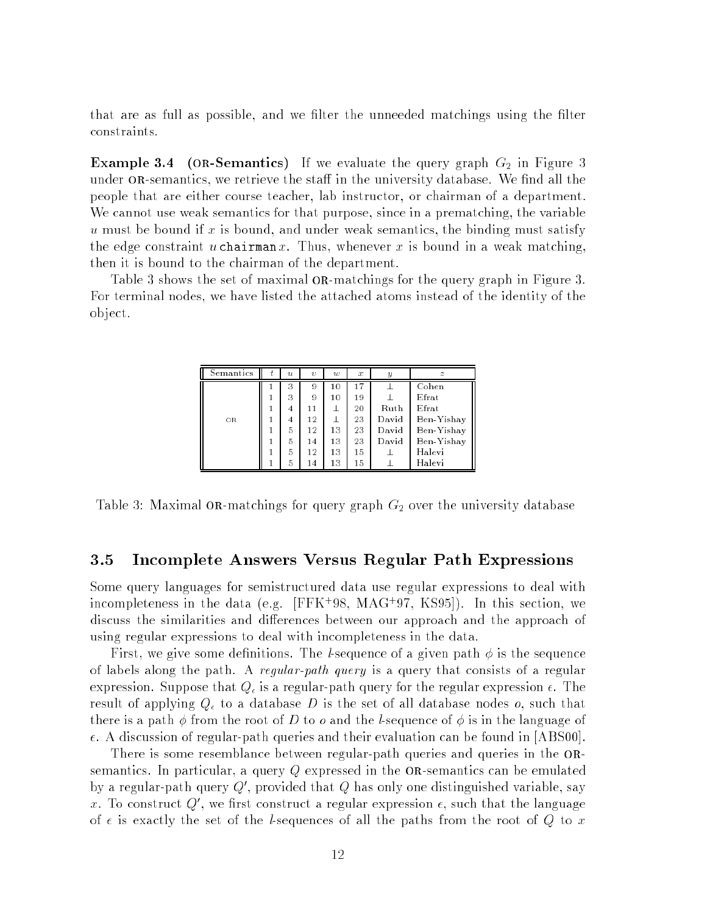that are as full as possible, and we filter the unneeded matchings using the filter constraints.

**Example 3.4 (OR-Semantics)** If we evaluate the query graph $G_2$ in Figure 3 under OR-semantics, we retrieve the staff in the university database. We find all the people that are either course teacher, lab instructor, or chairman of a department. We cannot use weak semantics for that purpose, since in a prematching, the variable $u$ must be bound if $x$ is bound, and under weak semantics, the binding must satisfy the edge constraint $u$ `chairman` $x$. Thus, whenever $x$ is bound in a weak matching, then it is bound to the chairman of the department.

Table 3 shows the set of maximal OR-matchings for the query graph in Figure 3. For terminal nodes, we have listed the attached atoms instead of the identity of the object.

| Semantics | $t$ | $u$ | $v$ | $w$ | $x$ | $y$ | $z$ |
|---|---|---|---|---|---|---|---|
| OR | 1 | 3 | 9 | 10 | 17 | ⊥ | Cohen |
| | 1 | 3 | 9 | 10 | 19 | ⊥ | Efrat |
| | 1 | 4 | 11 | ⊥ | 20 | Ruth | Efrat |
| | 1 | 4 | 12 | ⊥ | 23 | David | Ben-Yishay |
| | 1 | 5 | 12 | 13 | 23 | David | Ben-Yishay |
| | 1 | 5 | 14 | 13 | 23 | David | Ben-Yishay |
| | 1 | 5 | 12 | 13 | 15 | ⊥ | Halevi |
| | 1 | 5 | 14 | 13 | 15 | ⊥ | Halevi |

Table 3: Maximal OR-matchings for query graph $G_2$ over the university database

## 3.5 Incomplete Answers Versus Regular Path Expressions

Some query languages for semistructured data use regular expressions to deal with incompleteness in the data (e.g. [FFK+98, MAG+97, KS95]). In this section, we discuss the similarities and differences between our approach and the approach of using regular expressions to deal with incompleteness in the data.

First, we give some definitions. The *l*-sequence of a given path $\phi$ is the sequence of labels along the path. A *regular-path query* is a query that consists of a regular expression. Suppose that $Q_\epsilon$ is a regular-path query for the regular expression $\epsilon$. The result of applying $Q_\epsilon$ to a database $D$ is the set of all database nodes $o$, such that there is a path $\phi$ from the root of $D$ to $o$ and the *l*-sequence of $\phi$ is in the language of $\epsilon$. A discussion of regular-path queries and their evaluation can be found in [ABS00].

There is some resemblance between regular-path queries and queries in the OR-semantics. In particular, a query $Q$ expressed in the OR-semantics can be emulated by a regular-path query $Q'$, provided that $Q$ has only one distinguished variable, say $x$. To construct $Q'$, we first construct a regular expression $\epsilon$, such that the language of $\epsilon$ is exactly the set of the *l*-sequences of all the paths from the root of $Q$ to $x$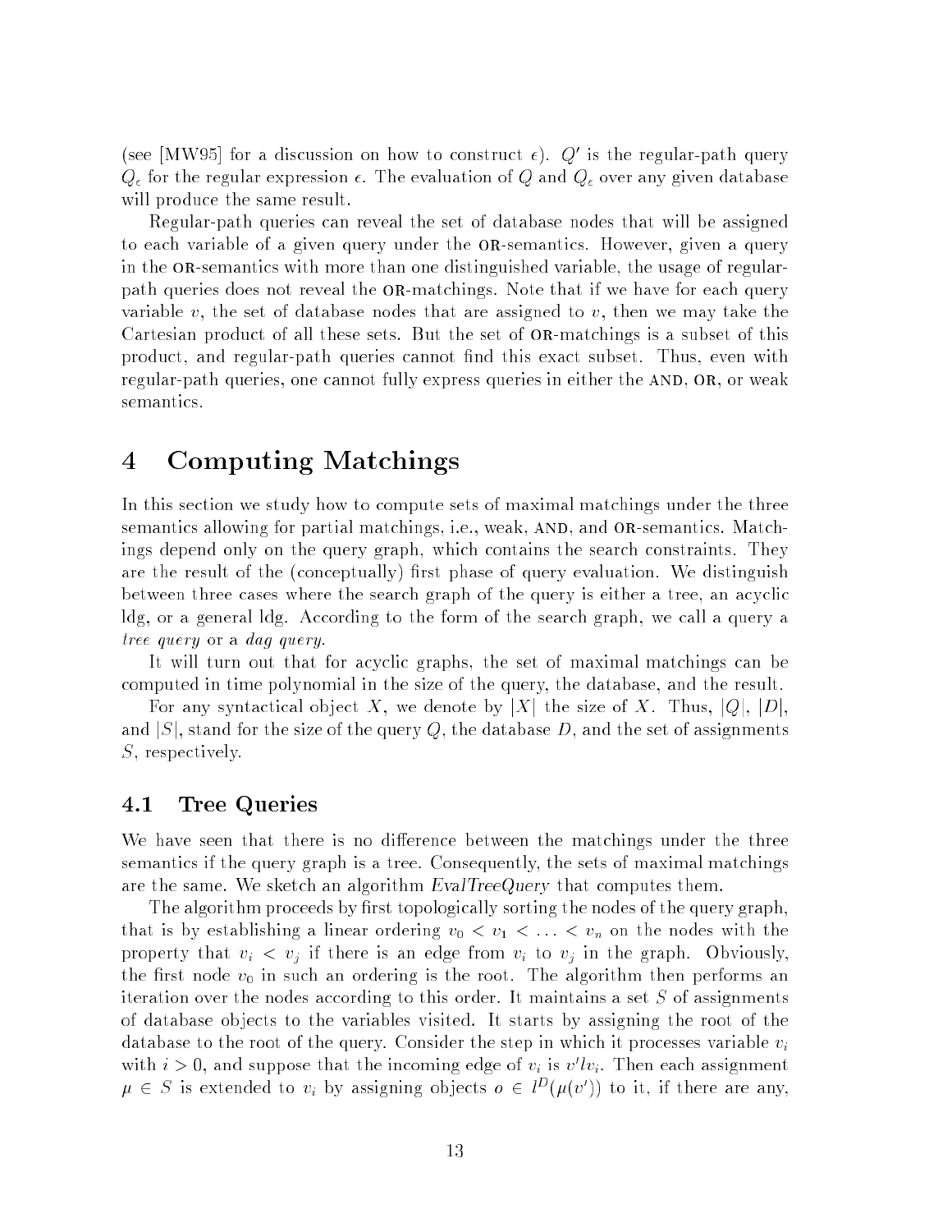(see [MW95] for a discussion on how to construct $\epsilon$). $Q'$ is the regular-path query $Q_\epsilon$ for the regular expression $\epsilon$. The evaluation of $Q$ and $Q_\epsilon$ over any given database will produce the same result.

Regular-path queries can reveal the set of database nodes that will be assigned to each variable of a given query under the OR-semantics. However, given a query in the OR-semantics with more than one distinguished variable, the usage of regular-path queries does not reveal the OR-matchings. Note that if we have for each query variable $v$, the set of database nodes that are assigned to $v$, then we may take the Cartesian product of all these sets. But the set of OR-matchings is a subset of this product, and regular-path queries cannot find this exact subset. Thus, even with regular-path queries, one cannot fully express queries in either the AND, OR, or weak semantics.

# 4 Computing Matchings

In this section we study how to compute sets of maximal matchings under the three semantics allowing for partial matchings, i.e., weak, AND, and OR-semantics. Matchings depend only on the query graph, which contains the search constraints. They are the result of the (conceptually) first phase of query evaluation. We distinguish between three cases where the search graph of the query is either a tree, an acyclic ldg, or a general ldg. According to the form of the search graph, we call a query a *tree query* or a *dag query*.

It will turn out that for acyclic graphs, the set of maximal matchings can be computed in time polynomial in the size of the query, the database, and the result.

For any syntactical object $X$, we denote by $|X|$ the size of $X$. Thus, $|Q|$, $|D|$, and $|S|$, stand for the size of the query $Q$, the database $D$, and the set of assignments $S$, respectively.

## 4.1 Tree Queries

We have seen that there is no difference between the matchings under the three semantics if the query graph is a tree. Consequently, the sets of maximal matchings are the same. We sketch an algorithm *EvalTreeQuery* that computes them.

The algorithm proceeds by first topologically sorting the nodes of the query graph, that is by establishing a linear ordering $v_0 < v_1 < \ldots < v_n$ on the nodes with the property that $v_i < v_j$ if there is an edge from $v_i$ to $v_j$ in the graph. Obviously, the first node $v_0$ in such an ordering is the root. The algorithm then performs an iteration over the nodes according to this order. It maintains a set $S$ of assignments of database objects to the variables visited. It starts by assigning the root of the database to the root of the query. Consider the step in which it processes variable $v_i$ with $i > 0$, and suppose that the incoming edge of $v_i$ is $v' l v_i$. Then each assignment $\mu \in S$ is extended to $v_i$ by assigning objects $o \in l^D(\mu(v'))$ to it, if there are any,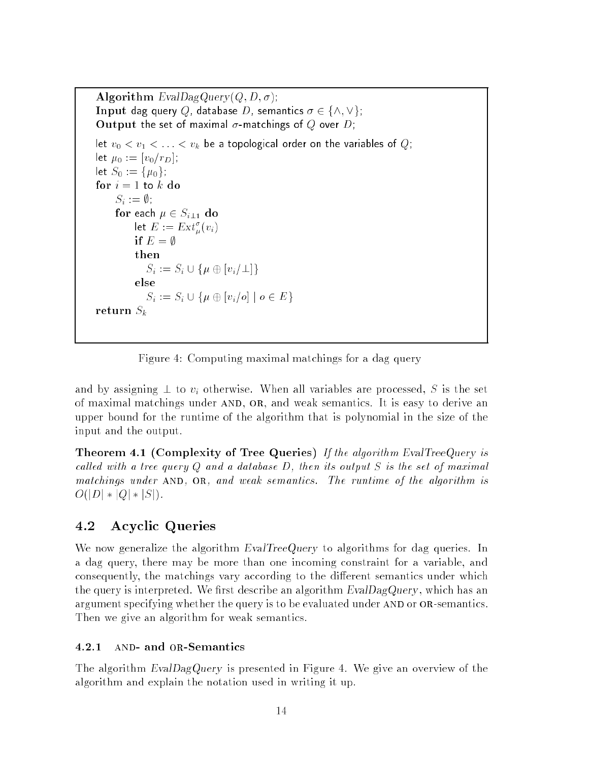```
Algorithm EvalDagQuery(Q, D, σ);
Input dag query Q, database D, semantics σ ∈ {∧, ∨};
Output the set of maximal σ-matchings of Q over D;

let v_0 < v_1 < ... < v_k be a topological order on the variables of Q;
let μ_0 := [v_0/r_D];
let S_0 := {μ_0};
for i = 1 to k do
    S_i := ∅;
    for each μ ∈ S_{i-1} do
        let E := Ext^σ_μ(v_i)
        if E = ∅
        then
            S_i := S_i ∪ {μ ⊕ [v_i/⊥]}
        else
            S_i := S_i ∪ {μ ⊕ [v_i/o] | o ∈ E}
return S_k
```

Figure 4: Computing maximal matchings for a dag query

and by assigning $\perp$ to $v_i$ otherwise. When all variables are processed, $S$ is the set of maximal matchings under AND, OR, and weak semantics. It is easy to derive an upper bound for the runtime of the algorithm that is polynomial in the size of the input and the output.

**Theorem 4.1 (Complexity of Tree Queries)** *If the algorithm EvalTreeQuery is called with a tree query $Q$ and a database $D$, then its output $S$ is the set of maximal matchings under* AND, OR, *and weak semantics. The runtime of the algorithm is $O(|D| * |Q| * |S|)$.*

## 4.2 Acyclic Queries

We now generalize the algorithm *EvalTreeQuery* to algorithms for dag queries. In a dag query, there may be more than one incoming constraint for a variable, and consequently, the matchings vary according to the different semantics under which the query is interpreted. We first describe an algorithm *EvalDagQuery*, which has an argument specifying whether the query is to be evaluated under AND or OR-semantics. Then we give an algorithm for weak semantics.

### 4.2.1 AND- and OR-Semantics

The algorithm *EvalDagQuery* is presented in Figure 4. We give an overview of the algorithm and explain the notation used in writing it up.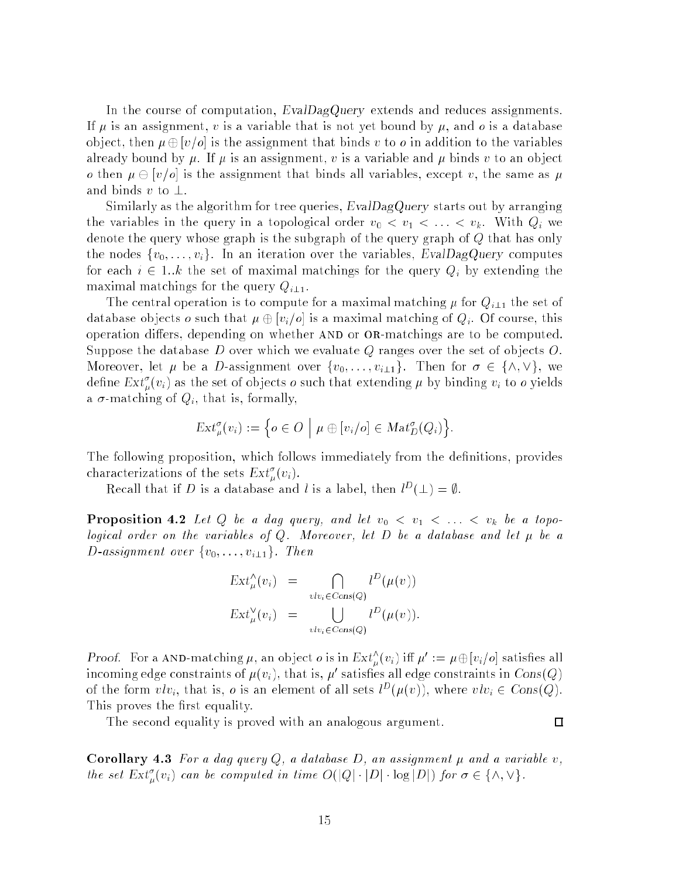In the course of computation, *EvalDagQuery* extends and reduces assignments. If $\mu$ is an assignment, $v$ is a variable that is not yet bound by $\mu$, and $o$ is a database object, then $\mu \oplus [v/o]$ is the assignment that binds $v$ to $o$ in addition to the variables already bound by $\mu$. If $\mu$ is an assignment, $v$ is a variable and $\mu$ binds $v$ to an object $o$ then $\mu \ominus [v/o]$ is the assignment that binds all variables, except $v$, the same as $\mu$ and binds $v$ to $\perp$.

Similarly as the algorithm for tree queries, *EvalDagQuery* starts out by arranging the variables in the query in a topological order $v_0 < v_1 < \ldots < v_k$. With $Q_i$ we denote the query whose graph is the subgraph of the query graph of $Q$ that has only the nodes $\{v_0, \ldots, v_i\}$. In an iteration over the variables, *EvalDagQuery* computes for each $i \in 1..k$ the set of maximal matchings for the query $Q_i$ by extending the maximal matchings for the query $Q_{i-1}$.

The central operation is to compute for a maximal matching $\mu$ for $Q_{i-1}$ the set of database objects $o$ such that $\mu \oplus [v_i/o]$ is a maximal matching of $Q_i$. Of course, this operation differs, depending on whether AND or OR-matchings are to be computed. Suppose the database $D$ over which we evaluate $Q$ ranges over the set of objects $O$. Moreover, let $\mu$ be a $D$-assignment over $\{v_0, \ldots, v_{i-1}\}$. Then for $\sigma \in \{\wedge, \vee\}$, we define $Ext^{\sigma}_{\mu}(v_i)$ as the set of objects $o$ such that extending $\mu$ by binding $v_i$ to $o$ yields a $\sigma$-matching of $Q_i$, that is, formally,

$$Ext^{\sigma}_{\mu}(v_i) := \Big\{ o \in O \;\Big|\; \mu \oplus [v_i/o] \in Mat^{\sigma}_{D}(Q_i) \Big\}.$$

The following proposition, which follows immediately from the definitions, provides characterizations of the sets $Ext^{\sigma}_{\mu}(v_i)$.

Recall that if $D$ is a database and $l$ is a label, then $l^D(\perp) = \emptyset$.

**Proposition 4.2** *Let $Q$ be a dag query, and let $v_0 < v_1 < \ldots < v_k$ be a topological order on the variables of $Q$. Moreover, let $D$ be a database and let $\mu$ be a $D$-assignment over $\{v_0, \ldots, v_{i-1}\}$. Then*

$$\begin{aligned} Ext^{\wedge}_{\mu}(v_i) &= \bigcap_{vlv_i \in Cons(Q)} l^D(\mu(v)) \\ Ext^{\vee}_{\mu}(v_i) &= \bigcup_{vlv_i \in Cons(Q)} l^D(\mu(v)). \end{aligned}$$

*Proof.* For a AND-matching $\mu$, an object $o$ is in $Ext^{\wedge}_{\mu}(v_i)$ iff $\mu' := \mu \oplus [v_i/o]$ satisfies all incoming edge constraints of $\mu(v_i)$, that is, $\mu'$ satisfies all edge constraints in $Cons(Q)$ of the form $vlv_i$, that is, $o$ is an element of all sets $l^D(\mu(v))$, where $vlv_i \in Cons(Q)$. This proves the first equality.

The second equality is proved with an analogous argument. □

**Corollary 4.3** *For a dag query $Q$, a database $D$, an assignment $\mu$ and a variable $v$, the set $Ext^{\sigma}_{\mu}(v_i)$ can be computed in time $O(|Q| \cdot |D| \cdot \log |D|)$ for $\sigma \in \{\wedge, \vee\}$.*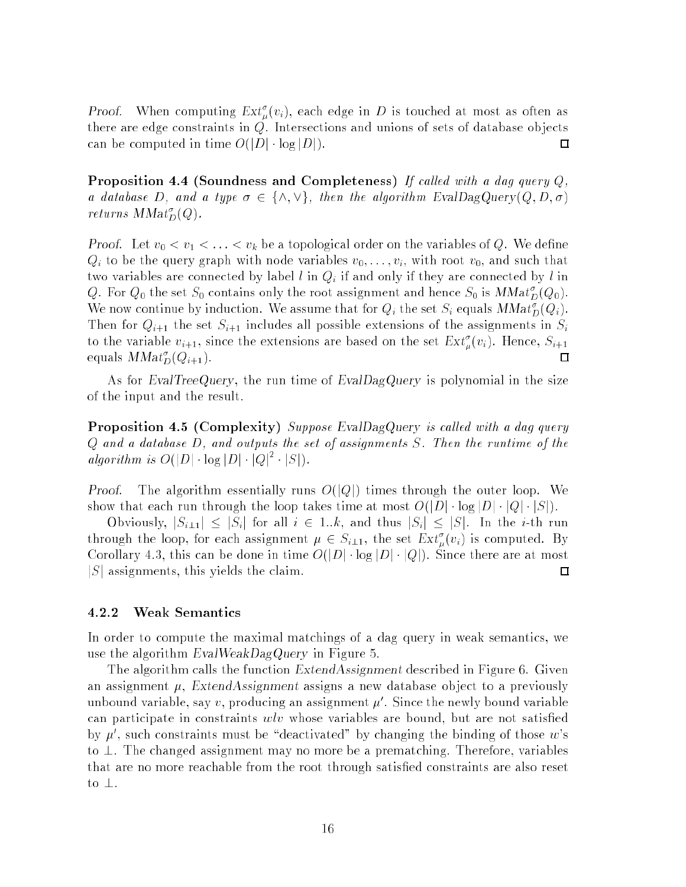*Proof.* When computing $Ext^{\sigma}_{\mu}(v_i)$, each edge in $D$ is touched at most as often as there are edge constraints in $Q$. Intersections and unions of sets of database objects can be computed in time $O(|D| \cdot \log |D|)$. □

**Proposition 4.4 (Soundness and Completeness)** *If called with a dag query $Q$, a database $D$, and a type $\sigma \in \{\wedge, \vee\}$, then the algorithm EvalDagQuery$(Q, D, \sigma)$ returns $MMat^{\sigma}_{D}(Q)$.*

*Proof.* Let $v_0 < v_1 < \ldots < v_k$ be a topological order on the variables of $Q$. We define $Q_i$ to be the query graph with node variables $v_0, \ldots, v_i$, with root $v_0$, and such that two variables are connected by label $l$ in $Q_i$ if and only if they are connected by $l$ in $Q$. For $Q_0$ the set $S_0$ contains only the root assignment and hence $S_0$ is $MMat^{\sigma}_{D}(Q_0)$. We now continue by induction. We assume that for $Q_i$ the set $S_i$ equals $MMat^{\sigma}_{D}(Q_i)$. Then for $Q_{i+1}$ the set $S_{i+1}$ includes all possible extensions of the assignments in $S_i$ to the variable $v_{i+1}$, since the extensions are based on the set $Ext^{\sigma}_{\mu}(v_i)$. Hence, $S_{i+1}$ equals $MMat^{\sigma}_{D}(Q_{i+1})$. □

As for *EvalTreeQuery*, the run time of *EvalDagQuery* is polynomial in the size of the input and the result.

**Proposition 4.5 (Complexity)** *Suppose EvalDagQuery is called with a dag query $Q$ and a database $D$, and outputs the set of assignments $S$. Then the runtime of the algorithm is $O(|D| \cdot \log |D| \cdot |Q|^2 \cdot |S|)$.*

*Proof.* The algorithm essentially runs $O(|Q|)$ times through the outer loop. We show that each run through the loop takes time at most $O(|D| \cdot \log |D| \cdot |Q| \cdot |S|)$.

Obviously, $|S_{i-1}| \leq |S_i|$ for all $i \in 1..k$, and thus $|S_i| \leq |S|$. In the $i$-th run through the loop, for each assignment $\mu \in S_{i-1}$, the set $Ext^{\sigma}_{\mu}(v_i)$ is computed. By Corollary 4.3, this can be done in time $O(|D| \cdot \log |D| \cdot |Q|)$. Since there are at most $|S|$ assignments, this yields the claim. □

### 4.2.2 Weak Semantics

In order to compute the maximal matchings of a dag query in weak semantics, we use the algorithm *EvalWeakDagQuery* in Figure 5.

The algorithm calls the function *ExtendAssignment* described in Figure 6. Given an assignment $\mu$, *ExtendAssignment* assigns a new database object to a previously unbound variable, say $v$, producing an assignment $\mu'$. Since the newly bound variable can participate in constraints $wlv$ whose variables are bound, but are not satisfied by $\mu'$, such constraints must be "deactivated" by changing the binding of those $w$'s to $\perp$. The changed assignment may no more be a prematching. Therefore, variables that are no more reachable from the root through satisfied constraints are also reset to $\perp$.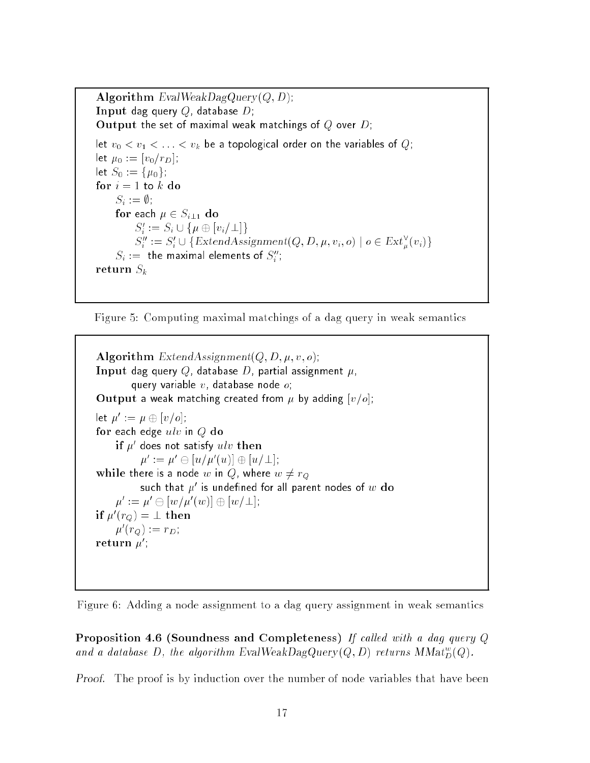```
Algorithm EvalWeakDagQuery(Q, D);
Input dag query Q, database D;
Output the set of maximal weak matchings of Q over D;

let v_0 < v_1 < ... < v_k be a topological order on the variables of Q;
let μ_0 := [v_0/r_D];
let S_0 := {μ_0};
for i = 1 to k do
    S_i := ∅;
    for each μ ∈ S_{i-1} do
        S'_i := S_i ∪ {μ ⊕ [v_i/⊥]}
        S''_i := S'_i ∪ {ExtendAssignment(Q, D, μ, v_i, o) | o ∈ Ext^∨_μ(v_i)}
    S_i := the maximal elements of S''_i;
return S_k
```

Figure 5: Computing maximal matchings of a dag query in weak semantics

```
Algorithm ExtendAssignment(Q, D, μ, v, o);
Input dag query Q, database D, partial assignment μ,
      query variable v, database node o;
Output a weak matching created from μ by adding [v/o];

let μ' := μ ⊕ [v/o];
for each edge ulv in Q do
    if μ' does not satisfy ulv then
        μ' := μ' ⊖ [u/μ'(u)] ⊕ [u/⊥];
while there is a node w in Q, where w ≠ r_Q
        such that μ' is undefined for all parent nodes of w do
    μ' := μ' ⊖ [w/μ'(w)] ⊕ [w/⊥];
if μ'(r_Q) = ⊥ then
    μ'(r_Q) := r_D;
return μ';
```

Figure 6: Adding a node assignment to a dag query assignment in weak semantics

**Proposition 4.6 (Soundness and Completeness)** *If called with a dag query $Q$ and a database $D$, the algorithm EvalWeakDagQuery$(Q, D)$ returns $MMat^w_D(Q)$.*

*Proof.* The proof is by induction over the number of node variables that have been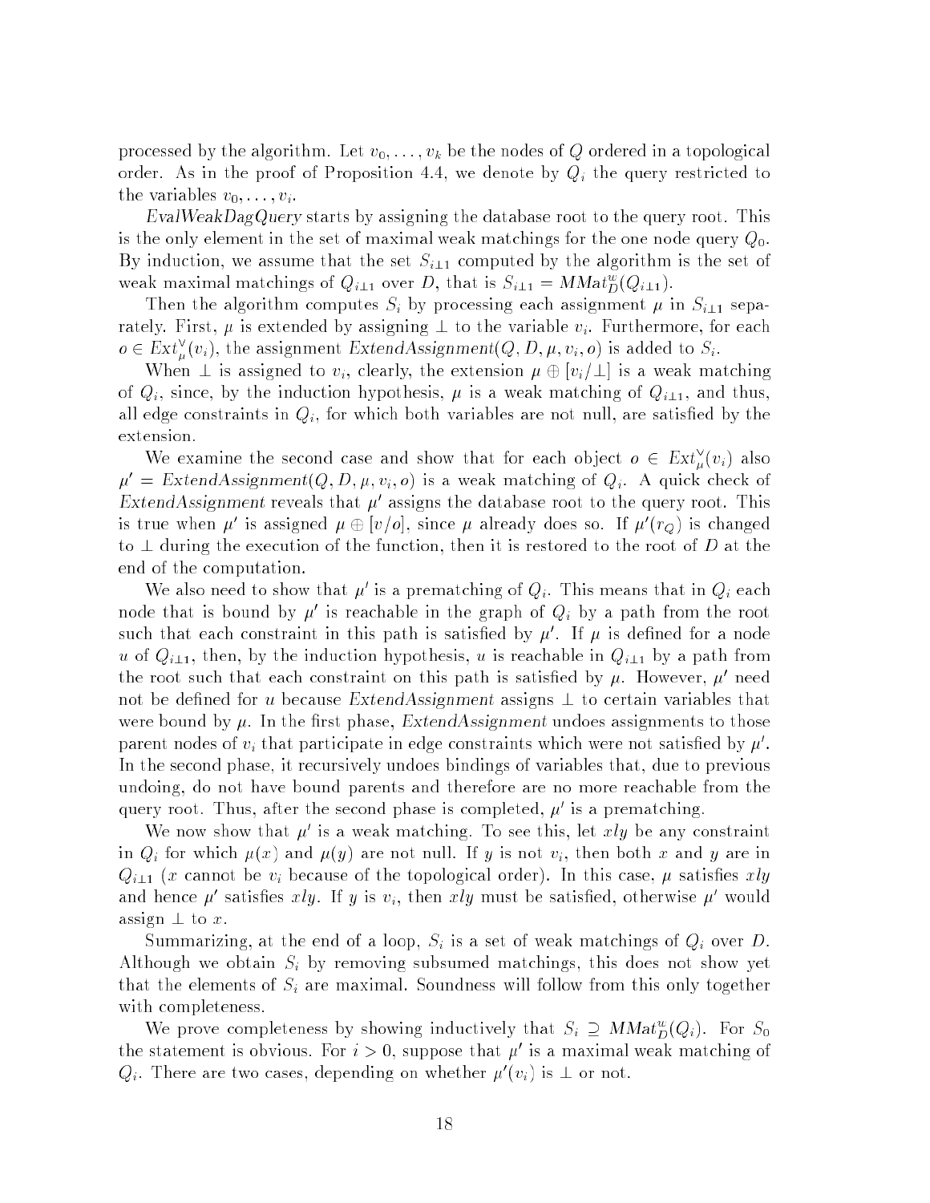processed by the algorithm. Let $v_0, \ldots, v_k$ be the nodes of $Q$ ordered in a topological order. As in the proof of Proposition 4.4, we denote by $Q_i$ the query restricted to the variables $v_0, \ldots, v_i$.

*EvalWeakDagQuery* starts by assigning the database root to the query root. This is the only element in the set of maximal weak matchings for the one node query $Q_0$. By induction, we assume that the set $S_{i-1}$ computed by the algorithm is the set of weak maximal matchings of $Q_{i-1}$ over $D$, that is $S_{i-1} = \mathit{MMat}^w_D(Q_{i-1})$.

Then the algorithm computes $S_i$ by processing each assignment $\mu$ in $S_{i-1}$ separately. First, $\mu$ is extended by assigning $\perp$ to the variable $v_i$. Furthermore, for each $o \in \mathit{Ext}^{\vee}_{\mu}(v_i)$, the assignment $\mathit{ExtendAssignment}(Q, D, \mu, v_i, o)$ is added to $S_i$.

When $\perp$ is assigned to $v_i$, clearly, the extension $\mu \oplus [v_i/\perp]$ is a weak matching of $Q_i$, since, by the induction hypothesis, $\mu$ is a weak matching of $Q_{i-1}$, and thus, all edge constraints in $Q_i$, for which both variables are not null, are satisfied by the extension.

We examine the second case and show that for each object $o \in \mathit{Ext}^{\vee}_{\mu}(v_i)$ also $\mu' = \mathit{ExtendAssignment}(Q, D, \mu, v_i, o)$ is a weak matching of $Q_i$. A quick check of *ExtendAssignment* reveals that $\mu'$ assigns the database root to the query root. This is true when $\mu'$ is assigned $\mu \oplus [v/o]$, since $\mu$ already does so. If $\mu'(r_Q)$ is changed to $\perp$ during the execution of the function, then it is restored to the root of $D$ at the end of the computation.

We also need to show that $\mu'$ is a prematching of $Q_i$. This means that in $Q_i$ each node that is bound by $\mu'$ is reachable in the graph of $Q_i$ by a path from the root such that each constraint in this path is satisfied by $\mu'$. If $\mu$ is defined for a node $u$ of $Q_{i-1}$, then, by the induction hypothesis, $u$ is reachable in $Q_{i-1}$ by a path from the root such that each constraint on this path is satisfied by $\mu$. However, $\mu'$ need not be defined for $u$ because *ExtendAssignment* assigns $\perp$ to certain variables that were bound by $\mu$. In the first phase, *ExtendAssignment* undoes assignments to those parent nodes of $v_i$ that participate in edge constraints which were not satisfied by $\mu'$. In the second phase, it recursively undoes bindings of variables that, due to previous undoing, do not have bound parents and therefore are no more reachable from the query root. Thus, after the second phase is completed, $\mu'$ is a prematching.

We now show that $\mu'$ is a weak matching. To see this, let $xly$ be any constraint in $Q_i$ for which $\mu(x)$ and $\mu(y)$ are not null. If $y$ is not $v_i$, then both $x$ and $y$ are in $Q_{i-1}$ ($x$ cannot be $v_i$ because of the topological order). In this case, $\mu$ satisfies $xly$ and hence $\mu'$ satisfies $xly$. If $y$ is $v_i$, then $xly$ must be satisfied, otherwise $\mu'$ would assign $\perp$ to $x$.

Summarizing, at the end of a loop, $S_i$ is a set of weak matchings of $Q_i$ over $D$. Although we obtain $S_i$ by removing subsumed matchings, this does not show yet that the elements of $S_i$ are maximal. Soundness will follow from this only together with completeness.

We prove completeness by showing inductively that $S_i \supseteq \mathit{MMat}^w_D(Q_i)$. For $S_0$ the statement is obvious. For $i > 0$, suppose that $\mu'$ is a maximal weak matching of $Q_i$. There are two cases, depending on whether $\mu'(v_i)$ is $\perp$ or not.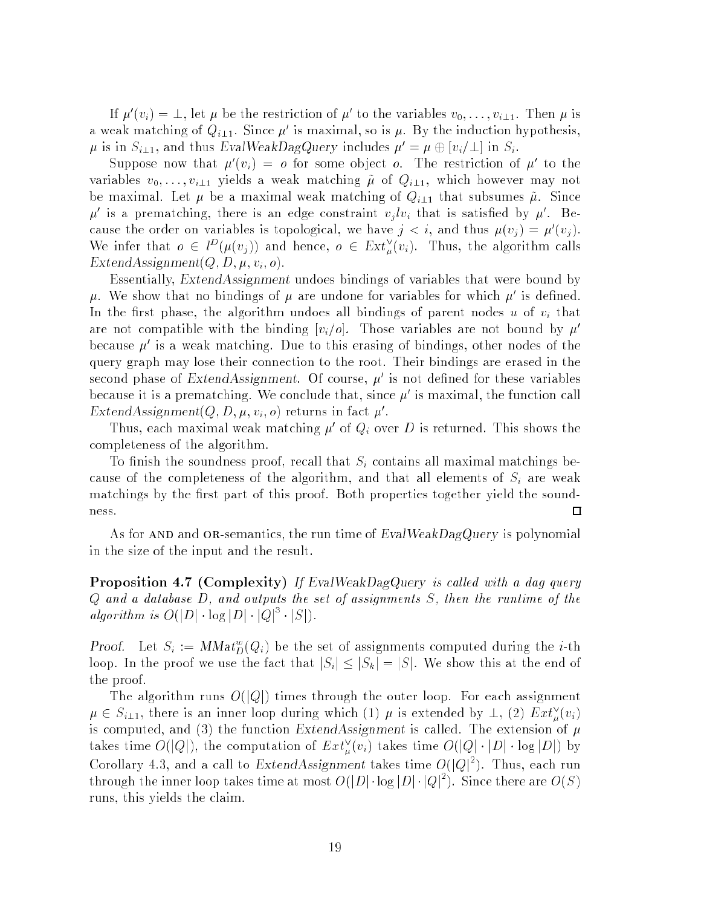If $\mu'(v_i) = \bot$, let $\mu$ be the restriction of $\mu'$ to the variables $v_0, \ldots, v_{i-1}$. Then $\mu$ is a weak matching of $Q_{i-1}$. Since $\mu'$ is maximal, so is $\mu$. By the induction hypothesis, $\mu$ is in $S_{i-1}$, and thus *EvalWeakDagQuery* includes $\mu' = \mu \oplus [v_i/\bot]$ in $S_i$.

Suppose now that $\mu'(v_i) = o$ for some object $o$. The restriction of $\mu'$ to the variables $v_0, \ldots, v_{i-1}$ yields a weak matching $\tilde{\mu}$ of $Q_{i-1}$, which however may not be maximal. Let $\mu$ be a maximal weak matching of $Q_{i-1}$ that subsumes $\tilde{\mu}$. Since $\mu'$ is a prematching, there is an edge constraint $v_j l v_i$ that is satisfied by $\mu'$. Because the order on variables is topological, we have $j < i$, and thus $\mu(v_j) = \mu'(v_j)$. We infer that $o \in l^D(\mu(v_j))$ and hence, $o \in Ext^{\vee}_{\mu}(v_i)$. Thus, the algorithm calls *ExtendAssignment*$(Q, D, \mu, v_i, o)$.

Essentially, *ExtendAssignment* undoes bindings of variables that were bound by $\mu$. We show that no bindings of $\mu$ are undone for variables for which $\mu'$ is defined. In the first phase, the algorithm undoes all bindings of parent nodes $u$ of $v_i$ that are not compatible with the binding $[v_i/o]$. Those variables are not bound by $\mu'$ because $\mu'$ is a weak matching. Due to this erasing of bindings, other nodes of the query graph may lose their connection to the root. Their bindings are erased in the second phase of *ExtendAssignment*. Of course, $\mu'$ is not defined for these variables because it is a prematching. We conclude that, since $\mu'$ is maximal, the function call *ExtendAssignment*$(Q, D, \mu, v_i, o)$ returns in fact $\mu'$.

Thus, each maximal weak matching $\mu'$ of $Q_i$ over $D$ is returned. This shows the completeness of the algorithm.

To finish the soundness proof, recall that $S_i$ contains all maximal matchings because of the completeness of the algorithm, and that all elements of $S_i$ are weak matchings by the first part of this proof. Both properties together yield the soundness. □

As for AND and OR-semantics, the run time of *EvalWeakDagQuery* is polynomial in the size of the input and the result.

**Proposition 4.7 (Complexity)** *If EvalWeakDagQuery is called with a dag query $Q$ and a database $D$, and outputs the set of assignments $S$, then the runtime of the algorithm is $O(|D| \cdot \log |D| \cdot |Q|^3 \cdot |S|)$.*

*Proof.* Let $S_i := MMat^w_D(Q_i)$ be the set of assignments computed during the $i$-th loop. In the proof we use the fact that $|S_i| \leq |S_k| = |S|$. We show this at the end of the proof.

The algorithm runs $O(|Q|)$ times through the outer loop. For each assignment $\mu \in S_{i-1}$, there is an inner loop during which (1) $\mu$ is extended by $\bot$, (2) $Ext^{\vee}_{\mu}(v_i)$ is computed, and (3) the function *ExtendAssignment* is called. The extension of $\mu$ takes time $O(|Q|)$, the computation of $Ext^{\vee}_{\mu}(v_i)$ takes time $O(|Q| \cdot |D| \cdot \log |D|)$ by Corollary 4.3, and a call to *ExtendAssignment* takes time $O(|Q|^2)$. Thus, each run through the inner loop takes time at most $O(|D| \cdot \log |D| \cdot |Q|^2)$. Since there are $O(S)$ runs, this yields the claim.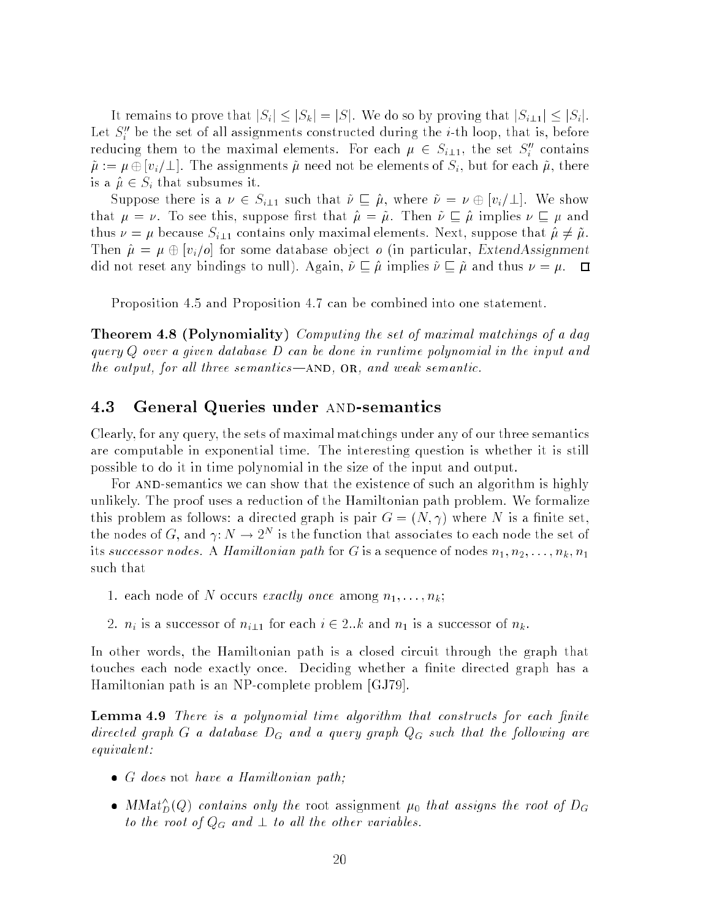It remains to prove that $|S_i| \leq |S_k| = |S|$. We do so by proving that $|S_{i-1}| \leq |S_i|$. Let $S_i''$ be the set of all assignments constructed during the $i$-th loop, that is, before reducing them to the maximal elements. For each $\mu \in S_{i-1}$, the set $S_i''$ contains $\tilde{\mu} := \mu \oplus [v_i/\bot]$. The assignments $\tilde{\mu}$ need not be elements of $S_i$, but for each $\tilde{\mu}$, there is a $\hat{\mu} \in S_i$ that subsumes it.

Suppose there is a $\nu \in S_{i-1}$ such that $\tilde{\nu} \sqsubseteq \hat{\mu}$, where $\tilde{\nu} = \nu \oplus [v_i/\bot]$. We show that $\mu = \nu$. To see this, suppose first that $\hat{\mu} = \tilde{\mu}$. Then $\tilde{\nu} \sqsubseteq \hat{\mu}$ implies $\nu \sqsubseteq \mu$ and thus $\nu = \mu$ because $S_{i-1}$ contains only maximal elements. Next, suppose that $\hat{\mu} \neq \tilde{\mu}$. Then $\hat{\mu} = \mu \oplus [v_i/o]$ for some database object $o$ (in particular, *ExtendAssignment* did not reset any bindings to null). Again, $\tilde{\nu} \sqsubseteq \hat{\mu}$ implies $\tilde{\nu} \sqsubseteq \tilde{\mu}$ and thus $\nu = \mu$. □

Proposition 4.5 and Proposition 4.7 can be combined into one statement.

**Theorem 4.8 (Polynomiality)** *Computing the set of maximal matchings of a dag query $Q$ over a given database $D$ can be done in runtime polynomial in the input and the output, for all three semantics—*AND*,* OR*, and weak semantic.*

## 4.3 General Queries under AND-semantics

Clearly, for any query, the sets of maximal matchings under any of our three semantics are computable in exponential time. The interesting question is whether it is still possible to do it in time polynomial in the size of the input and output.

For AND-semantics we can show that the existence of such an algorithm is highly unlikely. The proof uses a reduction of the Hamiltonian path problem. We formalize this problem as follows: a directed graph is pair $G = (N, \gamma)$ where $N$ is a finite set, the nodes of $G$, and $\gamma: N \rightarrow 2^N$ is the function that associates to each node the set of its *successor nodes*. A *Hamiltonian path* for $G$ is a sequence of nodes $n_1, n_2, \ldots, n_k, n_1$ such that

1. each node of $N$ occurs *exactly once* among $n_1, \ldots, n_k$;
2. $n_i$ is a successor of $n_{i-1}$ for each $i \in 2..k$ and $n_1$ is a successor of $n_k$.

In other words, the Hamiltonian path is a closed circuit through the graph that touches each node exactly once. Deciding whether a finite directed graph has a Hamiltonian path is an NP-complete problem [GJ79].

**Lemma 4.9** *There is a polynomial time algorithm that constructs for each finite directed graph $G$ a database $D_G$ and a query graph $Q_G$ such that the following are equivalent:*

- *$G$ does* not *have a Hamiltonian path;*
- *$MMat_D^{\wedge}(Q)$ contains only the* root *assignment $\mu_0$ that assigns the root of $D_G$ to the root of $Q_G$ and $\bot$ to all the other variables.*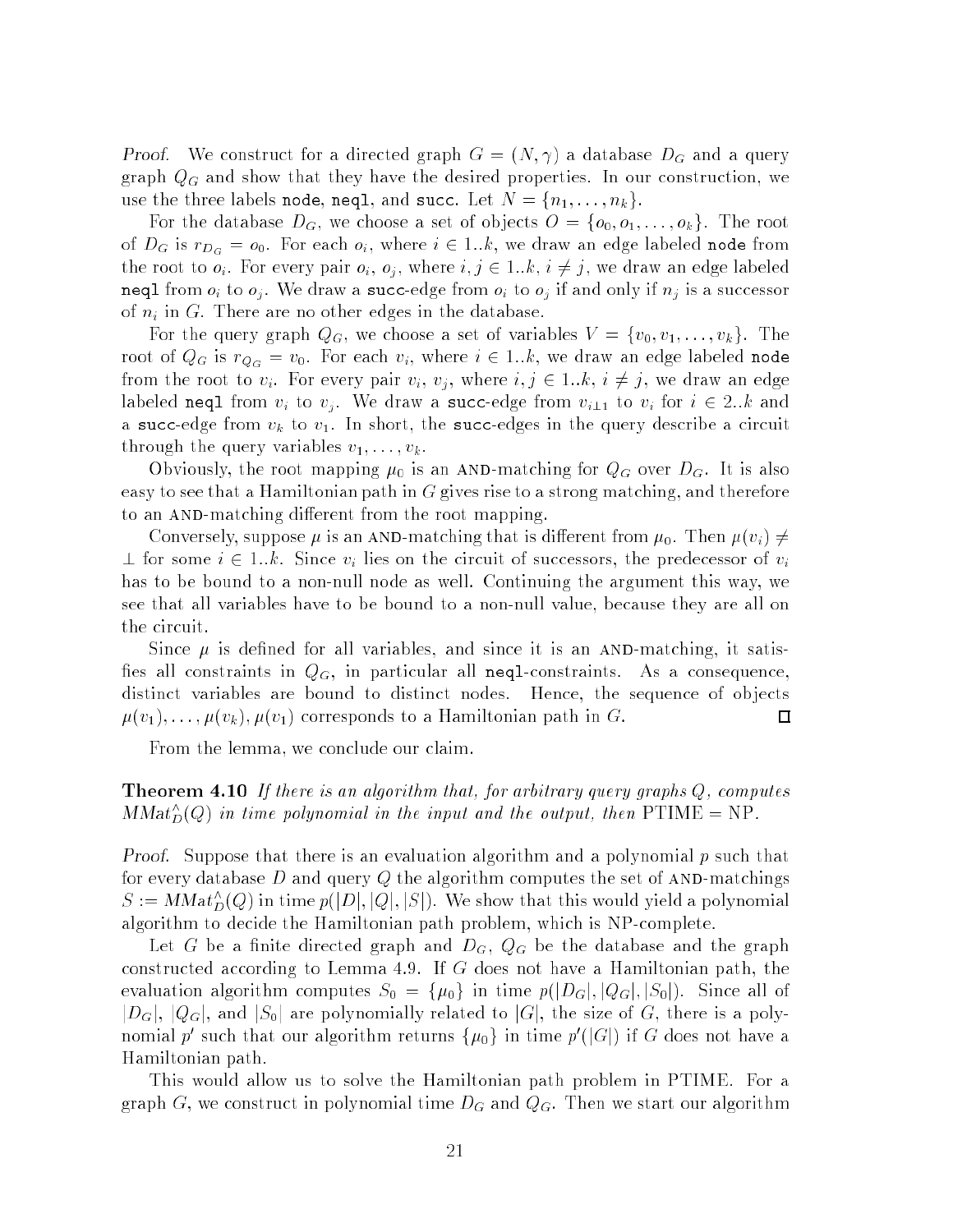*Proof.* We construct for a directed graph $G = (N, \gamma)$ a database $D_G$ and a query graph $Q_G$ and show that they have the desired properties. In our construction, we use the three labels `node`, `neql`, and `succ`. Let $N = \{n_1, \dots, n_k\}$.

For the database $D_G$, we choose a set of objects $O = \{o_0, o_1, \dots, o_k\}$. The root of $D_G$ is $r_{D_G} = o_0$. For each $o_i$, where $i \in 1..k$, we draw an edge labeled `node` from the root to $o_i$. For every pair $o_i$, $o_j$, where $i, j \in 1..k$, $i \neq j$, we draw an edge labeled `neql` from $o_i$ to $o_j$. We draw a `succ`-edge from $o_i$ to $o_j$ if and only if $n_j$ is a successor of $n_i$ in $G$. There are no other edges in the database.

For the query graph $Q_G$, we choose a set of variables $V = \{v_0, v_1, \dots, v_k\}$. The root of $Q_G$ is $r_{Q_G} = v_0$. For each $v_i$, where $i \in 1..k$, we draw an edge labeled `node` from the root to $v_i$. For every pair $v_i$, $v_j$, where $i, j \in 1..k$, $i \neq j$, we draw an edge labeled `neql` from $v_i$ to $v_j$. We draw a `succ`-edge from $v_{i-1}$ to $v_i$ for $i \in 2..k$ and a `succ`-edge from $v_k$ to $v_1$. In short, the `succ`-edges in the query describe a circuit through the query variables $v_1, \dots, v_k$.

Obviously, the root mapping $\mu_0$ is an AND-matching for $Q_G$ over $D_G$. It is also easy to see that a Hamiltonian path in $G$ gives rise to a strong matching, and therefore to an AND-matching different from the root mapping.

Conversely, suppose $\mu$ is an AND-matching that is different from $\mu_0$. Then $\mu(v_i) \neq \perp$ for some $i \in 1..k$. Since $v_i$ lies on the circuit of successors, the predecessor of $v_i$ has to be bound to a non-null node as well. Continuing the argument this way, we see that all variables have to be bound to a non-null value, because they are all on the circuit.

Since $\mu$ is defined for all variables, and since it is an AND-matching, it satisfies all constraints in $Q_G$, in particular all `neql`-constraints. As a consequence, distinct variables are bound to distinct nodes. Hence, the sequence of objects $\mu(v_1), \dots, \mu(v_k), \mu(v_1)$ corresponds to a Hamiltonian path in $G$. □

From the lemma, we conclude our claim.

**Theorem 4.10** *If there is an algorithm that, for arbitrary query graphs $Q$, computes $MMat^{\wedge}_D(Q)$ in time polynomial in the input and the output, then* PTIME = NP.

*Proof.* Suppose that there is an evaluation algorithm and a polynomial $p$ such that for every database $D$ and query $Q$ the algorithm computes the set of AND-matchings $S := MMat^{\wedge}_D(Q)$ in time $p(|D|, |Q|, |S|)$. We show that this would yield a polynomial algorithm to decide the Hamiltonian path problem, which is NP-complete.

Let $G$ be a finite directed graph and $D_G$, $Q_G$ be the database and the graph constructed according to Lemma 4.9. If $G$ does not have a Hamiltonian path, the evaluation algorithm computes $S_0 = \{\mu_0\}$ in time $p(|D_G|, |Q_G|, |S_0|)$. Since all of $|D_G|$, $|Q_G|$, and $|S_0|$ are polynomially related to $|G|$, the size of $G$, there is a polynomial $p'$ such that our algorithm returns $\{\mu_0\}$ in time $p'(|G|)$ if $G$ does not have a Hamiltonian path.

This would allow us to solve the Hamiltonian path problem in PTIME. For a graph $G$, we construct in polynomial time $D_G$ and $Q_G$. Then we start our algorithm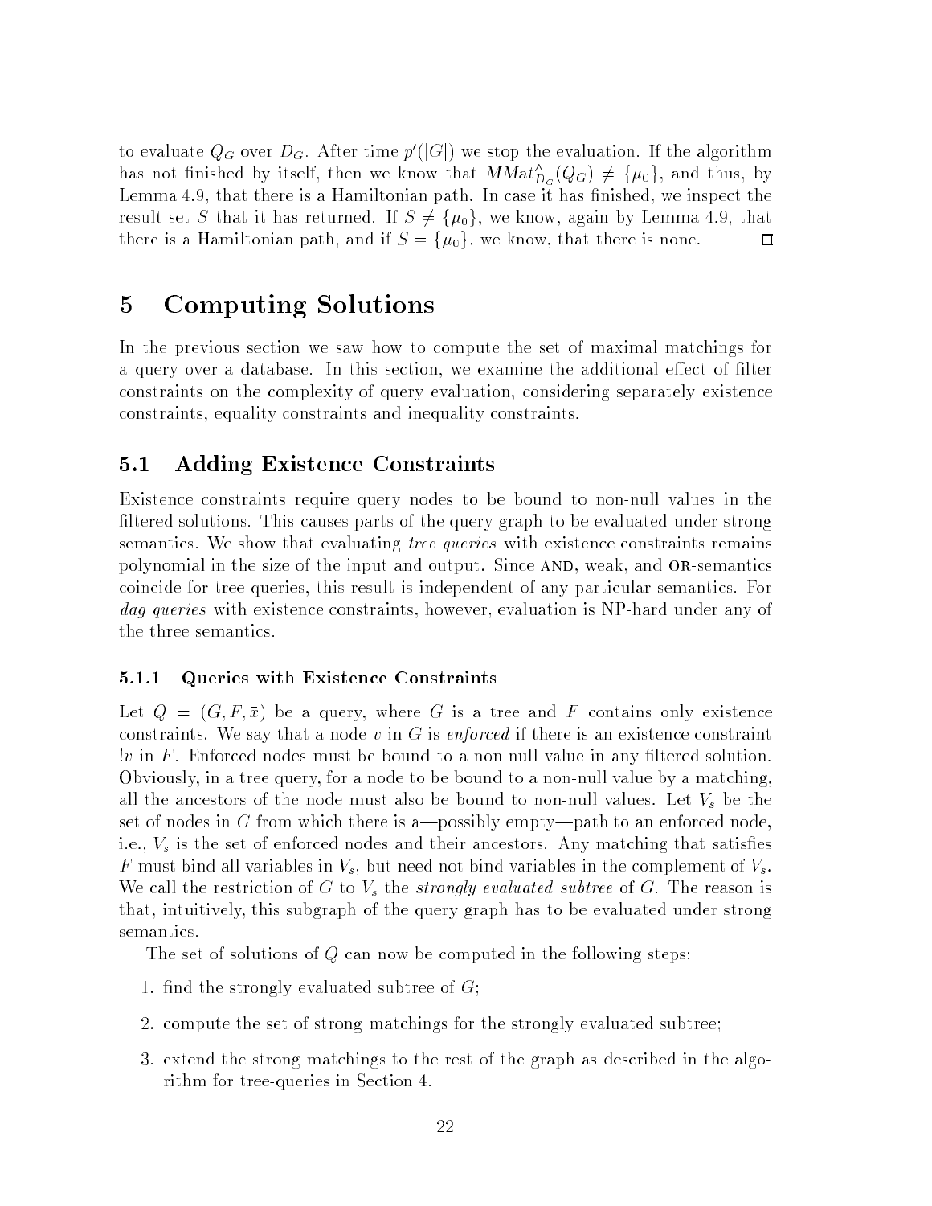to evaluate $Q_G$ over $D_G$. After time $p'(|G|)$ we stop the evaluation. If the algorithm has not finished by itself, then we know that $MMat^{\wedge}_{D_G}(Q_G) \neq \{\mu_0\}$, and thus, by Lemma 4.9, that there is a Hamiltonian path. In case it has finished, we inspect the result set $S$ that it has returned. If $S \neq \{\mu_0\}$, we know, again by Lemma 4.9, that there is a Hamiltonian path, and if $S = \{\mu_0\}$, we know, that there is none. □

# 5 Computing Solutions

In the previous section we saw how to compute the set of maximal matchings for a query over a database. In this section, we examine the additional effect of filter constraints on the complexity of query evaluation, considering separately existence constraints, equality constraints and inequality constraints.

## 5.1 Adding Existence Constraints

Existence constraints require query nodes to be bound to non-null values in the filtered solutions. This causes parts of the query graph to be evaluated under strong semantics. We show that evaluating *tree queries* with existence constraints remains polynomial in the size of the input and output. Since AND, weak, and OR-semantics coincide for tree queries, this result is independent of any particular semantics. For *dag queries* with existence constraints, however, evaluation is NP-hard under any of the three semantics.

### 5.1.1 Queries with Existence Constraints

Let $Q = (G, F, \bar{x})$ be a query, where $G$ is a tree and $F$ contains only existence constraints. We say that a node $v$ in $G$ is *enforced* if there is an existence constraint $!v$ in $F$. Enforced nodes must be bound to a non-null value in any filtered solution. Obviously, in a tree query, for a node to be bound to a non-null value by a matching, all the ancestors of the node must also be bound to non-null values. Let $V_s$ be the set of nodes in $G$ from which there is a—possibly empty—path to an enforced node, i.e., $V_s$ is the set of enforced nodes and their ancestors. Any matching that satisfies $F$ must bind all variables in $V_s$, but need not bind variables in the complement of $V_s$. We call the restriction of $G$ to $V_s$ the *strongly evaluated subtree* of $G$. The reason is that, intuitively, this subgraph of the query graph has to be evaluated under strong semantics.

The set of solutions of $Q$ can now be computed in the following steps:

1. find the strongly evaluated subtree of $G$;
2. compute the set of strong matchings for the strongly evaluated subtree;
3. extend the strong matchings to the rest of the graph as described in the algorithm for tree-queries in Section 4.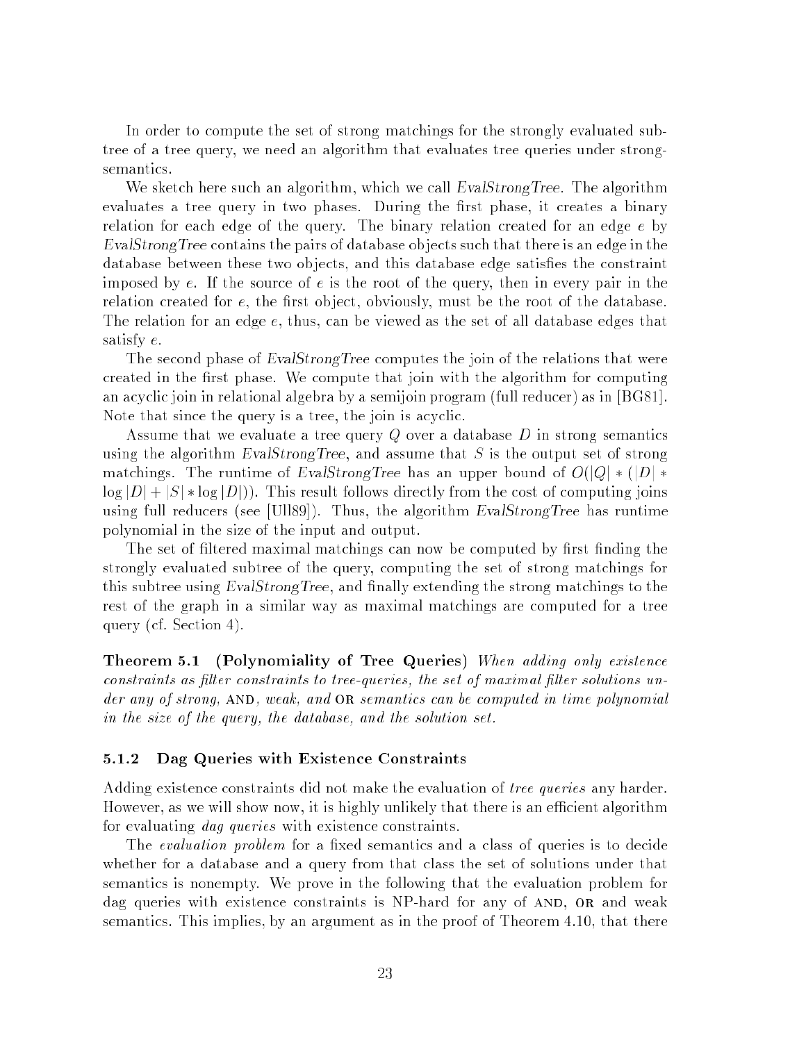In order to compute the set of strong matchings for the strongly evaluated subtree of a tree query, we need an algorithm that evaluates tree queries under strong-semantics.

We sketch here such an algorithm, which we call *EvalStrongTree*. The algorithm evaluates a tree query in two phases. During the first phase, it creates a binary relation for each edge of the query. The binary relation created for an edge $e$ by *EvalStrongTree* contains the pairs of database objects such that there is an edge in the database between these two objects, and this database edge satisfies the constraint imposed by $e$. If the source of $e$ is the root of the query, then in every pair in the relation created for $e$, the first object, obviously, must be the root of the database. The relation for an edge $e$, thus, can be viewed as the set of all database edges that satisfy $e$.

The second phase of *EvalStrongTree* computes the join of the relations that were created in the first phase. We compute that join with the algorithm for computing an acyclic join in relational algebra by a semijoin program (full reducer) as in [BG81]. Note that since the query is a tree, the join is acyclic.

Assume that we evaluate a tree query $Q$ over a database $D$ in strong semantics using the algorithm *EvalStrongTree*, and assume that $S$ is the output set of strong matchings. The runtime of *EvalStrongTree* has an upper bound of $O(|Q| * (|D| * \log |D| + |S| * \log |D|))$. This result follows directly from the cost of computing joins using full reducers (see [Ull89]). Thus, the algorithm *EvalStrongTree* has runtime polynomial in the size of the input and output.

The set of filtered maximal matchings can now be computed by first finding the strongly evaluated subtree of the query, computing the set of strong matchings for this subtree using *EvalStrongTree*, and finally extending the strong matchings to the rest of the graph in a similar way as maximal matchings are computed for a tree query (cf. Section 4).

**Theorem 5.1 (Polynomiality of Tree Queries)** *When adding only existence constraints as filter constraints to tree-queries, the set of maximal filter solutions under any of strong,* AND*, weak, and* OR *semantics can be computed in time polynomial in the size of the query, the database, and the solution set.*

#### 5.1.2 Dag Queries with Existence Constraints

Adding existence constraints did not make the evaluation of *tree queries* any harder. However, as we will show now, it is highly unlikely that there is an efficient algorithm for evaluating *dag queries* with existence constraints.

The *evaluation problem* for a fixed semantics and a class of queries is to decide whether for a database and a query from that class the set of solutions under that semantics is nonempty. We prove in the following that the evaluation problem for dag queries with existence constraints is NP-hard for any of AND, OR and weak semantics. This implies, by an argument as in the proof of Theorem 4.10, that there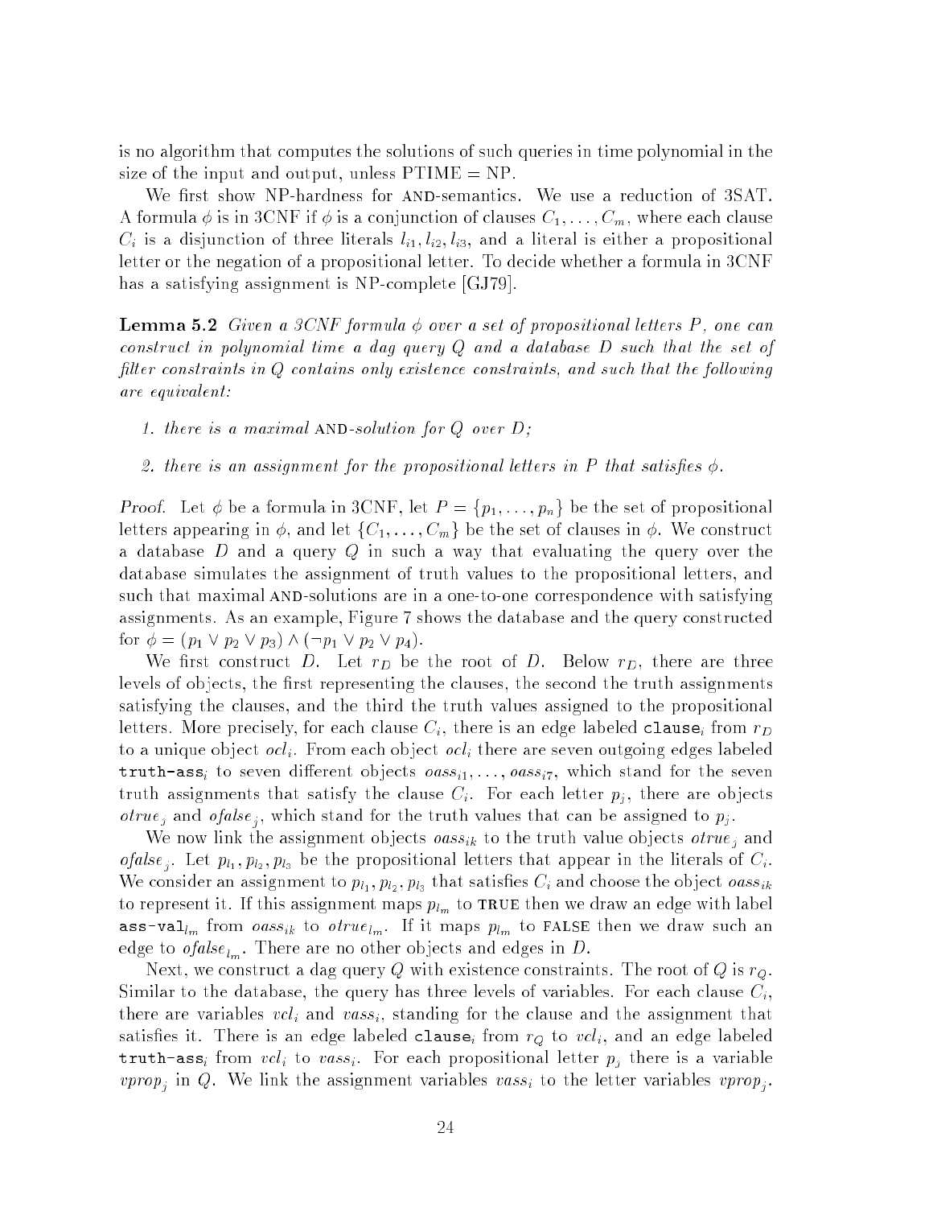is no algorithm that computes the solutions of such queries in time polynomial in the size of the input and output, unless PTIME = NP.

We first show NP-hardness for AND-semantics. We use a reduction of 3SAT. A formula $\phi$ is in 3CNF if $\phi$ is a conjunction of clauses $C_1, \ldots, C_m$, where each clause $C_i$ is a disjunction of three literals $l_{i1}, l_{i2}, l_{i3}$, and a literal is either a propositional letter or the negation of a propositional letter. To decide whether a formula in 3CNF has a satisfying assignment is NP-complete [GJ79].

**Lemma 5.2** *Given a 3CNF formula $\phi$ over a set of propositional letters $P$, one can construct in polynomial time a dag query $Q$ and a database $D$ such that the set of filter constraints in $Q$ contains only existence constraints, and such that the following are equivalent:*

1. *there is a maximal* AND*-solution for $Q$ over $D$;*
2. *there is an assignment for the propositional letters in $P$ that satisfies $\phi$.*

*Proof.* Let $\phi$ be a formula in 3CNF, let $P = \{p_1, \ldots, p_n\}$ be the set of propositional letters appearing in $\phi$, and let $\{C_1, \ldots, C_m\}$ be the set of clauses in $\phi$. We construct a database $D$ and a query $Q$ in such a way that evaluating the query over the database simulates the assignment of truth values to the propositional letters, and such that maximal AND-solutions are in a one-to-one correspondence with satisfying assignments. As an example, Figure 7 shows the database and the query constructed for $\phi = (p_1 \vee p_2 \vee p_3) \wedge (\neg p_1 \vee p_2 \vee p_4)$.

We first construct $D$. Let $r_D$ be the root of $D$. Below $r_D$, there are three levels of objects, the first representing the clauses, the second the truth assignments satisfying the clauses, and the third the truth values assigned to the propositional letters. More precisely, for each clause $C_i$, there is an edge labeled $\texttt{clause}_i$ from $r_D$ to a unique object $ocl_i$. From each object $ocl_i$ there are seven outgoing edges labeled $\texttt{truth-ass}_i$ to seven different objects $oass_{i1}, \ldots, oass_{i7}$, which stand for the seven truth assignments that satisfy the clause $C_i$. For each letter $p_j$, there are objects $otrue_j$ and $ofalse_j$, which stand for the truth values that can be assigned to $p_j$.

We now link the assignment objects $oass_{ik}$ to the truth value objects $otrue_j$ and $ofalse_j$. Let $p_{l_1}, p_{l_2}, p_{l_3}$ be the propositional letters that appear in the literals of $C_i$. We consider an assignment to $p_{l_1}, p_{l_2}, p_{l_3}$ that satisfies $C_i$ and choose the object $oass_{ik}$ to represent it. If this assignment maps $p_{l_m}$ to TRUE then we draw an edge with label $\texttt{ass-val}_{l_m}$ from $oass_{ik}$ to $otrue_{l_m}$. If it maps $p_{l_m}$ to FALSE then we draw such an edge to $ofalse_{l_m}$. There are no other objects and edges in $D$.

Next, we construct a dag query $Q$ with existence constraints. The root of $Q$ is $r_Q$. Similar to the database, the query has three levels of variables. For each clause $C_i$, there are variables $vcl_i$ and $vass_i$, standing for the clause and the assignment that satisfies it. There is an edge labeled $\texttt{clause}_i$ from $r_Q$ to $vcl_i$, and an edge labeled $\texttt{truth-ass}_i$ from $vcl_i$ to $vass_i$. For each propositional letter $p_j$ there is a variable $vprop_j$ in $Q$. We link the assignment variables $vass_i$ to the letter variables $vprop_j$.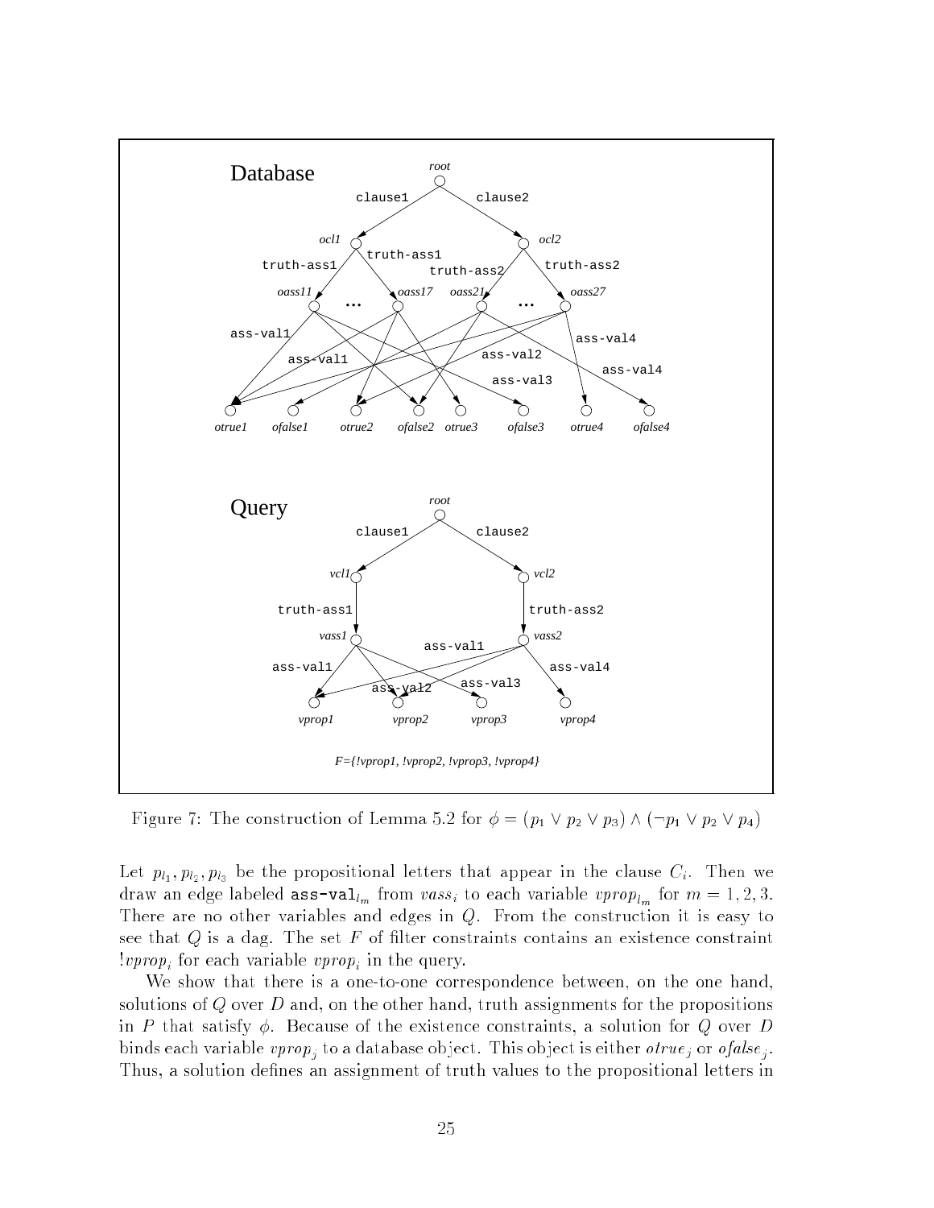Figure 7: The construction of Lemma 5.2 for $\phi = (p_1 \vee p_2 \vee p_3) \wedge (\neg p_1 \vee p_2 \vee p_4)$

Let $p_{l_1}, p_{l_2}, p_{l_3}$ be the propositional letters that appear in the clause $C_i$. Then we draw an edge labeled $\texttt{ass-val}_{l_m}$ from $vass_i$ to each variable $vprop_{l_m}$ for $m = 1, 2, 3$. There are no other variables and edges in $Q$. From the construction it is easy to see that $Q$ is a dag. The set $F$ of filter constraints contains an existence constraint $!vprop_i$ for each variable $vprop_i$ in the query.

We show that there is a one-to-one correspondence between, on the one hand, solutions of $Q$ over $D$ and, on the other hand, truth assignments for the propositions in $P$ that satisfy $\phi$. Because of the existence constraints, a solution for $Q$ over $D$ binds each variable $vprop_j$ to a database object. This object is either $otrue_j$ or $ofalse_j$. Thus, a solution defines an assignment of truth values to the propositional letters in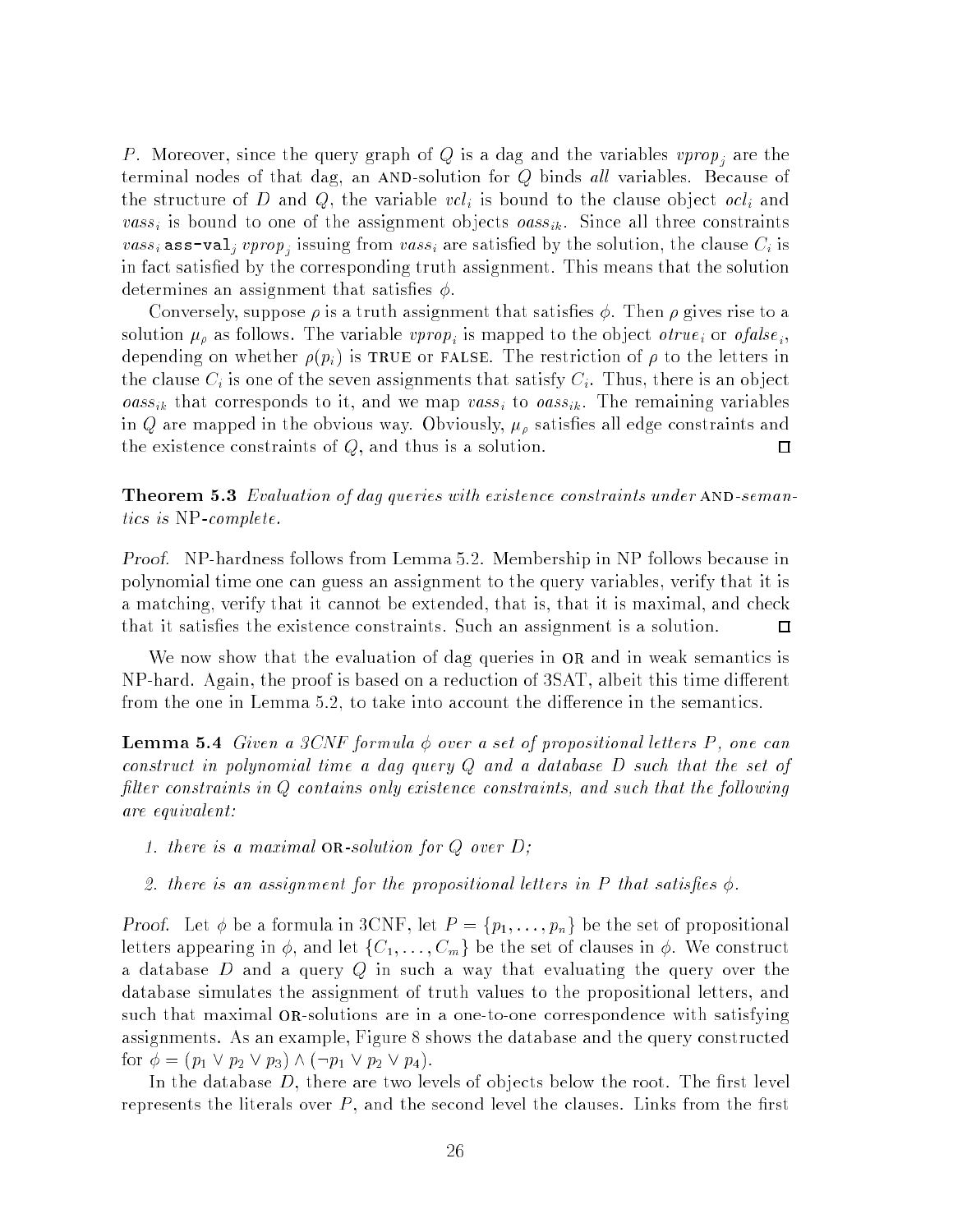$P$. Moreover, since the query graph of $Q$ is a dag and the variables $vprop_j$ are the terminal nodes of that dag, an AND-solution for $Q$ binds *all* variables. Because of the structure of $D$ and $Q$, the variable $vcl_i$ is bound to the clause object $ocl_i$ and $vass_i$ is bound to one of the assignment objects $oass_{ik}$. Since all three constraints $vass_i$ `ass-val`$_j$ $vprop_j$ issuing from $vass_i$ are satisfied by the solution, the clause $C_i$ is in fact satisfied by the corresponding truth assignment. This means that the solution determines an assignment that satisfies $\phi$.

Conversely, suppose $\rho$ is a truth assignment that satisfies $\phi$. Then $\rho$ gives rise to a solution $\mu_\rho$ as follows. The variable $vprop_i$ is mapped to the object $otrue_i$ or $ofalse_i$, depending on whether $\rho(p_i)$ is TRUE or FALSE. The restriction of $\rho$ to the letters in the clause $C_i$ is one of the seven assignments that satisfy $C_i$. Thus, there is an object $oass_{ik}$ that corresponds to it, and we map $vass_i$ to $oass_{ik}$. The remaining variables in $Q$ are mapped in the obvious way. Obviously, $\mu_\rho$ satisfies all edge constraints and the existence constraints of $Q$, and thus is a solution. □

**Theorem 5.3** *Evaluation of dag queries with existence constraints under* AND*-semantics is* NP*-complete.*

*Proof.* NP-hardness follows from Lemma 5.2. Membership in NP follows because in polynomial time one can guess an assignment to the query variables, verify that it is a matching, verify that it cannot be extended, that is, that it is maximal, and check that it satisfies the existence constraints. Such an assignment is a solution. □

We now show that the evaluation of dag queries in OR and in weak semantics is NP-hard. Again, the proof is based on a reduction of 3SAT, albeit this time different from the one in Lemma 5.2, to take into account the difference in the semantics.

**Lemma 5.4** *Given a 3CNF formula $\phi$ over a set of propositional letters $P$, one can construct in polynomial time a dag query $Q$ and a database $D$ such that the set of filter constraints in $Q$ contains only existence constraints, and such that the following are equivalent:*

1. *there is a maximal* OR*-solution for $Q$ over $D$;*
2. *there is an assignment for the propositional letters in $P$ that satisfies $\phi$.*

*Proof.* Let $\phi$ be a formula in 3CNF, let $P = \{p_1, \ldots, p_n\}$ be the set of propositional letters appearing in $\phi$, and let $\{C_1, \ldots, C_m\}$ be the set of clauses in $\phi$. We construct a database $D$ and a query $Q$ in such a way that evaluating the query over the database simulates the assignment of truth values to the propositional letters, and such that maximal OR-solutions are in a one-to-one correspondence with satisfying assignments. As an example, Figure 8 shows the database and the query constructed for $\phi = (p_1 \vee p_2 \vee p_3) \wedge (\neg p_1 \vee p_2 \vee p_4)$.

In the database $D$, there are two levels of objects below the root. The first level represents the literals over $P$, and the second level the clauses. Links from the first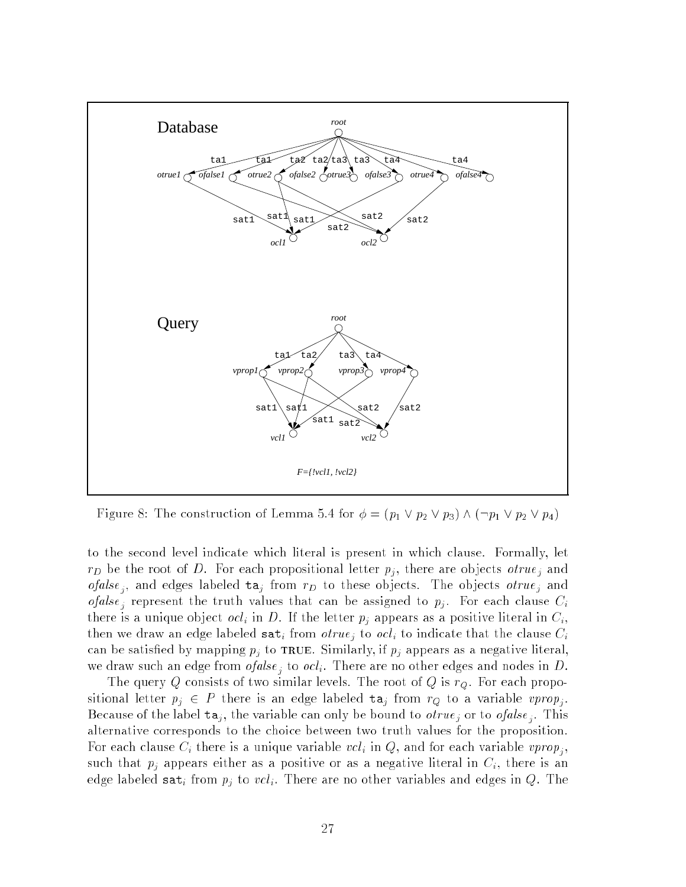Figure 8: The construction of Lemma 5.4 for $\phi = (p_1 \vee p_2 \vee p_3) \wedge (\neg p_1 \vee p_2 \vee p_4)$

to the second level indicate which literal is present in which clause. Formally, let $r_D$ be the root of $D$. For each propositional letter $p_j$, there are objects $otrue_j$ and $ofalse_j$, and edges labeled $\mathtt{ta}_j$ from $r_D$ to these objects. The objects $otrue_j$ and $ofalse_j$ represent the truth values that can be assigned to $p_j$. For each clause $C_i$ there is a unique object $ocl_i$ in $D$. If the letter $p_j$ appears as a positive literal in $C_i$, then we draw an edge labeled $\mathtt{sat}_i$ from $otrue_j$ to $ocl_i$ to indicate that the clause $C_i$ can be satisfied by mapping $p_j$ to TRUE. Similarly, if $p_j$ appears as a negative literal, we draw such an edge from $ofalse_j$ to $ocl_i$. There are no other edges and nodes in $D$.

The query $Q$ consists of two similar levels. The root of $Q$ is $r_Q$. For each propositional letter $p_j \in P$ there is an edge labeled $\mathtt{ta}_j$ from $r_Q$ to a variable $vprop_j$. Because of the label $\mathtt{ta}_j$, the variable can only be bound to $otrue_j$ or to $ofalse_j$. This alternative corresponds to the choice between two truth values for the proposition. For each clause $C_i$ there is a unique variable $vcl_i$ in $Q$, and for each variable $vprop_j$, such that $p_j$ appears either as a positive or as a negative literal in $C_i$, there is an edge labeled $\mathtt{sat}_i$ from $p_j$ to $vcl_i$. There are no other variables and edges in $Q$. The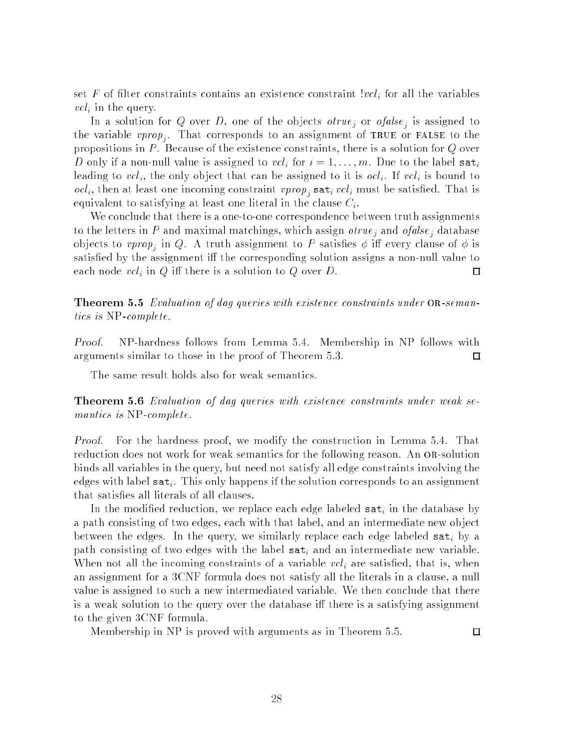set $F$ of filter constraints contains an existence constraint $!vcl_i$ for all the variables $vcl_i$ in the query.

In a solution for $Q$ over $D$, one of the objects $otrue_j$ or $ofalse_j$ is assigned to the variable $vprop_j$. That corresponds to an assignment of TRUE or FALSE to the propositions in $P$. Because of the existence constraints, there is a solution for $Q$ over $D$ only if a non-null value is assigned to $vcl_i$ for $i = 1, \ldots, m$. Due to the label $\texttt{sat}_i$ leading to $vcl_i$, the only object that can be assigned to it is $ocl_i$. If $vcl_i$ is bound to $ocl_i$, then at least one incoming constraint $vprop_j\ \texttt{sat}_i\ vcl_i$ must be satisfied. That is equivalent to satisfying at least one literal in the clause $C_i$.

We conclude that there is a one-to-one correspondence between truth assignments to the letters in $P$ and maximal matchings, which assign $otrue_j$ and $ofalse_j$ database objects to $vprop_j$ in $Q$. A truth assignment to $P$ satisfies $\phi$ iff every clause of $\phi$ is satisfied by the assignment iff the corresponding solution assigns a non-null value to each node $vcl_i$ in $Q$ iff there is a solution to $Q$ over $D$. $\square$

**Theorem 5.5** *Evaluation of dag queries with existence constraints under* OR*-semantics is* NP*-complete.*

*Proof.* NP-hardness follows from Lemma 5.4. Membership in NP follows with arguments similar to those in the proof of Theorem 5.3. $\square$

The same result holds also for weak semantics.

**Theorem 5.6** *Evaluation of dag queries with existence constraints under weak semantics is* NP*-complete.*

*Proof.* For the hardness proof, we modify the construction in Lemma 5.4. That reduction does not work for weak semantics for the following reason. An OR-solution binds all variables in the query, but need not satisfy all edge constraints involving the edges with label $\texttt{sat}_i$. This only happens if the solution corresponds to an assignment that satisfies all literals of all clauses.

In the modified reduction, we replace each edge labeled $\texttt{sat}_i$ in the database by a path consisting of two edges, each with that label, and an intermediate new object between the edges. In the query, we similarly replace each edge labeled $\texttt{sat}_i$ by a path consisting of two edges with the label $\texttt{sat}_i$ and an intermediate new variable. When not all the incoming constraints of a variable $vcl_i$ are satisfied, that is, when an assignment for a 3CNF formula does not satisfy all the literals in a clause, a null value is assigned to such a new intermediated variable. We then conclude that there is a weak solution to the query over the database iff there is a satisfying assignment to the given 3CNF formula.

Membership in NP is proved with arguments as in Theorem 5.5. $\square$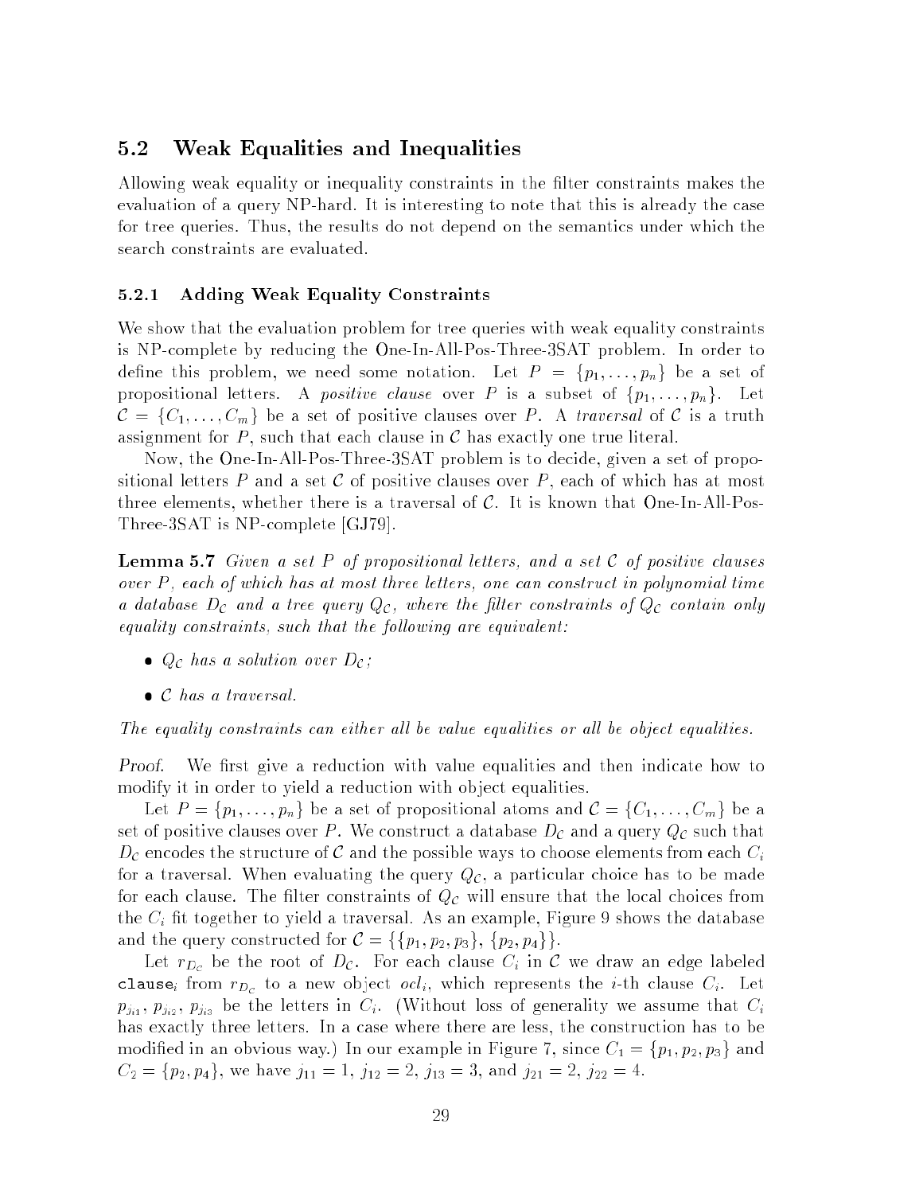## 5.2 Weak Equalities and Inequalities

Allowing weak equality or inequality constraints in the filter constraints makes the evaluation of a query NP-hard. It is interesting to note that this is already the case for tree queries. Thus, the results do not depend on the semantics under which the search constraints are evaluated.

### 5.2.1 Adding Weak Equality Constraints

We show that the evaluation problem for tree queries with weak equality constraints is NP-complete by reducing the One-In-All-Pos-Three-3SAT problem. In order to define this problem, we need some notation. Let $P = \{p_1, \ldots, p_n\}$ be a set of propositional letters. A *positive clause* over $P$ is a subset of $\{p_1, \ldots, p_n\}$. Let $\mathcal{C} = \{C_1, \ldots, C_m\}$ be a set of positive clauses over $P$. A *traversal* of $\mathcal{C}$ is a truth assignment for $P$, such that each clause in $\mathcal{C}$ has exactly one true literal.

Now, the One-In-All-Pos-Three-3SAT problem is to decide, given a set of propositional letters $P$ and a set $\mathcal{C}$ of positive clauses over $P$, each of which has at most three elements, whether there is a traversal of $\mathcal{C}$. It is known that One-In-All-Pos-Three-3SAT is NP-complete [GJ79].

**Lemma 5.7** *Given a set $P$ of propositional letters, and a set $\mathcal{C}$ of positive clauses over $P$, each of which has at most three letters, one can construct in polynomial time a database $D_\mathcal{C}$ and a tree query $Q_\mathcal{C}$, where the filter constraints of $Q_\mathcal{C}$ contain only equality constraints, such that the following are equivalent:*

- *$Q_\mathcal{C}$ has a solution over $D_\mathcal{C}$;*
- *$\mathcal{C}$ has a traversal.*

*The equality constraints can either all be value equalities or all be object equalities.*

*Proof.* We first give a reduction with value equalities and then indicate how to modify it in order to yield a reduction with object equalities.

Let $P = \{p_1, \ldots, p_n\}$ be a set of propositional atoms and $\mathcal{C} = \{C_1, \ldots, C_m\}$ be a set of positive clauses over $P$. We construct a database $D_\mathcal{C}$ and a query $Q_\mathcal{C}$ such that $D_\mathcal{C}$ encodes the structure of $\mathcal{C}$ and the possible ways to choose elements from each $C_i$ for a traversal. When evaluating the query $Q_\mathcal{C}$, a particular choice has to be made for each clause. The filter constraints of $Q_\mathcal{C}$ will ensure that the local choices from the $C_i$ fit together to yield a traversal. As an example, Figure 9 shows the database and the query constructed for $\mathcal{C} = \{\{p_1, p_2, p_3\}, \{p_2, p_4\}\}$.

Let $r_{D_\mathcal{C}}$ be the root of $D_\mathcal{C}$. For each clause $C_i$ in $\mathcal{C}$ we draw an edge labeled $\texttt{clause}_i$ from $r_{D_\mathcal{C}}$ to a new object $ocl_i$, which represents the $i$-th clause $C_i$. Let $p_{j_{i1}}, p_{j_{i2}}, p_{j_{i3}}$ be the letters in $C_i$. (Without loss of generality we assume that $C_i$ has exactly three letters. In a case where there are less, the construction has to be modified in an obvious way.) In our example in Figure 7, since $C_1 = \{p_1, p_2, p_3\}$ and $C_2 = \{p_2, p_4\}$, we have $j_{11} = 1$, $j_{12} = 2$, $j_{13} = 3$, and $j_{21} = 2$, $j_{22} = 4$.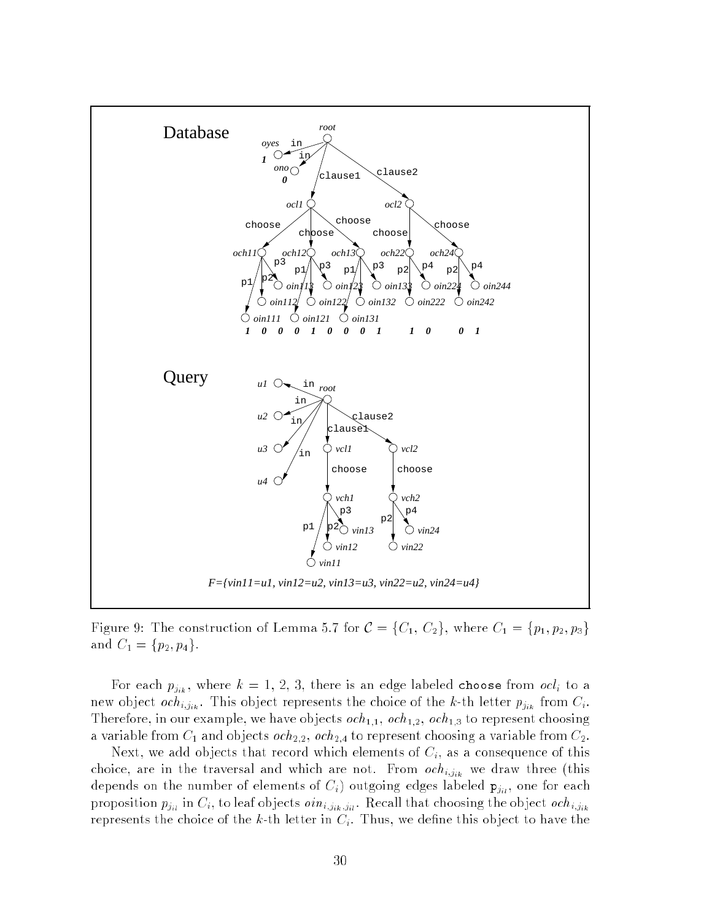Figure 9: The construction of Lemma 5.7 for $\mathcal{C} = \{C_1, C_2\}$, where $C_1 = \{p_1, p_2, p_3\}$ and $C_1 = \{p_2, p_4\}$.

For each $p_{j_{ik}}$, where $k = 1, 2, 3$, there is an edge labeled `choose` from $ocl_i$ to a new object $och_{i,j_{ik}}$. This object represents the choice of the $k$-th letter $p_{j_{ik}}$ from $C_i$. Therefore, in our example, we have objects $och_{1,1}$, $och_{1,2}$, $och_{1,3}$ to represent choosing a variable from $C_1$ and objects $och_{2,2}$, $och_{2,4}$ to represent choosing a variable from $C_2$.

Next, we add objects that record which elements of $C_i$, as a consequence of this choice, are in the traversal and which are not. From $och_{i,j_{ik}}$ we draw three (this depends on the number of elements of $C_i$) outgoing edges labeled $\mathtt{p}_{j_{il}}$, one for each proposition $p_{j_{il}}$ in $C_i$, to leaf objects $oin_{i,j_{ik},j_{il}}$. Recall that choosing the object $och_{i,j_{ik}}$ represents the choice of the $k$-th letter in $C_i$. Thus, we define this object to have the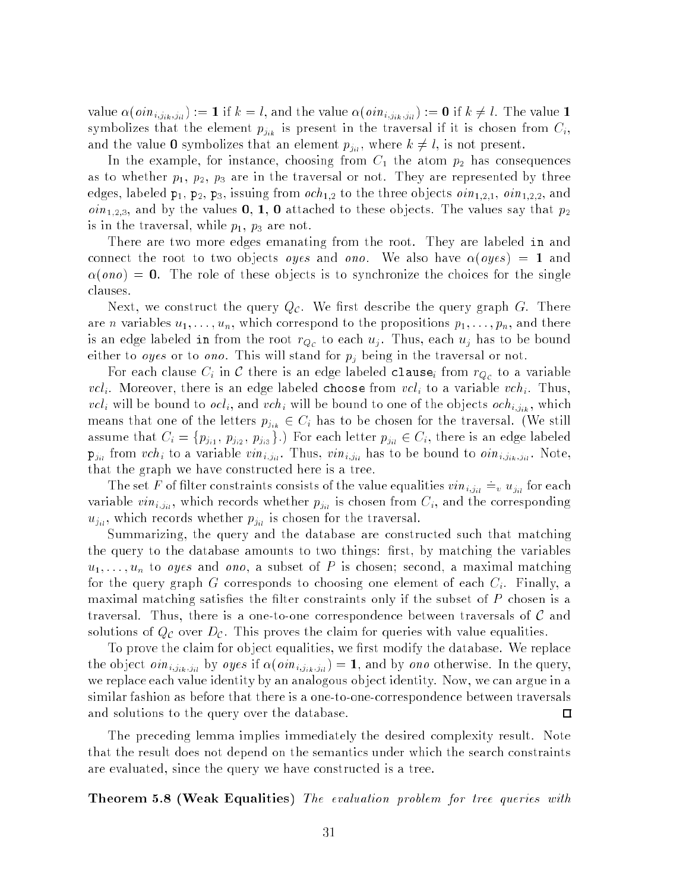value $\alpha(oin_{i,j_{ik},j_{il}}) := \mathbf{1}$ if $k = l$, and the value $\alpha(oin_{i,j_{ik},j_{il}}) := \mathbf{0}$ if $k \neq l$. The value $\mathbf{1}$ symbolizes that the element $p_{j_{ik}}$ is present in the traversal if it is chosen from $C_i$, and the value $\mathbf{0}$ symbolizes that an element $p_{j_{il}}$, where $k \neq l$, is not present.

In the example, for instance, choosing from $C_1$ the atom $p_2$ has consequences as to whether $p_1$, $p_2$, $p_3$ are in the traversal or not. They are represented by three edges, labeled $\mathtt{p}_1$, $\mathtt{p}_2$, $\mathtt{p}_3$, issuing from $och_{1,2}$ to the three objects $oin_{1,2,1}$, $oin_{1,2,2}$, and $oin_{1,2,3}$, and by the values $\mathbf{0}$, $\mathbf{1}$, $\mathbf{0}$ attached to these objects. The values say that $p_2$ is in the traversal, while $p_1$, $p_3$ are not.

There are two more edges emanating from the root. They are labeled `in` and connect the root to two objects *oyes* and *ono*. We also have $\alpha(oyes) = \mathbf{1}$ and $\alpha(ono) = \mathbf{0}$. The role of these objects is to synchronize the choices for the single clauses.

Next, we construct the query $Q_{\mathcal{C}}$. We first describe the query graph $G$. There are $n$ variables $u_1, \ldots, u_n$, which correspond to the propositions $p_1, \ldots, p_n$, and there is an edge labeled `in` from the root $r_{Q_{\mathcal{C}}}$ to each $u_j$. Thus, each $u_j$ has to be bound either to *oyes* or to *ono*. This will stand for $p_j$ being in the traversal or not.

For each clause $C_i$ in $\mathcal{C}$ there is an edge labeled $\mathtt{clause}_i$ from $r_{Q_{\mathcal{C}}}$ to a variable $vcl_i$. Moreover, there is an edge labeled `choose` from $vcl_i$ to a variable $vch_i$. Thus, $vcl_i$ will be bound to $ocl_i$, and $vch_i$ will be bound to one of the objects $och_{i,j_{ik}}$, which means that one of the letters $p_{j_{ik}} \in C_i$ has to be chosen for the traversal. (We still assume that $C_i = \{p_{j_{i1}}, p_{j_{i2}}, p_{j_{i3}}\}$.) For each letter $p_{j_{il}} \in C_i$, there is an edge labeled $\mathtt{p}_{j_{il}}$ from $vch_i$ to a variable $vin_{i,j_{il}}$. Thus, $vin_{i,j_{il}}$ has to be bound to $oin_{i,j_{ik},j_{il}}$. Note, that the graph we have constructed here is a tree.

The set $F$ of filter constraints consists of the value equalities $vin_{i,j_{il}} \doteq_v u_{j_{il}}$ for each variable $vin_{i,j_{il}}$, which records whether $p_{j_{il}}$ is chosen from $C_i$, and the corresponding $u_{j_{il}}$, which records whether $p_{j_{il}}$ is chosen for the traversal.

Summarizing, the query and the database are constructed such that matching the query to the database amounts to two things: first, by matching the variables $u_1, \ldots, u_n$ to *oyes* and *ono*, a subset of $P$ is chosen; second, a maximal matching for the query graph $G$ corresponds to choosing one element of each $C_i$. Finally, a maximal matching satisfies the filter constraints only if the subset of $P$ chosen is a traversal. Thus, there is a one-to-one correspondence between traversals of $\mathcal{C}$ and solutions of $Q_{\mathcal{C}}$ over $D_{\mathcal{C}}$. This proves the claim for queries with value equalities.

To prove the claim for object equalities, we first modify the database. We replace the object $oin_{i,j_{ik},j_{il}}$ by *oyes* if $\alpha(oin_{i,j_{ik},j_{il}}) = \mathbf{1}$, and by *ono* otherwise. In the query, we replace each value identity by an analogous object identity. Now, we can argue in a similar fashion as before that there is a one-to-one-correspondence between traversals and solutions to the query over the database. □

The preceding lemma implies immediately the desired complexity result. Note that the result does not depend on the semantics under which the search constraints are evaluated, since the query we have constructed is a tree.

**Theorem 5.8 (Weak Equalities)** *The evaluation problem for tree queries with*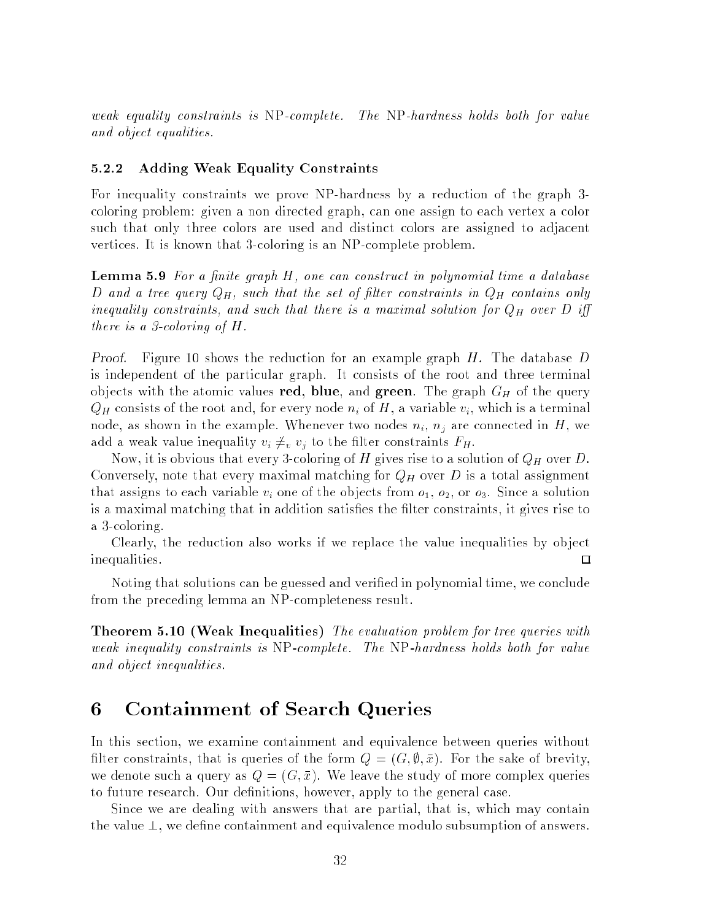*weak equality constraints is* NP*-complete. The* NP*-hardness holds both for value and object equalities.*

### 5.2.2 Adding Weak Equality Constraints

For inequality constraints we prove NP-hardness by a reduction of the graph 3-coloring problem: given a non directed graph, can one assign to each vertex a color such that only three colors are used and distinct colors are assigned to adjacent vertices. It is known that 3-coloring is an NP-complete problem.

**Lemma 5.9** *For a finite graph $H$, one can construct in polynomial time a database $D$ and a tree query $Q_H$, such that the set of filter constraints in $Q_H$ contains only inequality constraints, and such that there is a maximal solution for $Q_H$ over $D$ iff there is a 3-coloring of $H$.*

*Proof.* Figure 10 shows the reduction for an example graph $H$. The database $D$ is independent of the particular graph. It consists of the root and three terminal objects with the atomic values **red**, **blue**, and **green**. The graph $G_H$ of the query $Q_H$ consists of the root and, for every node $n_i$ of $H$, a variable $v_i$, which is a terminal node, as shown in the example. Whenever two nodes $n_i$, $n_j$ are connected in $H$, we add a weak value inequality $v_i \not\doteq_v v_j$ to the filter constraints $F_H$.

Now, it is obvious that every 3-coloring of $H$ gives rise to a solution of $Q_H$ over $D$. Conversely, note that every maximal matching for $Q_H$ over $D$ is a total assignment that assigns to each variable $v_i$ one of the objects from $o_1$, $o_2$, or $o_3$. Since a solution is a maximal matching that in addition satisfies the filter constraints, it gives rise to a 3-coloring.

Clearly, the reduction also works if we replace the value inequalities by object inequalities. □

Noting that solutions can be guessed and verified in polynomial time, we conclude from the preceding lemma an NP-completeness result.

**Theorem 5.10 (Weak Inequalities)** *The evaluation problem for tree queries with weak inequality constraints is* NP*-complete. The* NP*-hardness holds both for value and object inequalities.*

# 6 Containment of Search Queries

In this section, we examine containment and equivalence between queries without filter constraints, that is queries of the form $Q = (G, \emptyset, \bar{x})$. For the sake of brevity, we denote such a query as $Q = (G, \bar{x})$. We leave the study of more complex queries to future research. Our definitions, however, apply to the general case.

Since we are dealing with answers that are partial, that is, which may contain the value $\perp$, we define containment and equivalence modulo subsumption of answers.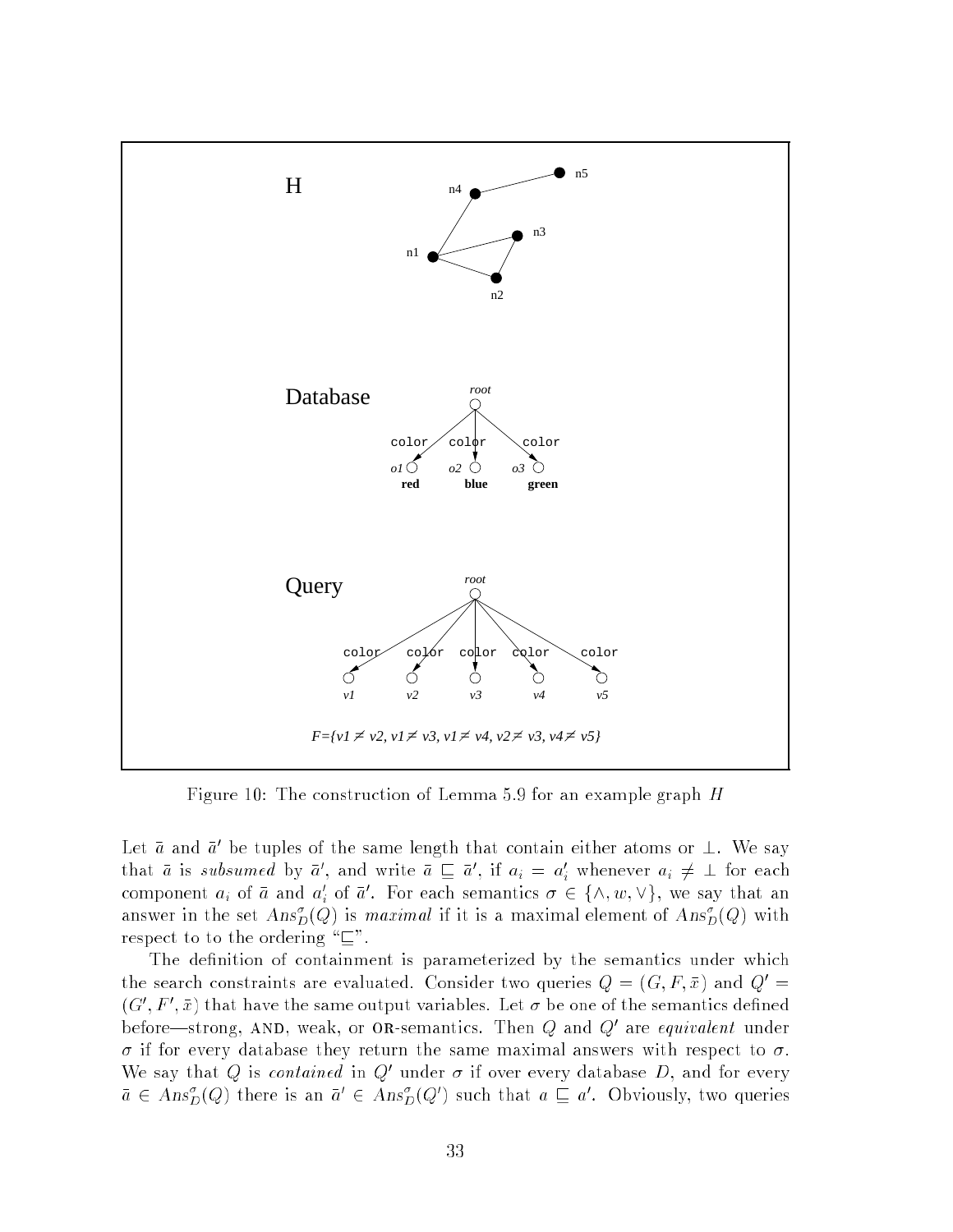Figure 10: The construction of Lemma 5.9 for an example graph $H$

Let $\bar{a}$ and $\bar{a}'$ be tuples of the same length that contain either atoms or $\perp$. We say that $\bar{a}$ is *subsumed* by $\bar{a}'$, and write $\bar{a} \sqsubseteq \bar{a}'$, if $a_i = a'_i$ whenever $a_i \neq \perp$ for each component $a_i$ of $\bar{a}$ and $a'_i$ of $\bar{a}'$. For each semantics $\sigma \in \{\wedge, w, \vee\}$, we say that an answer in the set $Ans^{\sigma}_{D}(Q)$ is *maximal* if it is a maximal element of $Ans^{\sigma}_{D}(Q)$ with respect to to the ordering "$\sqsubseteq$".

The definition of containment is parameterized by the semantics under which the search constraints are evaluated. Consider two queries $Q = (G, F, \bar{x})$ and $Q' = (G', F', \bar{x})$ that have the same output variables. Let $\sigma$ be one of the semantics defined before—strong, AND, weak, or OR-semantics. Then $Q$ and $Q'$ are *equivalent* under $\sigma$ if for every database they return the same maximal answers with respect to $\sigma$. We say that $Q$ is *contained* in $Q'$ under $\sigma$ if over every database $D$, and for every $\bar{a} \in Ans^{\sigma}_{D}(Q)$ there is an $\bar{a}' \in Ans^{\sigma}_{D}(Q')$ such that $a \sqsubseteq a'$. Obviously, two queries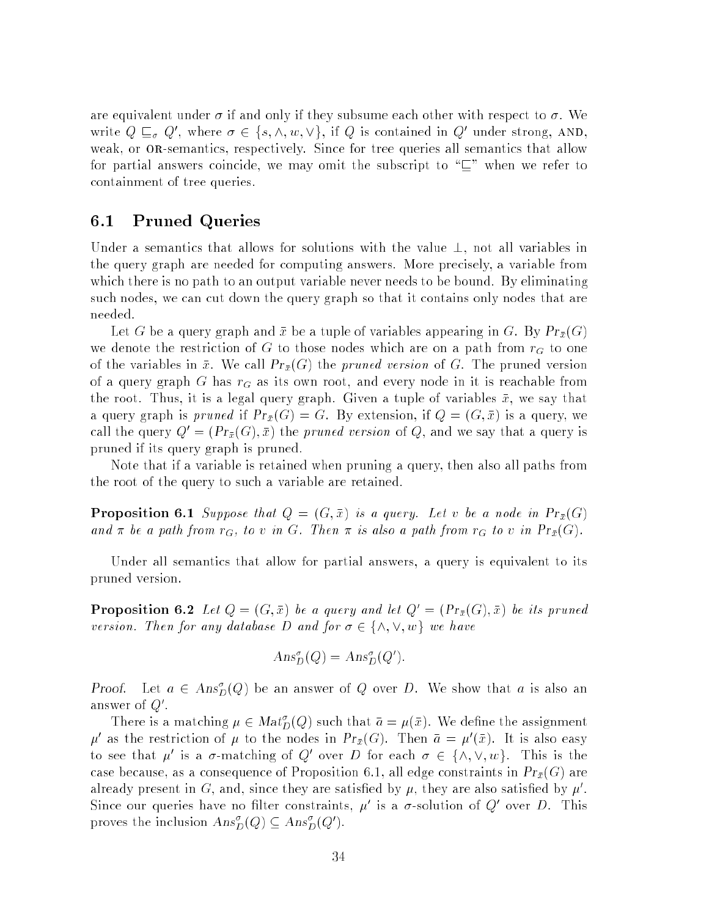are equivalent under $\sigma$ if and only if they subsume each other with respect to $\sigma$. We write $Q \sqsubseteq_\sigma Q'$, where $\sigma \in \{s, \wedge, w, \vee\}$, if $Q$ is contained in $Q'$ under strong, AND, weak, or OR-semantics, respectively. Since for tree queries all semantics that allow for partial answers coincide, we may omit the subscript to "$\sqsubseteq$" when we refer to containment of tree queries.

## 6.1 Pruned Queries

Under a semantics that allows for solutions with the value $\perp$, not all variables in the query graph are needed for computing answers. More precisely, a variable from which there is no path to an output variable never needs to be bound. By eliminating such nodes, we can cut down the query graph so that it contains only nodes that are needed.

Let $G$ be a query graph and $\bar{x}$ be a tuple of variables appearing in $G$. By $Pr_{\bar{x}}(G)$ we denote the restriction of $G$ to those nodes which are on a path from $r_G$ to one of the variables in $\bar{x}$. We call $Pr_{\bar{x}}(G)$ the *pruned version* of $G$. The pruned version of a query graph $G$ has $r_G$ as its own root, and every node in it is reachable from the root. Thus, it is a legal query graph. Given a tuple of variables $\bar{x}$, we say that a query graph is *pruned* if $Pr_{\bar{x}}(G) = G$. By extension, if $Q = (G, \bar{x})$ is a query, we call the query $Q' = (Pr_{\bar{x}}(G), \bar{x})$ the *pruned version* of $Q$, and we say that a query is pruned if its query graph is pruned.

Note that if a variable is retained when pruning a query, then also all paths from the root of the query to such a variable are retained.

**Proposition 6.1** *Suppose that $Q = (G, \bar{x})$ is a query. Let $v$ be a node in $Pr_{\bar{x}}(G)$ and $\pi$ be a path from $r_G$, to $v$ in $G$. Then $\pi$ is also a path from $r_G$ to $v$ in $Pr_{\bar{x}}(G)$.*

Under all semantics that allow for partial answers, a query is equivalent to its pruned version.

**Proposition 6.2** *Let $Q = (G, \bar{x})$ be a query and let $Q' = (Pr_{\bar{x}}(G), \bar{x})$ be its pruned version. Then for any database $D$ and for $\sigma \in \{\wedge, \vee, w\}$ we have*

$$Ans^\sigma_D(Q) = Ans^\sigma_D(Q').$$

*Proof.* Let $a \in Ans^\sigma_D(Q)$ be an answer of $Q$ over $D$. We show that $a$ is also an answer of $Q'$.

There is a matching $\mu \in Mat^\sigma_D(Q)$ such that $\bar{a} = \mu(\bar{x})$. We define the assignment $\mu'$ as the restriction of $\mu$ to the nodes in $Pr_{\bar{x}}(G)$. Then $\bar{a} = \mu'(\bar{x})$. It is also easy to see that $\mu'$ is a $\sigma$-matching of $Q'$ over $D$ for each $\sigma \in \{\wedge, \vee, w\}$. This is the case because, as a consequence of Proposition 6.1, all edge constraints in $Pr_{\bar{x}}(G)$ are already present in $G$, and, since they are satisfied by $\mu$, they are also satisfied by $\mu'$. Since our queries have no filter constraints, $\mu'$ is a $\sigma$-solution of $Q'$ over $D$. This proves the inclusion $Ans^\sigma_D(Q) \subseteq Ans^\sigma_D(Q')$.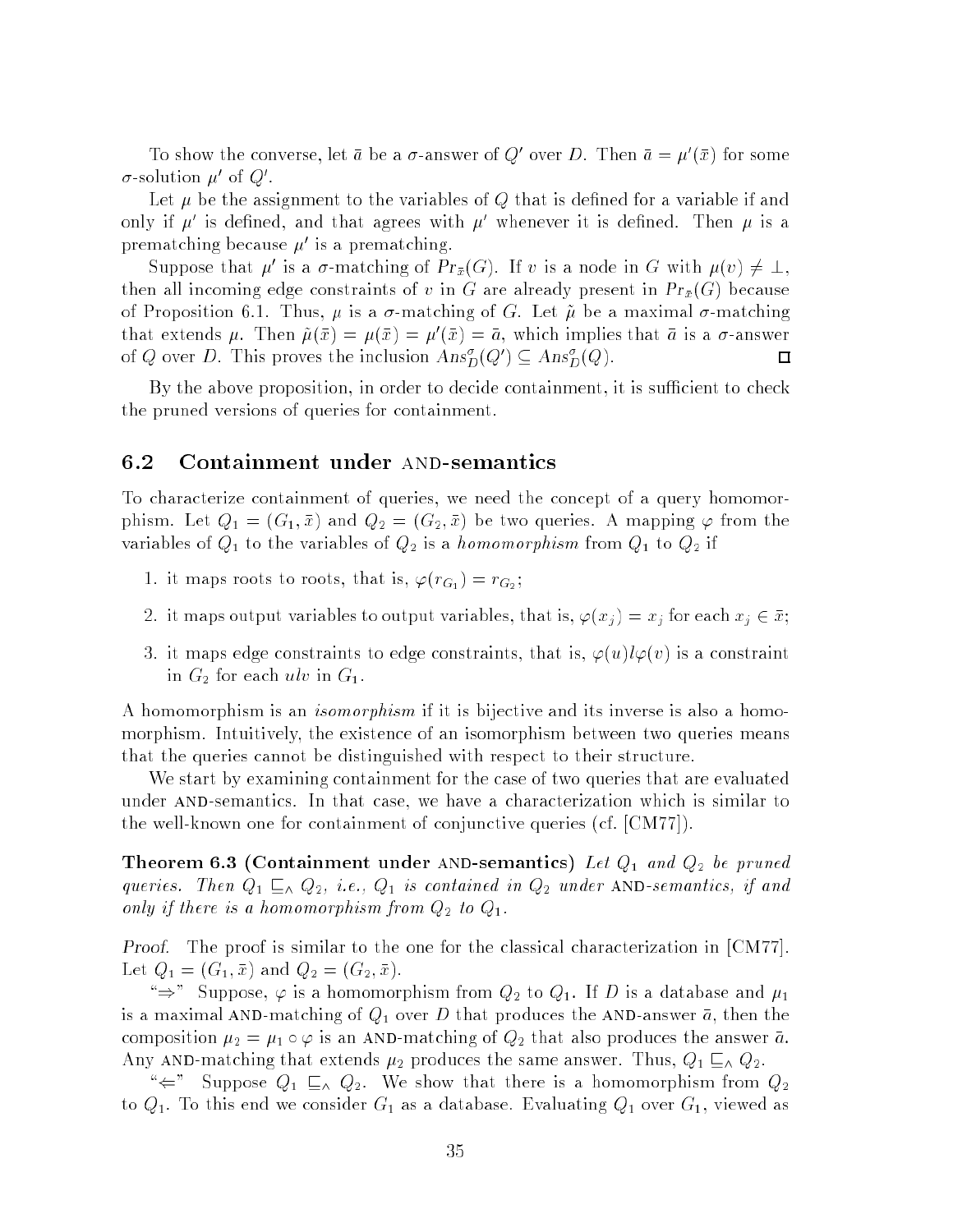To show the converse, let $\bar{a}$ be a $\sigma$-answer of $Q'$ over $D$. Then $\bar{a} = \mu'(\bar{x})$ for some $\sigma$-solution $\mu'$ of $Q'$.

Let $\mu$ be the assignment to the variables of $Q$ that is defined for a variable if and only if $\mu'$ is defined, and that agrees with $\mu'$ whenever it is defined. Then $\mu$ is a prematching because $\mu'$ is a prematching.

Suppose that $\mu'$ is a $\sigma$-matching of $Pr_{\bar{x}}(G)$. If $v$ is a node in $G$ with $\mu(v) \neq \perp$, then all incoming edge constraints of $v$ in $G$ are already present in $Pr_{\bar{x}}(G)$ because of Proposition 6.1. Thus, $\mu$ is a $\sigma$-matching of $G$. Let $\tilde{\mu}$ be a maximal $\sigma$-matching that extends $\mu$. Then $\tilde{\mu}(\bar{x}) = \mu(\bar{x}) = \mu'(\bar{x}) = \bar{a}$, which implies that $\bar{a}$ is a $\sigma$-answer of $Q$ over $D$. This proves the inclusion $Ans^{\sigma}_{D}(Q') \subseteq Ans^{\sigma}_{D}(Q)$. □

By the above proposition, in order to decide containment, it is sufficient to check the pruned versions of queries for containment.

## 6.2 Containment under AND-semantics

To characterize containment of queries, we need the concept of a query homomorphism. Let $Q_1 = (G_1, \bar{x})$ and $Q_2 = (G_2, \bar{x})$ be two queries. A mapping $\varphi$ from the variables of $Q_1$ to the variables of $Q_2$ is a *homomorphism* from $Q_1$ to $Q_2$ if

1. it maps roots to roots, that is, $\varphi(r_{G_1}) = r_{G_2}$;
2. it maps output variables to output variables, that is, $\varphi(x_j) = x_j$ for each $x_j \in \bar{x}$;
3. it maps edge constraints to edge constraints, that is, $\varphi(u)l\varphi(v)$ is a constraint in $G_2$ for each $ulv$ in $G_1$.

A homomorphism is an *isomorphism* if it is bijective and its inverse is also a homomorphism. Intuitively, the existence of an isomorphism between two queries means that the queries cannot be distinguished with respect to their structure.

We start by examining containment for the case of two queries that are evaluated under AND-semantics. In that case, we have a characterization which is similar to the well-known one for containment of conjunctive queries (cf. [CM77]).

**Theorem 6.3 (Containment under AND-semantics)** *Let $Q_1$ and $Q_2$ be pruned queries. Then $Q_1 \sqsubseteq_{\wedge} Q_2$, i.e., $Q_1$ is contained in $Q_2$ under AND-semantics, if and only if there is a homomorphism from $Q_2$ to $Q_1$.*

*Proof.* The proof is similar to the one for the classical characterization in [CM77]. Let $Q_1 = (G_1, \bar{x})$ and $Q_2 = (G_2, \bar{x})$.

"$\Rightarrow$" Suppose, $\varphi$ is a homomorphism from $Q_2$ to $Q_1$. If $D$ is a database and $\mu_1$ is a maximal AND-matching of $Q_1$ over $D$ that produces the AND-answer $\bar{a}$, then the composition $\mu_2 = \mu_1 \circ \varphi$ is an AND-matching of $Q_2$ that also produces the answer $\bar{a}$. Any AND-matching that extends $\mu_2$ produces the same answer. Thus, $Q_1 \sqsubseteq_{\wedge} Q_2$.

"$\Leftarrow$" Suppose $Q_1 \sqsubseteq_{\wedge} Q_2$. We show that there is a homomorphism from $Q_2$ to $Q_1$. To this end we consider $G_1$ as a database. Evaluating $Q_1$ over $G_1$, viewed as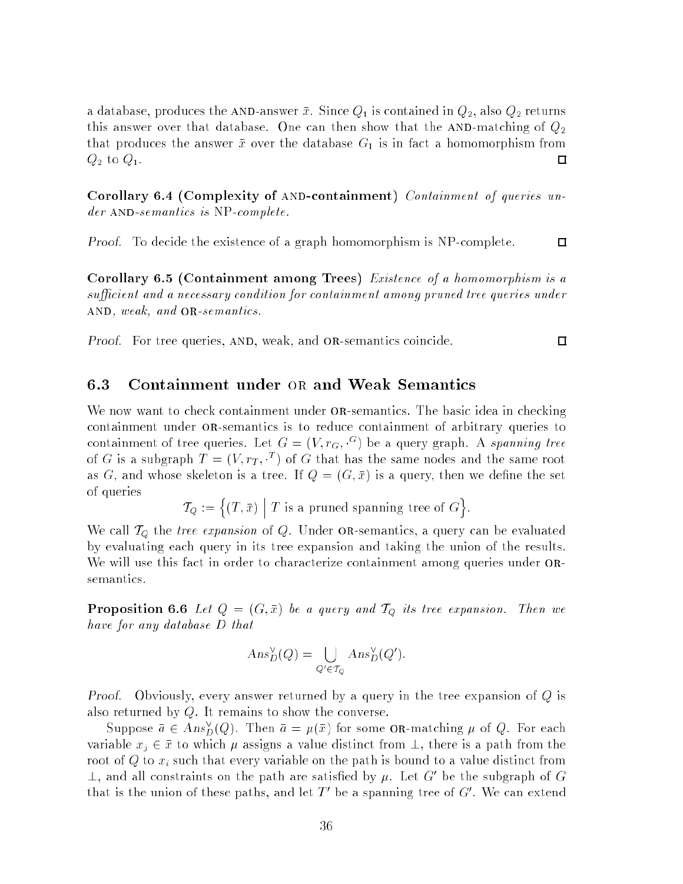a database, produces the AND-answer $\bar{x}$. Since $Q_1$ is contained in $Q_2$, also $Q_2$ returns this answer over that database. One can then show that the AND-matching of $Q_2$ that produces the answer $\bar{x}$ over the database $G_1$ is in fact a homomorphism from $Q_2$ to $Q_1$. □

**Corollary 6.4 (Complexity of AND-containment)** *Containment of queries under AND-semantics is* NP*-complete.*

*Proof.* To decide the existence of a graph homomorphism is NP-complete. □

**Corollary 6.5 (Containment among Trees)** *Existence of a homomorphism is a sufficient and a necessary condition for containment among pruned tree queries under* AND*, weak, and* OR*-semantics.*

*Proof.* For tree queries, AND, weak, and OR-semantics coincide. □

## 6.3 Containment under OR and Weak Semantics

We now want to check containment under OR-semantics. The basic idea in checking containment under OR-semantics is to reduce containment of arbitrary queries to containment of tree queries. Let $G = (V, r_G, \cdot^G)$ be a query graph. A *spanning tree* of $G$ is a subgraph $T = (V, r_T, \cdot^T)$ of $G$ that has the same nodes and the same root as $G$, and whose skeleton is a tree. If $Q = (G, \bar{x})$ is a query, then we define the set of queries

$$\mathcal{T}_Q := \Big\{(T, \bar{x}) \;\Big|\; T \text{ is a pruned spanning tree of } G\Big\}.$$

We call $\mathcal{T}_Q$ the *tree expansion* of $Q$. Under OR-semantics, a query can be evaluated by evaluating each query in its tree expansion and taking the union of the results. We will use this fact in order to characterize containment among queries under OR-semantics.

**Proposition 6.6** *Let $Q = (G, \bar{x})$ be a query and $\mathcal{T}_Q$ its tree expansion. Then we have for any database $D$ that*

$$Ans^{\vee}_D(Q) = \bigcup_{Q' \in \mathcal{T}_Q} Ans^{\vee}_D(Q').$$

*Proof.* Obviously, every answer returned by a query in the tree expansion of $Q$ is also returned by $Q$. It remains to show the converse.

Suppose $\bar{a} \in Ans^{\vee}_D(Q)$. Then $\bar{a} = \mu(\bar{x})$ for some OR-matching $\mu$ of $Q$. For each variable $x_j \in \bar{x}$ to which $\mu$ assigns a value distinct from $\perp$, there is a path from the root of $Q$ to $x_i$ such that every variable on the path is bound to a value distinct from $\perp$, and all constraints on the path are satisfied by $\mu$. Let $G'$ be the subgraph of $G$ that is the union of these paths, and let $T'$ be a spanning tree of $G'$. We can extend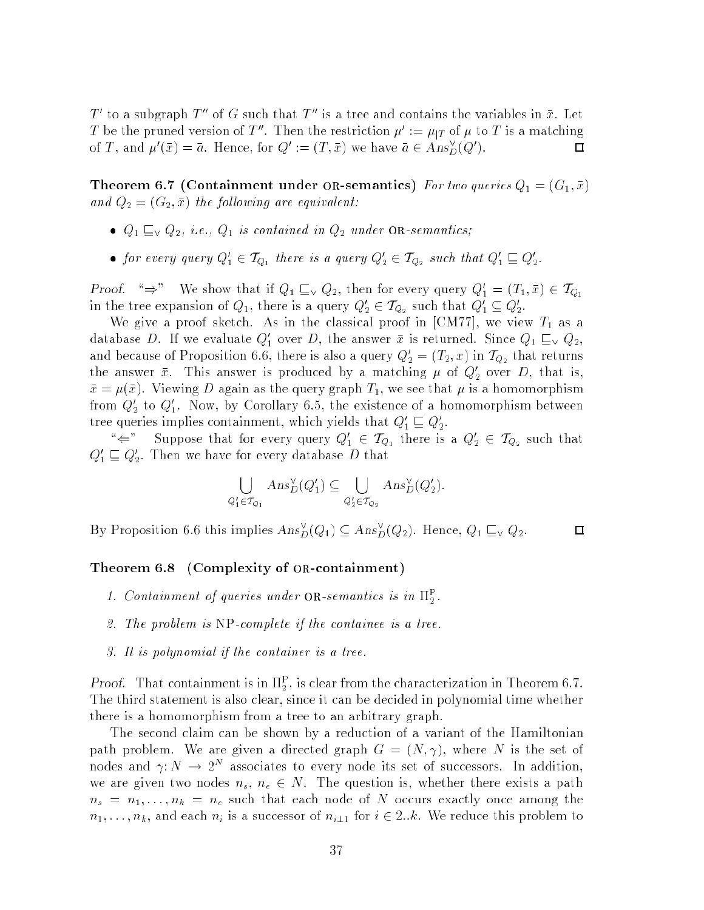$T'$ to a subgraph $T''$ of $G$ such that $T''$ is a tree and contains the variables in $\bar{x}$. Let $T$ be the pruned version of $T''$. Then the restriction $\mu' := \mu_{|T}$ of $\mu$ to $T$ is a matching of $T$, and $\mu'(\bar{x}) = \bar{a}$. Hence, for $Q' := (T, \bar{x})$ we have $\bar{a} \in Ans^{\vee}_{D}(Q')$. $\square$

**Theorem 6.7 (Containment under OR-semantics)** *For two queries $Q_1 = (G_1, \bar{x})$ and $Q_2 = (G_2, \bar{x})$ the following are equivalent:*

- *$Q_1 \sqsubseteq_{\vee} Q_2$, i.e., $Q_1$ is contained in $Q_2$ under OR-semantics;*
- *for every query $Q'_1 \in \mathcal{T}_{Q_1}$ there is a query $Q'_2 \in \mathcal{T}_{Q_2}$ such that $Q'_1 \sqsubseteq Q'_2$.*

*Proof.* "$\Rightarrow$" We show that if $Q_1 \sqsubseteq_{\vee} Q_2$, then for every query $Q'_1 = (T_1, \bar{x}) \in \mathcal{T}_{Q_1}$ in the tree expansion of $Q_1$, there is a query $Q'_2 \in \mathcal{T}_{Q_2}$ such that $Q'_1 \subseteq Q'_2$.

We give a proof sketch. As in the classical proof in [CM77], we view $T_1$ as a database $D$. If we evaluate $Q'_1$ over $D$, the answer $\bar{x}$ is returned. Since $Q_1 \sqsubseteq_{\vee} Q_2$, and because of Proposition 6.6, there is also a query $Q'_2 = (T_2, x)$ in $\mathcal{T}_{Q_2}$ that returns the answer $\bar{x}$. This answer is produced by a matching $\mu$ of $Q'_2$ over $D$, that is, $\bar{x} = \mu(\bar{x})$. Viewing $D$ again as the query graph $T_1$, we see that $\mu$ is a homomorphism from $Q'_2$ to $Q'_1$. Now, by Corollary 6.5, the existence of a homomorphism between tree queries implies containment, which yields that $Q'_1 \sqsubseteq Q'_2$.

"$\Leftarrow$" Suppose that for every query $Q'_1 \in \mathcal{T}_{Q_1}$ there is a $Q'_2 \in \mathcal{T}_{Q_2}$ such that $Q'_1 \sqsubseteq Q'_2$. Then we have for every database $D$ that

$$\bigcup_{Q'_1 \in \mathcal{T}_{Q_1}} Ans^{\vee}_{D}(Q'_1) \subseteq \bigcup_{Q'_2 \in \mathcal{T}_{Q_2}} Ans^{\vee}_{D}(Q'_2).$$

By Proposition 6.6 this implies $Ans^{\vee}_{D}(Q_1) \subseteq Ans^{\vee}_{D}(Q_2)$. Hence, $Q_1 \sqsubseteq_{\vee} Q_2$. $\square$

**Theorem 6.8 (Complexity of OR-containment)**

1. *Containment of queries under OR-semantics is in $\Pi^{\mathrm{P}}_{2}$.*
2. *The problem is NP-complete if the containee is a tree.*
3. *It is polynomial if the container is a tree.*

*Proof.* That containment is in $\Pi^{\mathrm{P}}_{2}$, is clear from the characterization in Theorem 6.7. The third statement is also clear, since it can be decided in polynomial time whether there is a homomorphism from a tree to an arbitrary graph.

The second claim can be shown by a reduction of a variant of the Hamiltonian path problem. We are given a directed graph $G = (N, \gamma)$, where $N$ is the set of nodes and $\gamma : N \rightarrow 2^{N}$ associates to every node its set of successors. In addition, we are given two nodes $n_s$, $n_e \in N$. The question is, whether there exists a path $n_s = n_1, \ldots, n_k = n_e$ such that each node of $N$ occurs exactly once among the $n_1, \ldots, n_k$, and each $n_i$ is a successor of $n_{i-1}$ for $i \in 2..k$. We reduce this problem to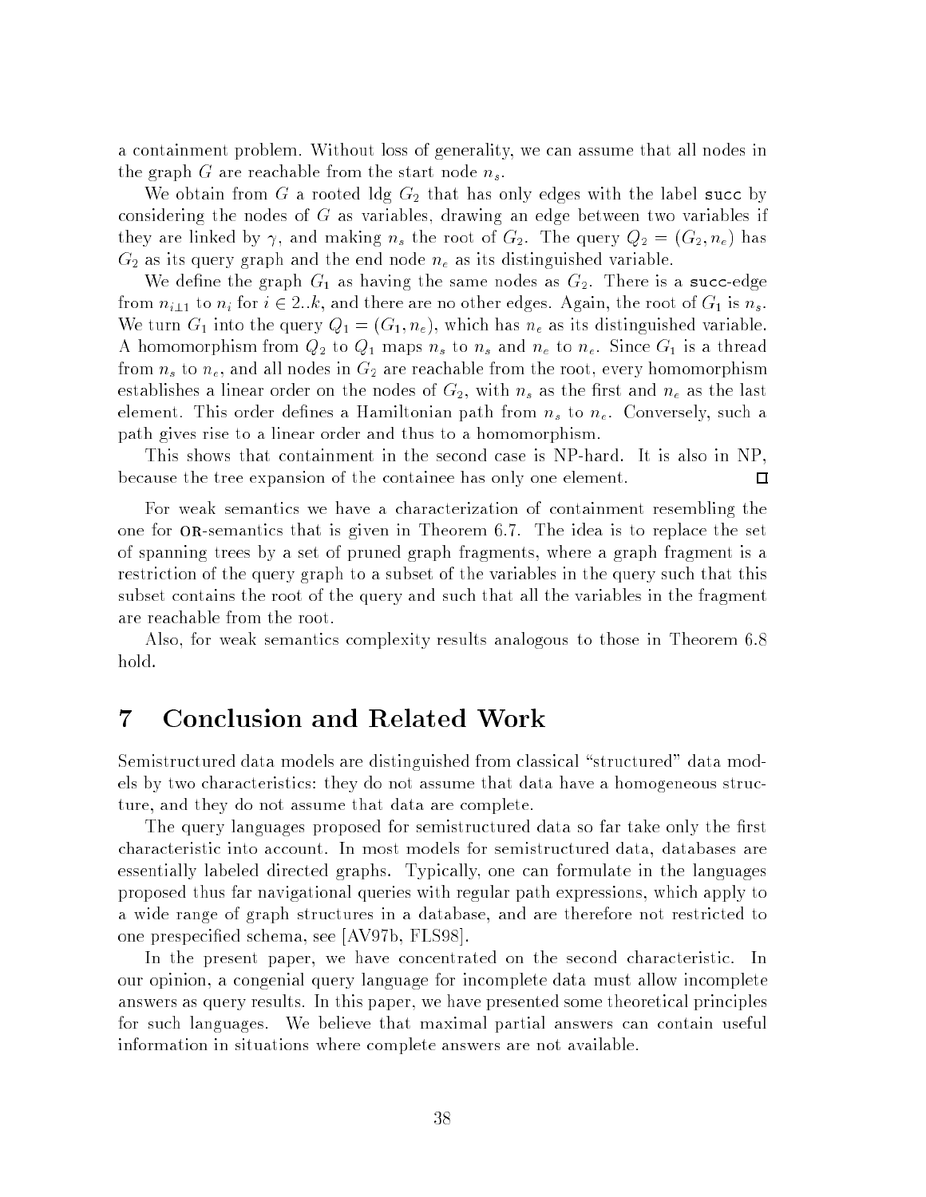a containment problem. Without loss of generality, we can assume that all nodes in the graph $G$ are reachable from the start node $n_s$.

We obtain from $G$ a rooted ldg $G_2$ that has only edges with the label `succ` by considering the nodes of $G$ as variables, drawing an edge between two variables if they are linked by $\gamma$, and making $n_s$ the root of $G_2$. The query $Q_2 = (G_2, n_e)$ has $G_2$ as its query graph and the end node $n_e$ as its distinguished variable.

We define the graph $G_1$ as having the same nodes as $G_2$. There is a `succ`-edge from $n_{i-1}$ to $n_i$ for $i \in 2..k$, and there are no other edges. Again, the root of $G_1$ is $n_s$. We turn $G_1$ into the query $Q_1 = (G_1, n_e)$, which has $n_e$ as its distinguished variable. A homomorphism from $Q_2$ to $Q_1$ maps $n_s$ to $n_s$ and $n_e$ to $n_e$. Since $G_1$ is a thread from $n_s$ to $n_e$, and all nodes in $G_2$ are reachable from the root, every homomorphism establishes a linear order on the nodes of $G_2$, with $n_s$ as the first and $n_e$ as the last element. This order defines a Hamiltonian path from $n_s$ to $n_e$. Conversely, such a path gives rise to a linear order and thus to a homomorphism.

This shows that containment in the second case is NP-hard. It is also in NP, because the tree expansion of the containee has only one element. □

For weak semantics we have a characterization of containment resembling the one for OR-semantics that is given in Theorem 6.7. The idea is to replace the set of spanning trees by a set of pruned graph fragments, where a graph fragment is a restriction of the query graph to a subset of the variables in the query such that this subset contains the root of the query and such that all the variables in the fragment are reachable from the root.

Also, for weak semantics complexity results analogous to those in Theorem 6.8 hold.

# 7 Conclusion and Related Work

Semistructured data models are distinguished from classical "structured" data models by two characteristics: they do not assume that data have a homogeneous structure, and they do not assume that data are complete.

The query languages proposed for semistructured data so far take only the first characteristic into account. In most models for semistructured data, databases are essentially labeled directed graphs. Typically, one can formulate in the languages proposed thus far navigational queries with regular path expressions, which apply to a wide range of graph structures in a database, and are therefore not restricted to one prespecified schema, see [AV97b, FLS98].

In the present paper, we have concentrated on the second characteristic. In our opinion, a congenial query language for incomplete data must allow incomplete answers as query results. In this paper, we have presented some theoretical principles for such languages. We believe that maximal partial answers can contain useful information in situations where complete answers are not available.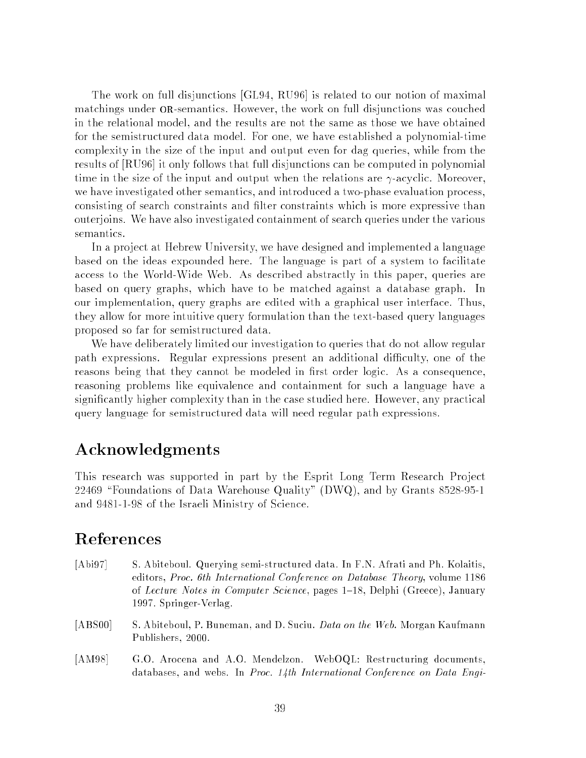The work on full disjunctions [GL94, RU96] is related to our notion of maximal matchings under OR-semantics. However, the work on full disjunctions was couched in the relational model, and the results are not the same as those we have obtained for the semistructured data model. For one, we have established a polynomial-time complexity in the size of the input and output even for dag queries, while from the results of [RU96] it only follows that full disjunctions can be computed in polynomial time in the size of the input and output when the relations are $\gamma$-acyclic. Moreover, we have investigated other semantics, and introduced a two-phase evaluation process, consisting of search constraints and filter constraints which is more expressive than outerjoins. We have also investigated containment of search queries under the various semantics.

In a project at Hebrew University, we have designed and implemented a language based on the ideas expounded here. The language is part of a system to facilitate access to the World-Wide Web. As described abstractly in this paper, queries are based on query graphs, which have to be matched against a database graph. In our implementation, query graphs are edited with a graphical user interface. Thus, they allow for more intuitive query formulation than the text-based query languages proposed so far for semistructured data.

We have deliberately limited our investigation to queries that do not allow regular path expressions. Regular expressions present an additional difficulty, one of the reasons being that they cannot be modeled in first order logic. As a consequence, reasoning problems like equivalence and containment for such a language have a significantly higher complexity than in the case studied here. However, any practical query language for semistructured data will need regular path expressions.

## Acknowledgments

This research was supported in part by the Esprit Long Term Research Project 22469 "Foundations of Data Warehouse Quality" (DWQ), and by Grants 8528-95-1 and 9481-1-98 of the Israeli Ministry of Science.

## References

[Abi97] S. Abiteboul. Querying semi-structured data. In F.N. Afrati and Ph. Kolaitis, editors, *Proc. 6th International Conference on Database Theory*, volume 1186 of *Lecture Notes in Computer Science*, pages 1–18, Delphi (Greece), January 1997. Springer-Verlag.

[ABS00] S. Abiteboul, P. Buneman, and D. Suciu. *Data on the Web*. Morgan Kaufmann Publishers, 2000.

[AM98] G.O. Arocena and A.O. Mendelzon. WebOQL: Restructuring documents, databases, and webs. In *Proc. 14th International Conference on Data Engi-*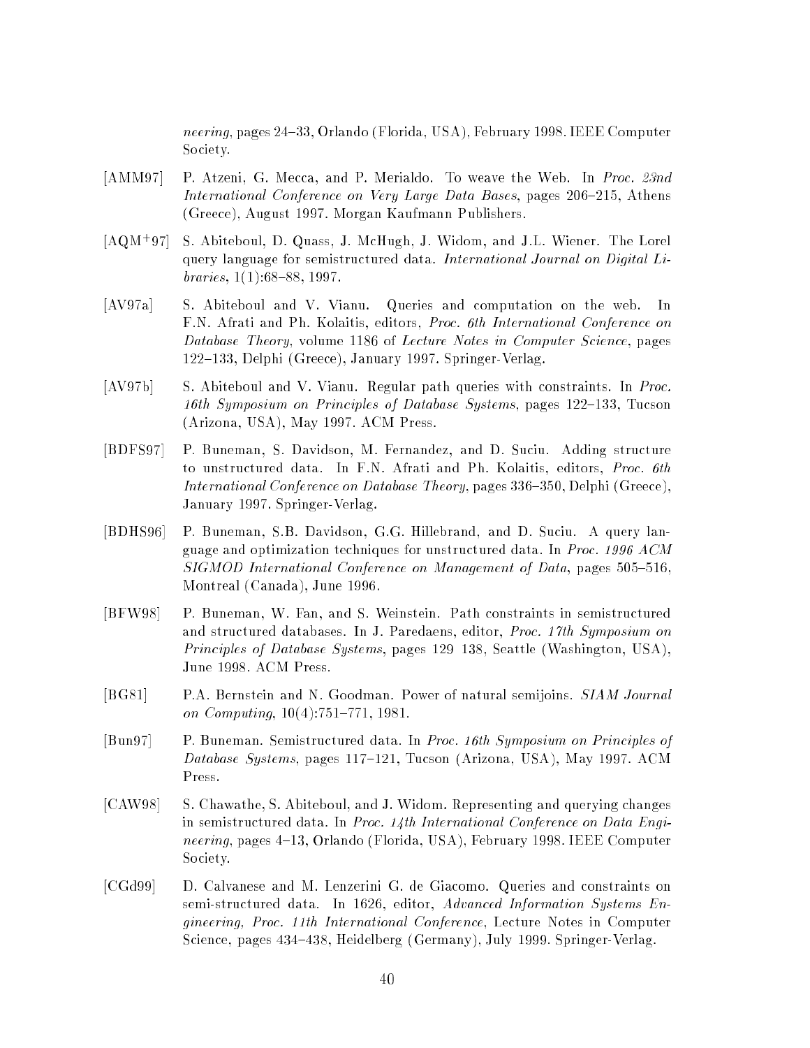*neering*, pages 24–33, Orlando (Florida, USA), February 1998. IEEE Computer Society.

[AMM97] P. Atzeni, G. Mecca, and P. Merialdo. To weave the Web. In *Proc. 23nd International Conference on Very Large Data Bases*, pages 206–215, Athens (Greece), August 1997. Morgan Kaufmann Publishers.

[AQM+97] S. Abiteboul, D. Quass, J. McHugh, J. Widom, and J.L. Wiener. The Lorel query language for semistructured data. *International Journal on Digital Libraries*, 1(1):68–88, 1997.

[AV97a] S. Abiteboul and V. Vianu. Queries and computation on the web. In F.N. Afrati and Ph. Kolaitis, editors, *Proc. 6th International Conference on Database Theory*, volume 1186 of *Lecture Notes in Computer Science*, pages 122–133, Delphi (Greece), January 1997. Springer-Verlag.

[AV97b] S. Abiteboul and V. Vianu. Regular path queries with constraints. In *Proc. 16th Symposium on Principles of Database Systems*, pages 122–133, Tucson (Arizona, USA), May 1997. ACM Press.

[BDFS97] P. Buneman, S. Davidson, M. Fernandez, and D. Suciu. Adding structure to unstructured data. In F.N. Afrati and Ph. Kolaitis, editors, *Proc. 6th International Conference on Database Theory*, pages 336–350, Delphi (Greece), January 1997. Springer-Verlag.

[BDHS96] P. Buneman, S.B. Davidson, G.G. Hillebrand, and D. Suciu. A query language and optimization techniques for unstructured data. In *Proc. 1996 ACM SIGMOD International Conference on Management of Data*, pages 505–516, Montreal (Canada), June 1996.

[BFW98] P. Buneman, W. Fan, and S. Weinstein. Path constraints in semistructured and structured databases. In J. Paredaens, editor, *Proc. 17th Symposium on Principles of Database Systems*, pages 129 138, Seattle (Washington, USA), June 1998. ACM Press.

[BG81] P.A. Bernstein and N. Goodman. Power of natural semijoins. *SIAM Journal on Computing*, 10(4):751–771, 1981.

[Bun97] P. Buneman. Semistructured data. In *Proc. 16th Symposium on Principles of Database Systems*, pages 117–121, Tucson (Arizona, USA), May 1997. ACM Press.

[CAW98] S. Chawathe, S. Abiteboul, and J. Widom. Representing and querying changes in semistructured data. In *Proc. 14th International Conference on Data Engineering*, pages 4–13, Orlando (Florida, USA), February 1998. IEEE Computer Society.

[CGd99] D. Calvanese and M. Lenzerini G. de Giacomo. Queries and constraints on semi-structured data. In 1626, editor, *Advanced Information Systems Engineering, Proc. 11th International Conference*, Lecture Notes in Computer Science, pages 434–438, Heidelberg (Germany), July 1999. Springer-Verlag.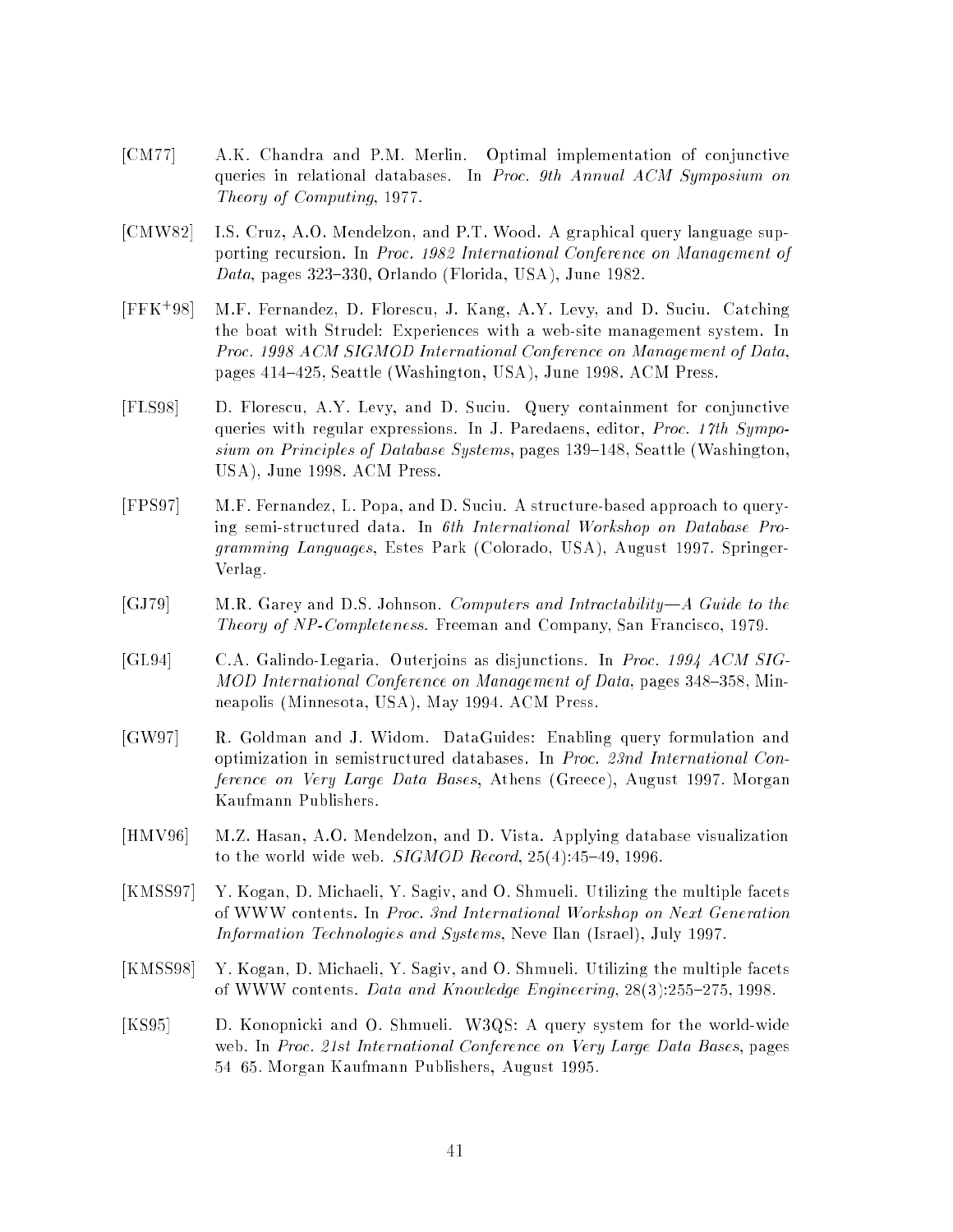[CM77] A.K. Chandra and P.M. Merlin. Optimal implementation of conjunctive queries in relational databases. In *Proc. 9th Annual ACM Symposium on Theory of Computing*, 1977.

[CMW82] I.S. Cruz, A.O. Mendelzon, and P.T. Wood. A graphical query language supporting recursion. In *Proc. 1982 International Conference on Management of Data*, pages 323–330, Orlando (Florida, USA), June 1982.

[FFK+98] M.F. Fernandez, D. Florescu, J. Kang, A.Y. Levy, and D. Suciu. Catching the boat with Strudel: Experiences with a web-site management system. In *Proc. 1998 ACM SIGMOD International Conference on Management of Data*, pages 414–425, Seattle (Washington, USA), June 1998. ACM Press.

[FLS98] D. Florescu, A.Y. Levy, and D. Suciu. Query containment for conjunctive queries with regular expressions. In J. Paredaens, editor, *Proc. 17th Symposium on Principles of Database Systems*, pages 139–148, Seattle (Washington, USA), June 1998. ACM Press.

[FPS97] M.F. Fernandez, L. Popa, and D. Suciu. A structure-based approach to querying semi-structured data. In *6th International Workshop on Database Programming Languages*, Estes Park (Colorado, USA), August 1997. Springer-Verlag.

[GJ79] M.R. Garey and D.S. Johnson. *Computers and Intractability—A Guide to the Theory of NP-Completeness*. Freeman and Company, San Francisco, 1979.

[GL94] C.A. Galindo-Legaria. Outerjoins as disjunctions. In *Proc. 1994 ACM SIGMOD International Conference on Management of Data*, pages 348–358, Minneapolis (Minnesota, USA), May 1994. ACM Press.

[GW97] R. Goldman and J. Widom. DataGuides: Enabling query formulation and optimization in semistructured databases. In *Proc. 23nd International Conference on Very Large Data Bases*, Athens (Greece), August 1997. Morgan Kaufmann Publishers.

[HMV96] M.Z. Hasan, A.O. Mendelzon, and D. Vista. Applying database visualization to the world wide web. *SIGMOD Record*, 25(4):45–49, 1996.

[KMSS97] Y. Kogan, D. Michaeli, Y. Sagiv, and O. Shmueli. Utilizing the multiple facets of WWW contents. In *Proc. 3nd International Workshop on Next Generation Information Technologies and Systems*, Neve Ilan (Israel), July 1997.

[KMSS98] Y. Kogan, D. Michaeli, Y. Sagiv, and O. Shmueli. Utilizing the multiple facets of WWW contents. *Data and Knowledge Engineering*, 28(3):255–275, 1998.

[KS95] D. Konopnicki and O. Shmueli. W3QS: A query system for the world-wide web. In *Proc. 21st International Conference on Very Large Data Bases*, pages 54 65. Morgan Kaufmann Publishers, August 1995.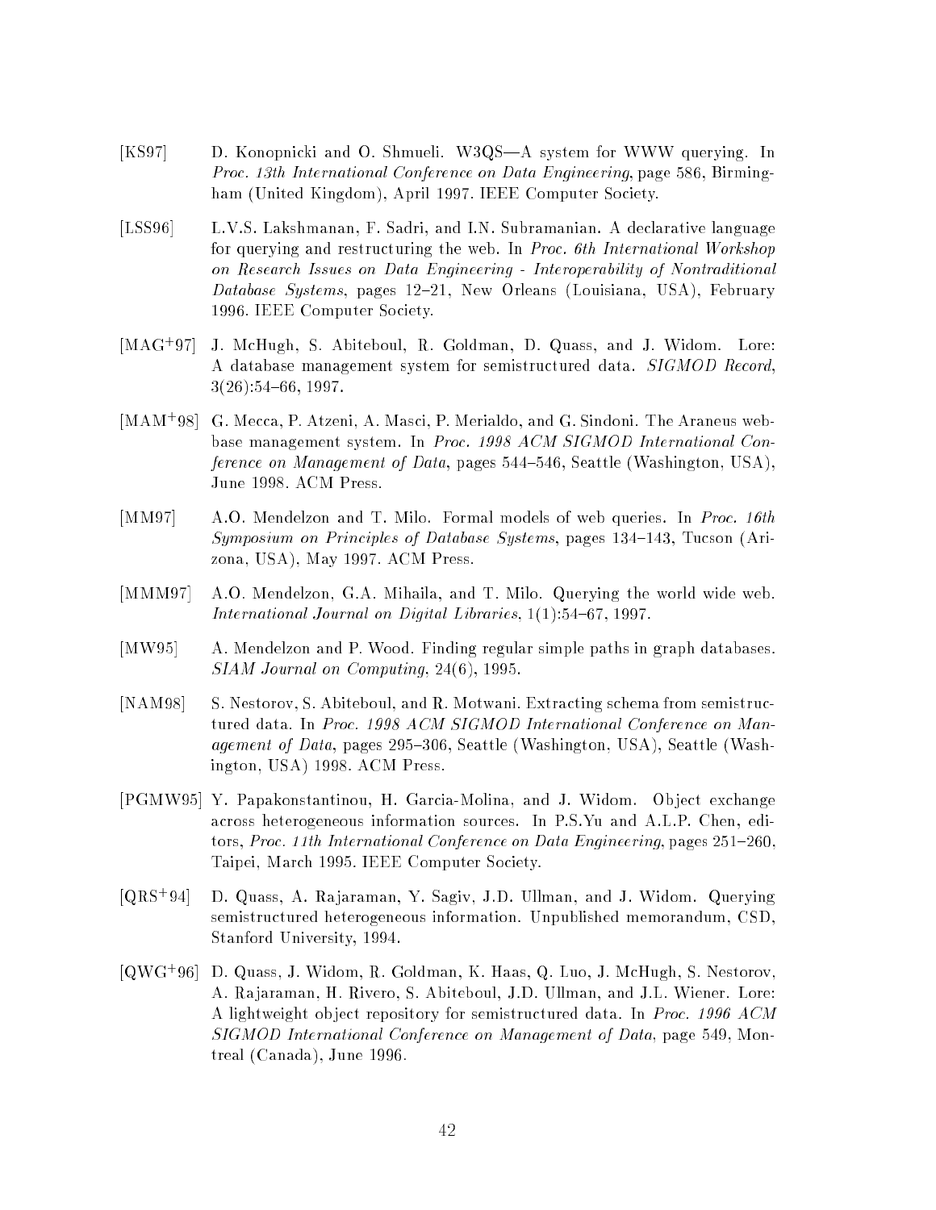[KS97] D. Konopnicki and O. Shmueli. W3QS—A system for WWW querying. In *Proc. 13th International Conference on Data Engineering*, page 586, Birmingham (United Kingdom), April 1997. IEEE Computer Society.

[LSS96] L.V.S. Lakshmanan, F. Sadri, and I.N. Subramanian. A declarative language for querying and restructuring the web. In *Proc. 6th International Workshop on Research Issues on Data Engineering - Interoperability of Nontraditional Database Systems*, pages 12–21, New Orleans (Louisiana, USA), February 1996. IEEE Computer Society.

[MAG+97] J. McHugh, S. Abiteboul, R. Goldman, D. Quass, and J. Widom. Lore: A database management system for semistructured data. *SIGMOD Record*, 3(26):54–66, 1997.

[MAM+98] G. Mecca, P. Atzeni, A. Masci, P. Merialdo, and G. Sindoni. The Araneus webbase management system. In *Proc. 1998 ACM SIGMOD International Conference on Management of Data*, pages 544–546, Seattle (Washington, USA), June 1998. ACM Press.

[MM97] A.O. Mendelzon and T. Milo. Formal models of web queries. In *Proc. 16th Symposium on Principles of Database Systems*, pages 134–143, Tucson (Arizona, USA), May 1997. ACM Press.

[MMM97] A.O. Mendelzon, G.A. Mihaila, and T. Milo. Querying the world wide web. *International Journal on Digital Libraries*, 1(1):54–67, 1997.

[MW95] A. Mendelzon and P. Wood. Finding regular simple paths in graph databases. *SIAM Journal on Computing*, 24(6), 1995.

[NAM98] S. Nestorov, S. Abiteboul, and R. Motwani. Extracting schema from semistructured data. In *Proc. 1998 ACM SIGMOD International Conference on Management of Data*, pages 295–306, Seattle (Washington, USA), Seattle (Washington, USA) 1998. ACM Press.

[PGMW95] Y. Papakonstantinou, H. Garcia-Molina, and J. Widom. Object exchange across heterogeneous information sources. In P.S.Yu and A.L.P. Chen, editors, *Proc. 11th International Conference on Data Engineering*, pages 251–260, Taipei, March 1995. IEEE Computer Society.

[QRS+94] D. Quass, A. Rajaraman, Y. Sagiv, J.D. Ullman, and J. Widom. Querying semistructured heterogeneous information. Unpublished memorandum, CSD, Stanford University, 1994.

[QWG+96] D. Quass, J. Widom, R. Goldman, K. Haas, Q. Luo, J. McHugh, S. Nestorov, A. Rajaraman, H. Rivero, S. Abiteboul, J.D. Ullman, and J.L. Wiener. Lore: A lightweight object repository for semistructured data. In *Proc. 1996 ACM SIGMOD International Conference on Management of Data*, page 549, Montreal (Canada), June 1996.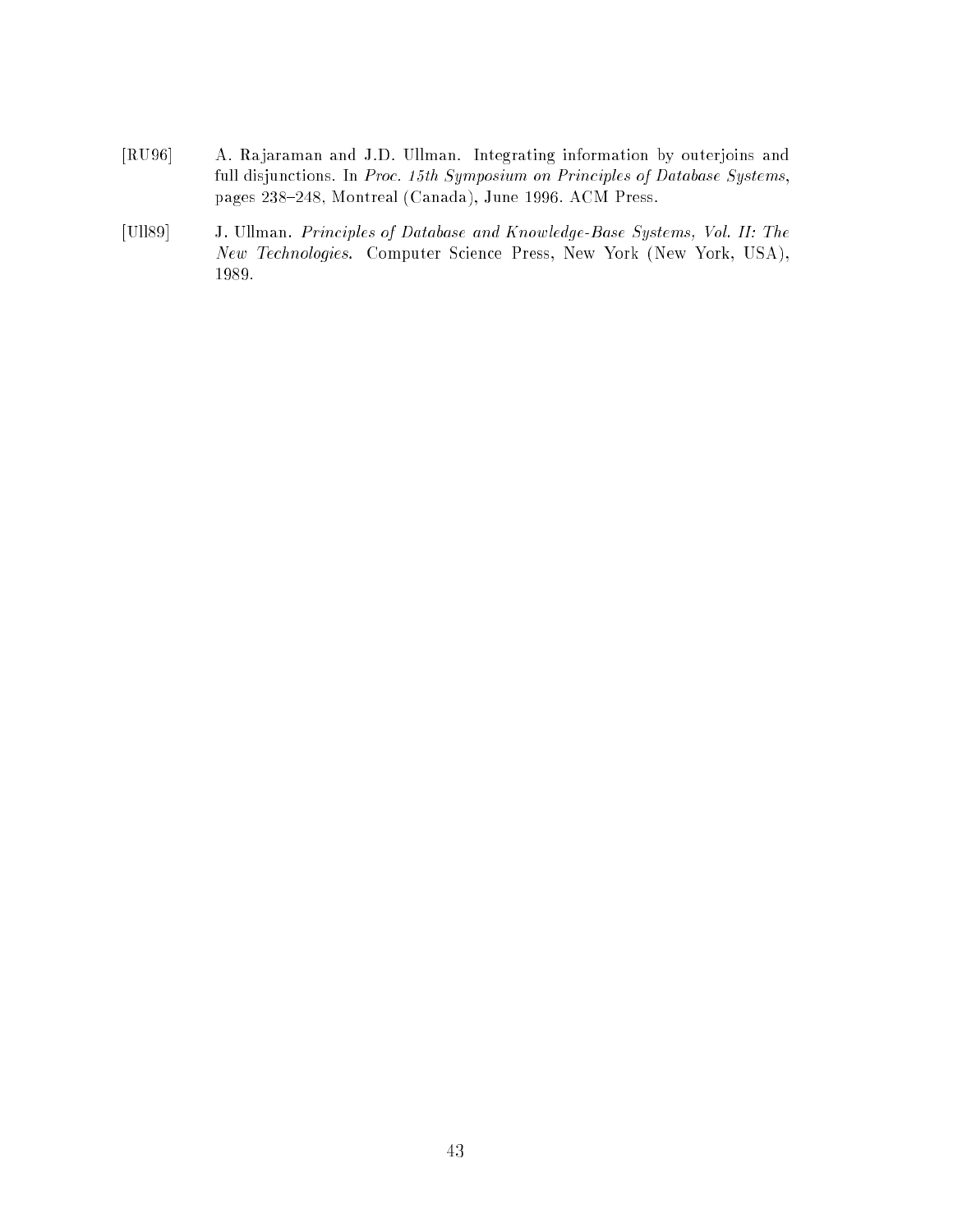[RU96] A. Rajaraman and J.D. Ullman. Integrating information by outerjoins and full disjunctions. In *Proc. 15th Symposium on Principles of Database Systems*, pages 238–248, Montreal (Canada), June 1996. ACM Press.

[Ull89] J. Ullman. *Principles of Database and Knowledge-Base Systems, Vol. II: The New Technologies.* Computer Science Press, New York (New York, USA), 1989.